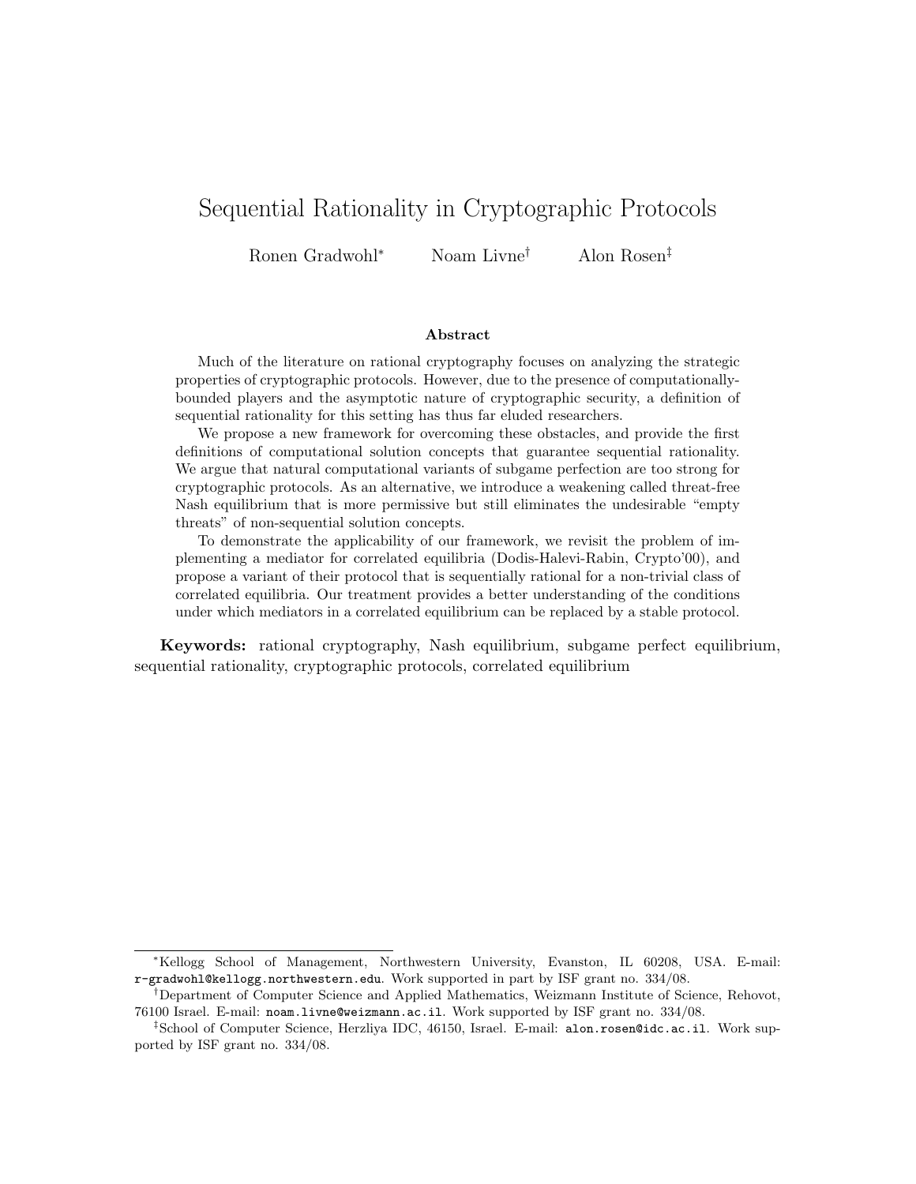# Sequential Rationality in Cryptographic Protocols

Ronen Gradwohl[*] Noam Livne[†] Alon Rosen[‡]

### Abstract

Much of the literature on rational cryptography focuses on analyzing the strategic properties of cryptographic protocols. However, due to the presence of computationally-bounded players and the asymptotic nature of cryptographic security, a definition of sequential rationality for this setting has thus far eluded researchers.

We propose a new framework for overcoming these obstacles, and provide the first definitions of computational solution concepts that guarantee sequential rationality. We argue that natural computational variants of subgame perfection are too strong for cryptographic protocols. As an alternative, we introduce a weakening called threat-free Nash equilibrium that is more permissive but still eliminates the undesirable "empty threats" of non-sequential solution concepts.

To demonstrate the applicability of our framework, we revisit the problem of implementing a mediator for correlated equilibria (Dodis-Halevi-Rabin, Crypto'00), and propose a variant of their protocol that is sequentially rational for a non-trivial class of correlated equilibria. Our treatment provides a better understanding of the conditions under which mediators in a correlated equilibrium can be replaced by a stable protocol.

**Keywords:** rational cryptography, Nash equilibrium, subgame perfect equilibrium, sequential rationality, cryptographic protocols, correlated equilibrium

---

[*] Kellogg School of Management, Northwestern University, Evanston, IL 60208, USA. E-mail: r-gradwohl@kellogg.northwestern.edu. Work supported in part by ISF grant no. 334/08.

[†] Department of Computer Science and Applied Mathematics, Weizmann Institute of Science, Rehovot, 76100 Israel. E-mail: noam.livne@weizmann.ac.il. Work supported by ISF grant no. 334/08.

[‡] School of Computer Science, Herzliya IDC, 46150, Israel. E-mail: alon.rosen@idc.ac.il. Work supported by ISF grant no. 334/08.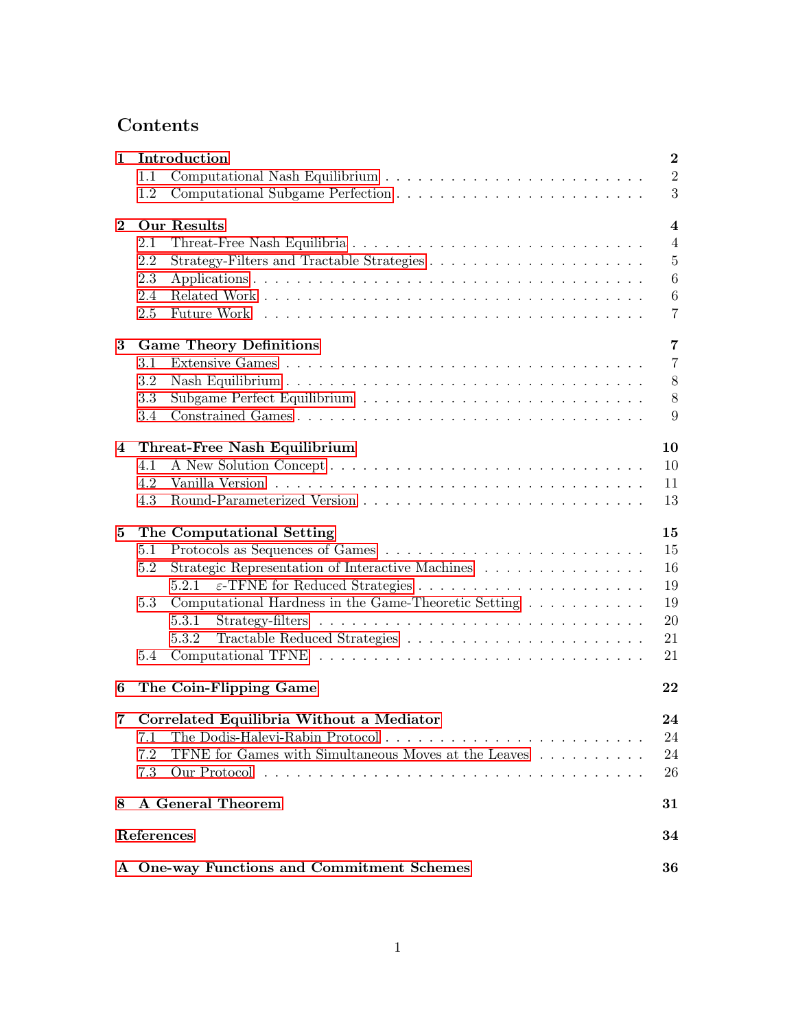# Contents

**1 Introduction** — 2
- 1.1 Computational Nash Equilibrium — 2
- 1.2 Computational Subgame Perfection — 3

**2 Our Results** — 4
- 2.1 Threat-Free Nash Equilibria — 4
- 2.2 Strategy-Filters and Tractable Strategies — 5
- 2.3 Applications — 6
- 2.4 Related Work — 6
- 2.5 Future Work — 7

**3 Game Theory Definitions** — 7
- 3.1 Extensive Games — 7
- 3.2 Nash Equilibrium — 8
- 3.3 Subgame Perfect Equilibrium — 8
- 3.4 Constrained Games — 9

**4 Threat-Free Nash Equilibrium** — 10
- 4.1 A New Solution Concept — 10
- 4.2 Vanilla Version — 11
- 4.3 Round-Parameterized Version — 13

**5 The Computational Setting** — 15
- 5.1 Protocols as Sequences of Games — 15
- 5.2 Strategic Representation of Interactive Machines — 16
  - 5.2.1 $\varepsilon$-TFNE for Reduced Strategies — 19
- 5.3 Computational Hardness in the Game-Theoretic Setting — 19
  - 5.3.1 Strategy-filters — 20
  - 5.3.2 Tractable Reduced Strategies — 21
- 5.4 Computational TFNE — 21

**6 The Coin-Flipping Game** — 22

**7 Correlated Equilibria Without a Mediator** — 24
- 7.1 The Dodis-Halevi-Rabin Protocol — 24
- 7.2 TFNE for Games with Simultaneous Moves at the Leaves — 24
- 7.3 Our Protocol — 26

**8 A General Theorem** — 31

**References** — 34

**A One-way Functions and Commitment Schemes** — 36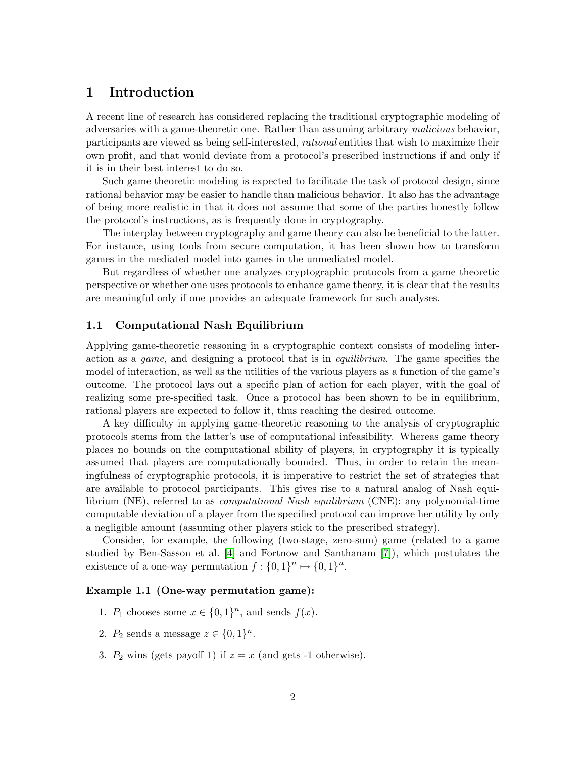## 1 Introduction

A recent line of research has considered replacing the traditional cryptographic modeling of adversaries with a game-theoretic one. Rather than assuming arbitrary *malicious* behavior, participants are viewed as being self-interested, *rational* entities that wish to maximize their own profit, and that would deviate from a protocol's prescribed instructions if and only if it is in their best interest to do so.

Such game theoretic modeling is expected to facilitate the task of protocol design, since rational behavior may be easier to handle than malicious behavior. It also has the advantage of being more realistic in that it does not assume that some of the parties honestly follow the protocol's instructions, as is frequently done in cryptography.

The interplay between cryptography and game theory can also be beneficial to the latter. For instance, using tools from secure computation, it has been shown how to transform games in the mediated model into games in the unmediated model.

But regardless of whether one analyzes cryptographic protocols from a game theoretic perspective or whether one uses protocols to enhance game theory, it is clear that the results are meaningful only if one provides an adequate framework for such analyses.

### 1.1 Computational Nash Equilibrium

Applying game-theoretic reasoning in a cryptographic context consists of modeling interaction as a *game*, and designing a protocol that is in *equilibrium*. The game specifies the model of interaction, as well as the utilities of the various players as a function of the game's outcome. The protocol lays out a specific plan of action for each player, with the goal of realizing some pre-specified task. Once a protocol has been shown to be in equilibrium, rational players are expected to follow it, thus reaching the desired outcome.

A key difficulty in applying game-theoretic reasoning to the analysis of cryptographic protocols stems from the latter's use of computational infeasibility. Whereas game theory places no bounds on the computational ability of players, in cryptography it is typically assumed that players are computationally bounded. Thus, in order to retain the meaningfulness of cryptographic protocols, it is imperative to restrict the set of strategies that are available to protocol participants. This gives rise to a natural analog of Nash equilibrium (NE), referred to as *computational Nash equilibrium* (CNE): any polynomial-time computable deviation of a player from the specified protocol can improve her utility by only a negligible amount (assuming other players stick to the prescribed strategy).

Consider, for example, the following (two-stage, zero-sum) game (related to a game studied by Ben-Sasson et al. [4] and Fortnow and Santhanam [7]), which postulates the existence of a one-way permutation $f : \{0,1\}^n \mapsto \{0,1\}^n$.

**Example 1.1 (One-way permutation game):**

1. $P_1$ chooses some $x \in \{0,1\}^n$, and sends $f(x)$.
2. $P_2$ sends a message $z \in \{0,1\}^n$.
3. $P_2$ wins (gets payoff 1) if $z = x$ (and gets -1 otherwise).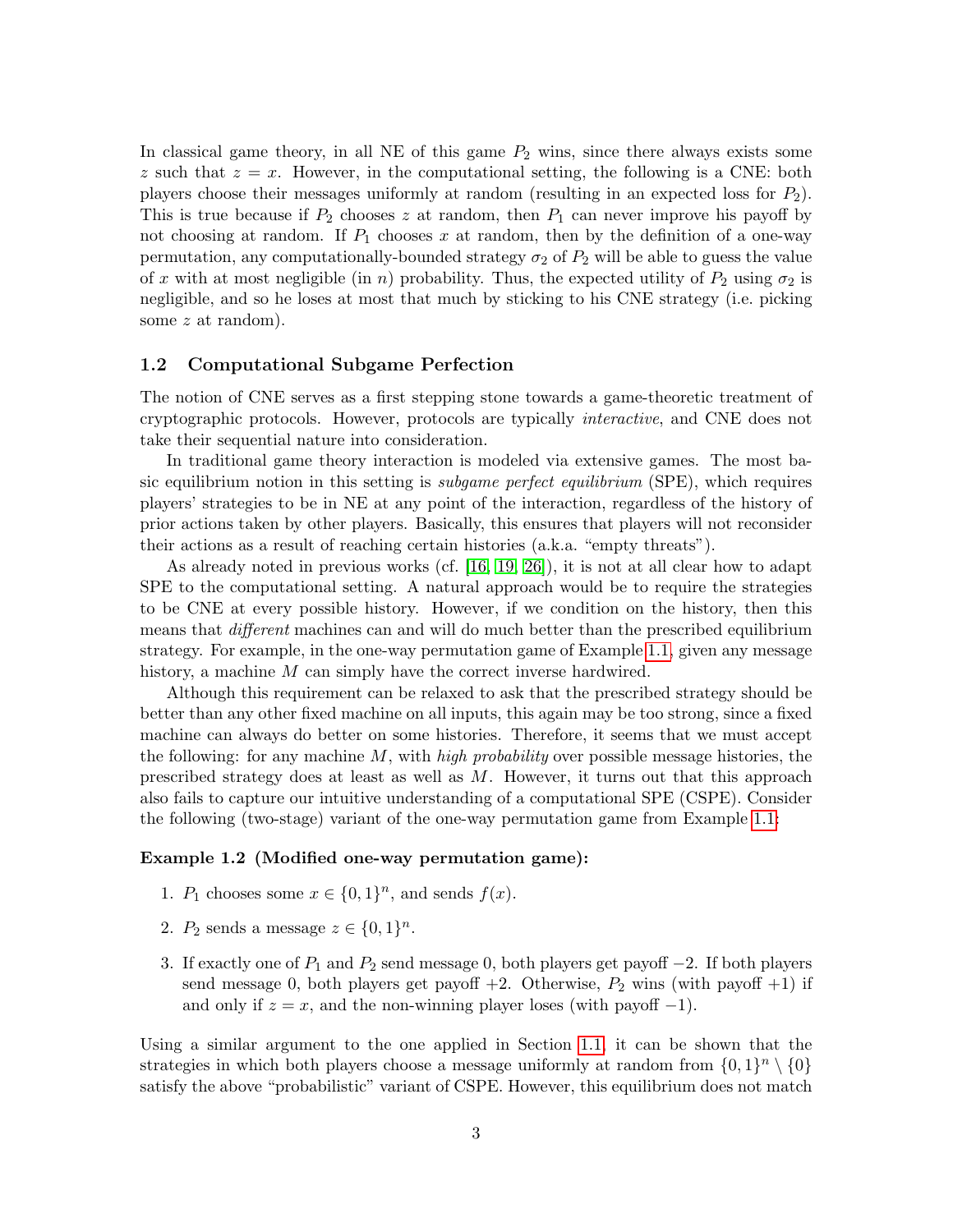In classical game theory, in all NE of this game $P_2$ wins, since there always exists some $z$ such that $z = x$. However, in the computational setting, the following is a CNE: both players choose their messages uniformly at random (resulting in an expected loss for $P_2$). This is true because if $P_2$ chooses $z$ at random, then $P_1$ can never improve his payoff by not choosing at random. If $P_1$ chooses $x$ at random, then by the definition of a one-way permutation, any computationally-bounded strategy $\sigma_2$ of $P_2$ will be able to guess the value of $x$ with at most negligible (in $n$) probability. Thus, the expected utility of $P_2$ using $\sigma_2$ is negligible, and so he loses at most that much by sticking to his CNE strategy (i.e. picking some $z$ at random).

### 1.2 Computational Subgame Perfection

The notion of CNE serves as a first stepping stone towards a game-theoretic treatment of cryptographic protocols. However, protocols are typically *interactive*, and CNE does not take their sequential nature into consideration.

In traditional game theory interaction is modeled via extensive games. The most basic equilibrium notion in this setting is *subgame perfect equilibrium* (SPE), which requires players' strategies to be in NE at any point of the interaction, regardless of the history of prior actions taken by other players. Basically, this ensures that players will not reconsider their actions as a result of reaching certain histories (a.k.a. "empty threats").

As already noted in previous works (cf. [16, 19, 26]), it is not at all clear how to adapt SPE to the computational setting. A natural approach would be to require the strategies to be CNE at every possible history. However, if we condition on the history, then this means that *different* machines can and will do much better than the prescribed equilibrium strategy. For example, in the one-way permutation game of Example 1.1, given any message history, a machine $M$ can simply have the correct inverse hardwired.

Although this requirement can be relaxed to ask that the prescribed strategy should be better than any other fixed machine on all inputs, this again may be too strong, since a fixed machine can always do better on some histories. Therefore, it seems that we must accept the following: for any machine $M$, with *high probability* over possible message histories, the prescribed strategy does at least as well as $M$. However, it turns out that this approach also fails to capture our intuitive understanding of a computational SPE (CSPE). Consider the following (two-stage) variant of the one-way permutation game from Example 1.1:

**Example 1.2 (Modified one-way permutation game):**

1. $P_1$ chooses some $x \in \{0,1\}^n$, and sends $f(x)$.
2. $P_2$ sends a message $z \in \{0,1\}^n$.
3. If exactly one of $P_1$ and $P_2$ send message 0, both players get payoff $-2$. If both players send message 0, both players get payoff $+2$. Otherwise, $P_2$ wins (with payoff $+1$) if and only if $z = x$, and the non-winning player loses (with payoff $-1$).

Using a similar argument to the one applied in Section 1.1, it can be shown that the strategies in which both players choose a message uniformly at random from $\{0,1\}^n \setminus \{0\}$ satisfy the above "probabilistic" variant of CSPE. However, this equilibrium does not match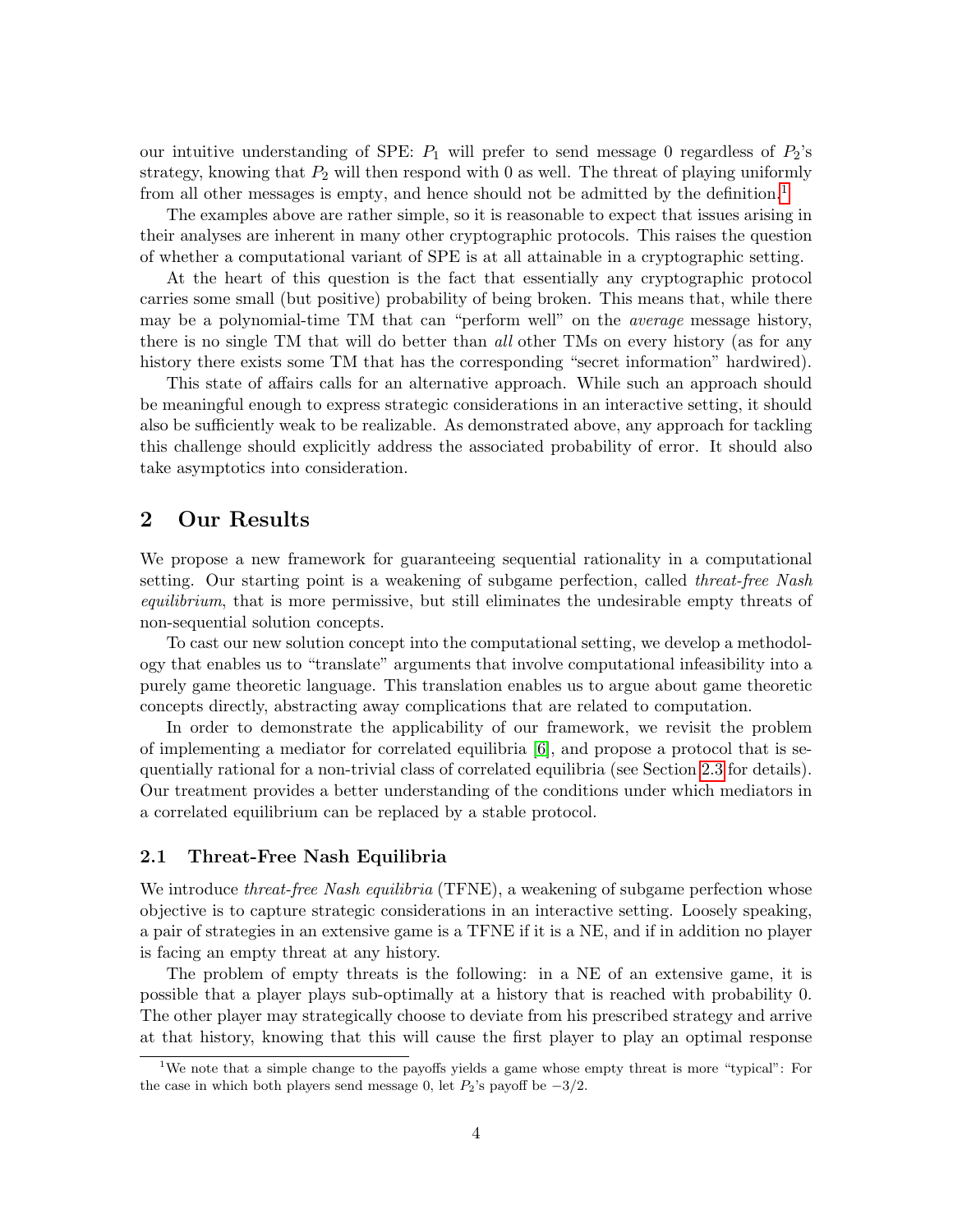our intuitive understanding of SPE: $P_1$ will prefer to send message 0 regardless of $P_2$'s strategy, knowing that $P_2$ will then respond with 0 as well. The threat of playing uniformly from all other messages is empty, and hence should not be admitted by the definition.[1]

The examples above are rather simple, so it is reasonable to expect that issues arising in their analyses are inherent in many other cryptographic protocols. This raises the question of whether a computational variant of SPE is at all attainable in a cryptographic setting.

At the heart of this question is the fact that essentially any cryptographic protocol carries some small (but positive) probability of being broken. This means that, while there may be a polynomial-time TM that can "perform well" on the *average* message history, there is no single TM that will do better than *all* other TMs on every history (as for any history there exists some TM that has the corresponding "secret information" hardwired).

This state of affairs calls for an alternative approach. While such an approach should be meaningful enough to express strategic considerations in an interactive setting, it should also be sufficiently weak to be realizable. As demonstrated above, any approach for tackling this challenge should explicitly address the associated probability of error. It should also take asymptotics into consideration.

# 2 Our Results

We propose a new framework for guaranteeing sequential rationality in a computational setting. Our starting point is a weakening of subgame perfection, called *threat-free Nash equilibrium*, that is more permissive, but still eliminates the undesirable empty threats of non-sequential solution concepts.

To cast our new solution concept into the computational setting, we develop a methodology that enables us to "translate" arguments that involve computational infeasibility into a purely game theoretic language. This translation enables us to argue about game theoretic concepts directly, abstracting away complications that are related to computation.

In order to demonstrate the applicability of our framework, we revisit the problem of implementing a mediator for correlated equilibria [6], and propose a protocol that is sequentially rational for a non-trivial class of correlated equilibria (see Section 2.3 for details). Our treatment provides a better understanding of the conditions under which mediators in a correlated equilibrium can be replaced by a stable protocol.

## 2.1 Threat-Free Nash Equilibria

We introduce *threat-free Nash equilibria* (TFNE), a weakening of subgame perfection whose objective is to capture strategic considerations in an interactive setting. Loosely speaking, a pair of strategies in an extensive game is a TFNE if it is a NE, and if in addition no player is facing an empty threat at any history.

The problem of empty threats is the following: in a NE of an extensive game, it is possible that a player plays sub-optimally at a history that is reached with probability 0. The other player may strategically choose to deviate from his prescribed strategy and arrive at that history, knowing that this will cause the first player to play an optimal response

[1] We note that a simple change to the payoffs yields a game whose empty threat is more "typical": For the case in which both players send message 0, let $P_2$'s payoff be $-3/2$.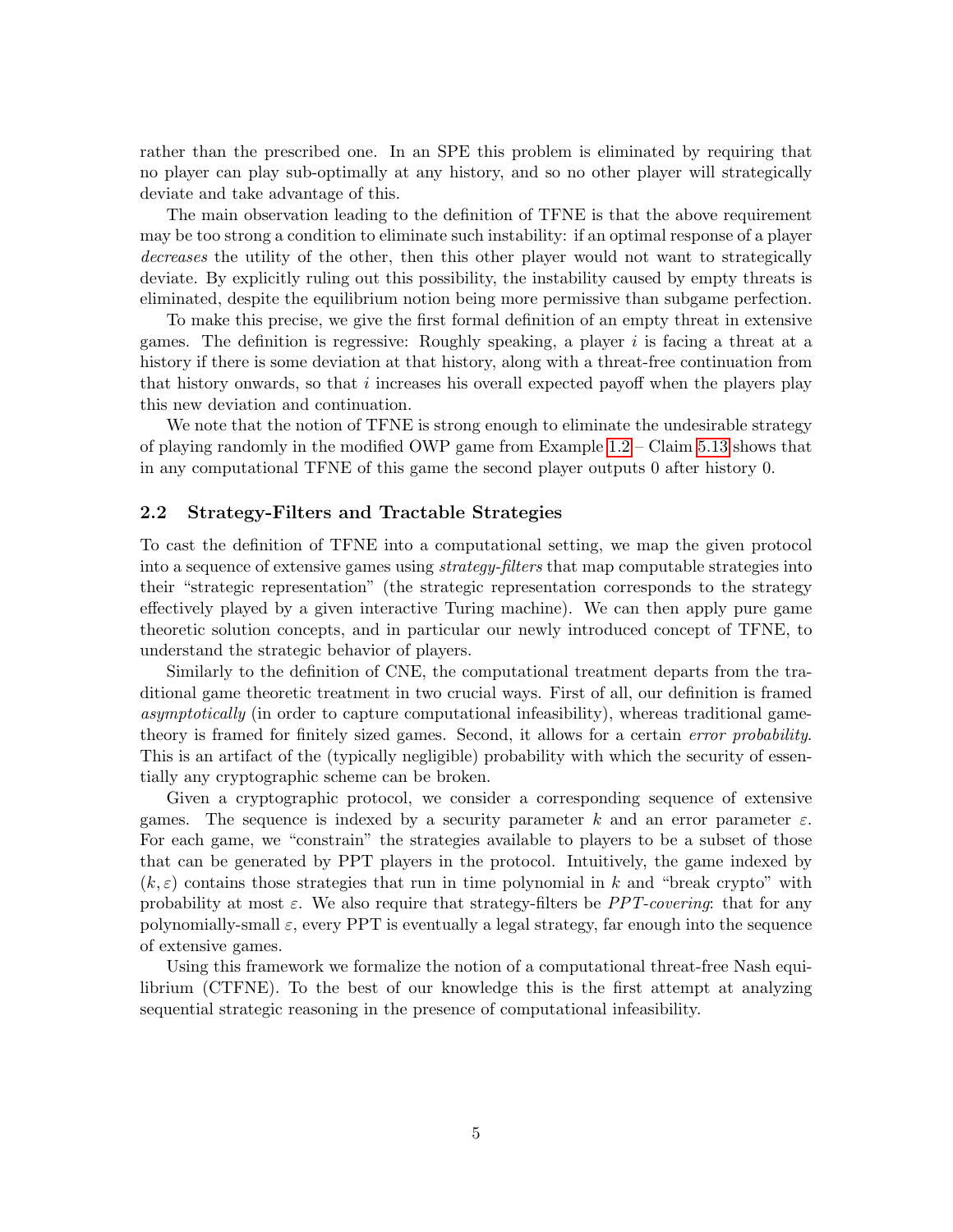rather than the prescribed one. In an SPE this problem is eliminated by requiring that no player can play sub-optimally at any history, and so no other player will strategically deviate and take advantage of this.

The main observation leading to the definition of TFNE is that the above requirement may be too strong a condition to eliminate such instability: if an optimal response of a player *decreases* the utility of the other, then this other player would not want to strategically deviate. By explicitly ruling out this possibility, the instability caused by empty threats is eliminated, despite the equilibrium notion being more permissive than subgame perfection.

To make this precise, we give the first formal definition of an empty threat in extensive games. The definition is regressive: Roughly speaking, a player $i$ is facing a threat at a history if there is some deviation at that history, along with a threat-free continuation from that history onwards, so that $i$ increases his overall expected payoff when the players play this new deviation and continuation.

We note that the notion of TFNE is strong enough to eliminate the undesirable strategy of playing randomly in the modified OWP game from Example 1.2 – Claim 5.13 shows that in any computational TFNE of this game the second player outputs 0 after history 0.

### 2.2 Strategy-Filters and Tractable Strategies

To cast the definition of TFNE into a computational setting, we map the given protocol into a sequence of extensive games using *strategy-filters* that map computable strategies into their "strategic representation" (the strategic representation corresponds to the strategy effectively played by a given interactive Turing machine). We can then apply pure game theoretic solution concepts, and in particular our newly introduced concept of TFNE, to understand the strategic behavior of players.

Similarly to the definition of CNE, the computational treatment departs from the traditional game theoretic treatment in two crucial ways. First of all, our definition is framed *asymptotically* (in order to capture computational infeasibility), whereas traditional game-theory is framed for finitely sized games. Second, it allows for a certain *error probability*. This is an artifact of the (typically negligible) probability with which the security of essentially any cryptographic scheme can be broken.

Given a cryptographic protocol, we consider a corresponding sequence of extensive games. The sequence is indexed by a security parameter $k$ and an error parameter $\varepsilon$. For each game, we "constrain" the strategies available to players to be a subset of those that can be generated by PPT players in the protocol. Intuitively, the game indexed by $(k, \varepsilon)$ contains those strategies that run in time polynomial in $k$ and "break crypto" with probability at most $\varepsilon$. We also require that strategy-filters be *PPT-covering*: that for any polynomially-small $\varepsilon$, every PPT is eventually a legal strategy, far enough into the sequence of extensive games.

Using this framework we formalize the notion of a computational threat-free Nash equilibrium (CTFNE). To the best of our knowledge this is the first attempt at analyzing sequential strategic reasoning in the presence of computational infeasibility.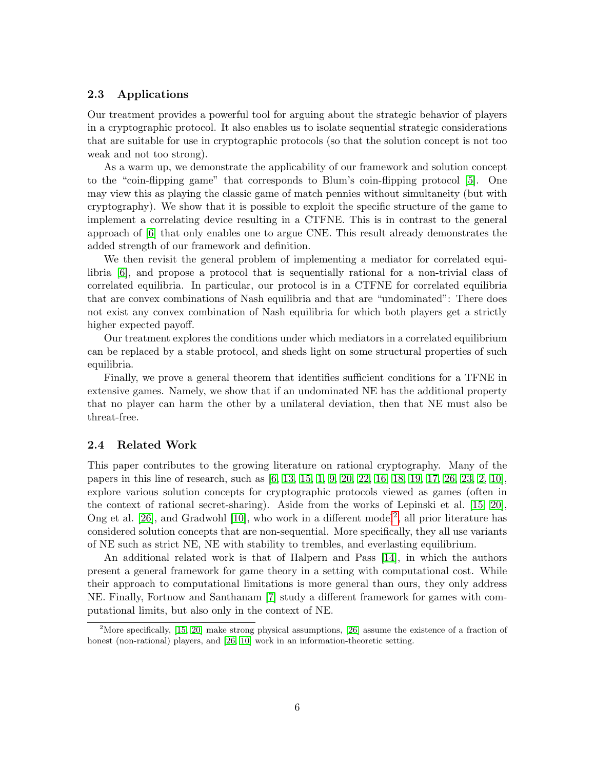### 2.3 Applications

Our treatment provides a powerful tool for arguing about the strategic behavior of players in a cryptographic protocol. It also enables us to isolate sequential strategic considerations that are suitable for use in cryptographic protocols (so that the solution concept is not too weak and not too strong).

As a warm up, we demonstrate the applicability of our framework and solution concept to the "coin-flipping game" that corresponds to Blum's coin-flipping protocol [5]. One may view this as playing the classic game of match pennies without simultaneity (but with cryptography). We show that it is possible to exploit the specific structure of the game to implement a correlating device resulting in a CTFNE. This is in contrast to the general approach of [6] that only enables one to argue CNE. This result already demonstrates the added strength of our framework and definition.

We then revisit the general problem of implementing a mediator for correlated equilibria [6], and propose a protocol that is sequentially rational for a non-trivial class of correlated equilibria. In particular, our protocol is in a CTFNE for correlated equilibria that are convex combinations of Nash equilibria and that are "undominated": There does not exist any convex combination of Nash equilibria for which both players get a strictly higher expected payoff.

Our treatment explores the conditions under which mediators in a correlated equilibrium can be replaced by a stable protocol, and sheds light on some structural properties of such equilibria.

Finally, we prove a general theorem that identifies sufficient conditions for a TFNE in extensive games. Namely, we show that if an undominated NE has the additional property that no player can harm the other by a unilateral deviation, then that NE must also be threat-free.

### 2.4 Related Work

This paper contributes to the growing literature on rational cryptography. Many of the papers in this line of research, such as [6, 13, 15, 1, 9, 20, 22, 16, 18, 19, 17, 26, 23, 2, 10], explore various solution concepts for cryptographic protocols viewed as games (often in the context of rational secret-sharing). Aside from the works of Lepinski et al. [15, 20], Ong et al. [26], and Gradwohl [10], who work in a different model[2], all prior literature has considered solution concepts that are non-sequential. More specifically, they all use variants of NE such as strict NE, NE with stability to trembles, and everlasting equilibrium.

An additional related work is that of Halpern and Pass [14], in which the authors present a general framework for game theory in a setting with computational cost. While their approach to computational limitations is more general than ours, they only address NE. Finally, Fortnow and Santhanam [7] study a different framework for games with computational limits, but also only in the context of NE.

[2] More specifically, [15, 20] make strong physical assumptions, [26] assume the existence of a fraction of honest (non-rational) players, and [26, 10] work in an information-theoretic setting.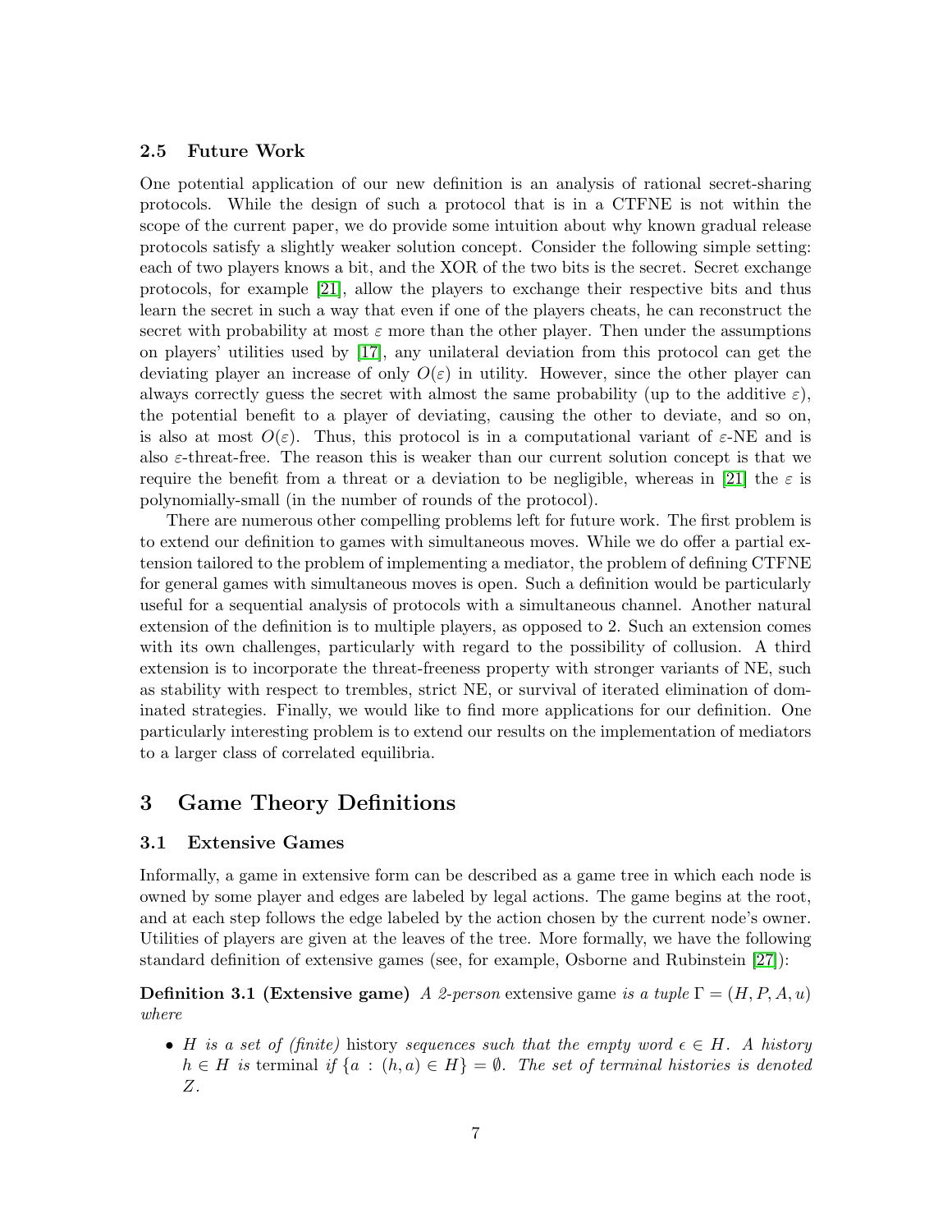### 2.5 Future Work

One potential application of our new definition is an analysis of rational secret-sharing protocols. While the design of such a protocol that is in a CTFNE is not within the scope of the current paper, we do provide some intuition about why known gradual release protocols satisfy a slightly weaker solution concept. Consider the following simple setting: each of two players knows a bit, and the XOR of the two bits is the secret. Secret exchange protocols, for example [21], allow the players to exchange their respective bits and thus learn the secret in such a way that even if one of the players cheats, he can reconstruct the secret with probability at most $\varepsilon$ more than the other player. Then under the assumptions on players' utilities used by [17], any unilateral deviation from this protocol can get the deviating player an increase of only $O(\varepsilon)$ in utility. However, since the other player can always correctly guess the secret with almost the same probability (up to the additive $\varepsilon$), the potential benefit to a player of deviating, causing the other to deviate, and so on, is also at most $O(\varepsilon)$. Thus, this protocol is in a computational variant of $\varepsilon$-NE and is also $\varepsilon$-threat-free. The reason this is weaker than our current solution concept is that we require the benefit from a threat or a deviation to be negligible, whereas in [21] the $\varepsilon$ is polynomially-small (in the number of rounds of the protocol).

There are numerous other compelling problems left for future work. The first problem is to extend our definition to games with simultaneous moves. While we do offer a partial extension tailored to the problem of implementing a mediator, the problem of defining CTFNE for general games with simultaneous moves is open. Such a definition would be particularly useful for a sequential analysis of protocols with a simultaneous channel. Another natural extension of the definition is to multiple players, as opposed to 2. Such an extension comes with its own challenges, particularly with regard to the possibility of collusion. A third extension is to incorporate the threat-freeness property with stronger variants of NE, such as stability with respect to trembles, strict NE, or survival of iterated elimination of dominated strategies. Finally, we would like to find more applications for our definition. One particularly interesting problem is to extend our results on the implementation of mediators to a larger class of correlated equilibria.

# 3 Game Theory Definitions

## 3.1 Extensive Games

Informally, a game in extensive form can be described as a game tree in which each node is owned by some player and edges are labeled by legal actions. The game begins at the root, and at each step follows the edge labeled by the action chosen by the current node's owner. Utilities of players are given at the leaves of the tree. More formally, we have the following standard definition of extensive games (see, for example, Osborne and Rubinstein [27]):

**Definition 3.1 (Extensive game)** *A 2-person* extensive game *is a tuple* $\Gamma = (H, P, A, u)$ *where*

- *$H$ is a set of (finite)* history *sequences such that the empty word $\epsilon \in H$. A history $h \in H$ is* terminal *if $\{a : (h, a) \in H\} = \emptyset$. The set of terminal histories is denoted $Z$.*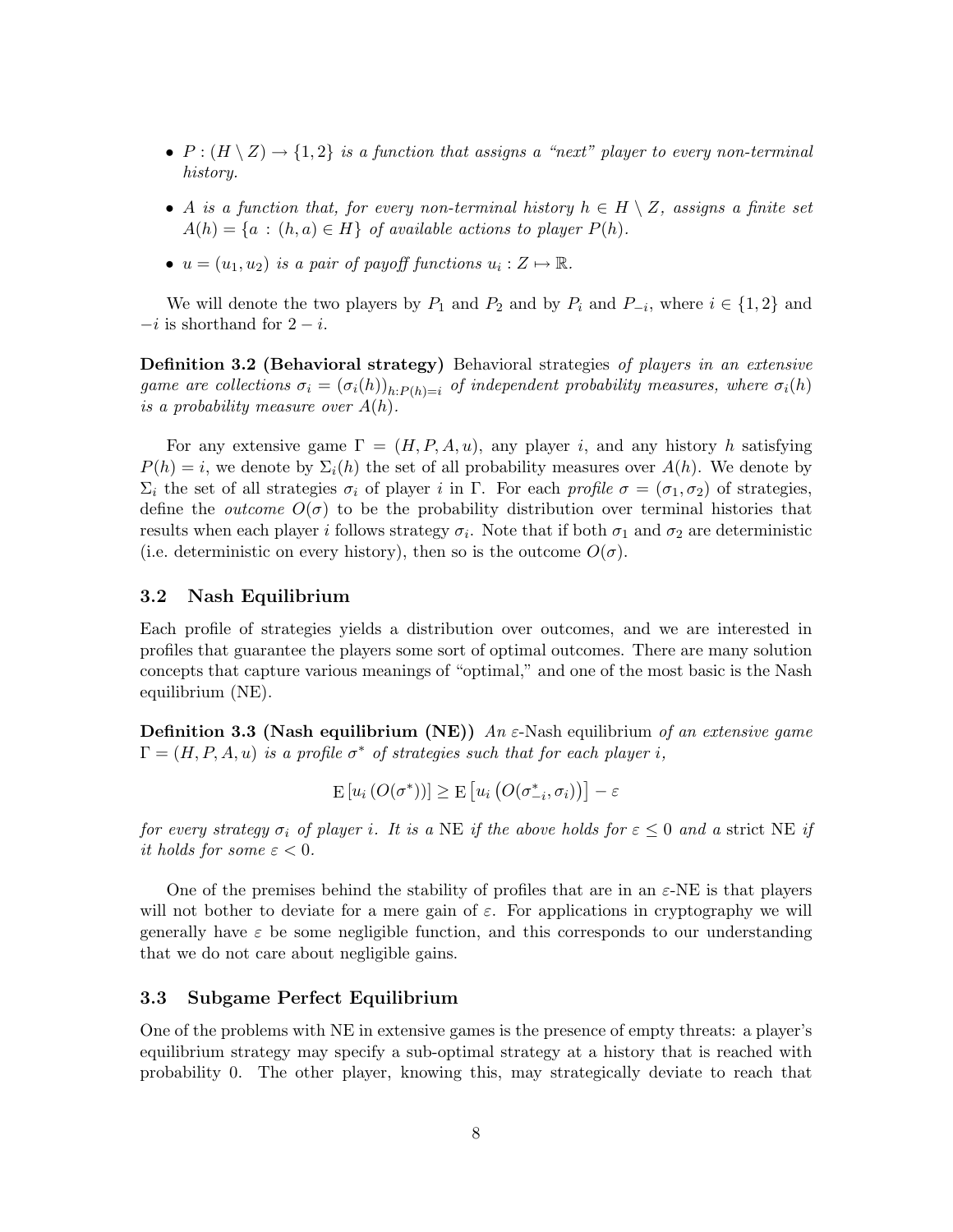- $P : (H \setminus Z) \to \{1, 2\}$ *is a function that assigns a "next" player to every non-terminal history.*
- $A$ *is a function that, for every non-terminal history* $h \in H \setminus Z$*, assigns a finite set* $A(h) = \{a : (h, a) \in H\}$ *of available actions to player* $P(h)$*.*
- $u = (u_1, u_2)$ *is a pair of payoff functions* $u_i : Z \mapsto \mathbb{R}$*.*

We will denote the two players by $P_1$ and $P_2$ and by $P_i$ and $P_{-i}$, where $i \in \{1, 2\}$ and $-i$ is shorthand for $2 - i$.

**Definition 3.2 (Behavioral strategy)** Behavioral strategies *of players in an extensive game are collections* $\sigma_i = (\sigma_i(h))_{h:P(h)=i}$ *of independent probability measures, where* $\sigma_i(h)$ *is a probability measure over* $A(h)$*.*

For any extensive game $\Gamma = (H, P, A, u)$, any player $i$, and any history $h$ satisfying $P(h) = i$, we denote by $\Sigma_i(h)$ the set of all probability measures over $A(h)$. We denote by $\Sigma_i$ the set of all strategies $\sigma_i$ of player $i$ in $\Gamma$. For each *profile* $\sigma = (\sigma_1, \sigma_2)$ of strategies, define the *outcome* $O(\sigma)$ to be the probability distribution over terminal histories that results when each player $i$ follows strategy $\sigma_i$. Note that if both $\sigma_1$ and $\sigma_2$ are deterministic (i.e. deterministic on every history), then so is the outcome $O(\sigma)$.

### 3.2 Nash Equilibrium

Each profile of strategies yields a distribution over outcomes, and we are interested in profiles that guarantee the players some sort of optimal outcomes. There are many solution concepts that capture various meanings of "optimal," and one of the most basic is the Nash equilibrium (NE).

**Definition 3.3 (Nash equilibrium (NE))** *An* $\varepsilon$-Nash equilibrium *of an extensive game* $\Gamma = (H, P, A, u)$ *is a profile* $\sigma^*$ *of strategies such that for each player* $i$*,*

$$\mathrm{E}\left[u_i\left(O(\sigma^*)\right)\right] \geq \mathrm{E}\left[u_i\left(O(\sigma^*_{-i}, \sigma_i)\right)\right] - \varepsilon$$

*for every strategy* $\sigma_i$ *of player* $i$*. It is a* NE *if the above holds for* $\varepsilon \leq 0$ *and a* strict NE *if it holds for some* $\varepsilon < 0$*.*

One of the premises behind the stability of profiles that are in an $\varepsilon$-NE is that players will not bother to deviate for a mere gain of $\varepsilon$. For applications in cryptography we will generally have $\varepsilon$ be some negligible function, and this corresponds to our understanding that we do not care about negligible gains.

### 3.3 Subgame Perfect Equilibrium

One of the problems with NE in extensive games is the presence of empty threats: a player's equilibrium strategy may specify a sub-optimal strategy at a history that is reached with probability 0. The other player, knowing this, may strategically deviate to reach that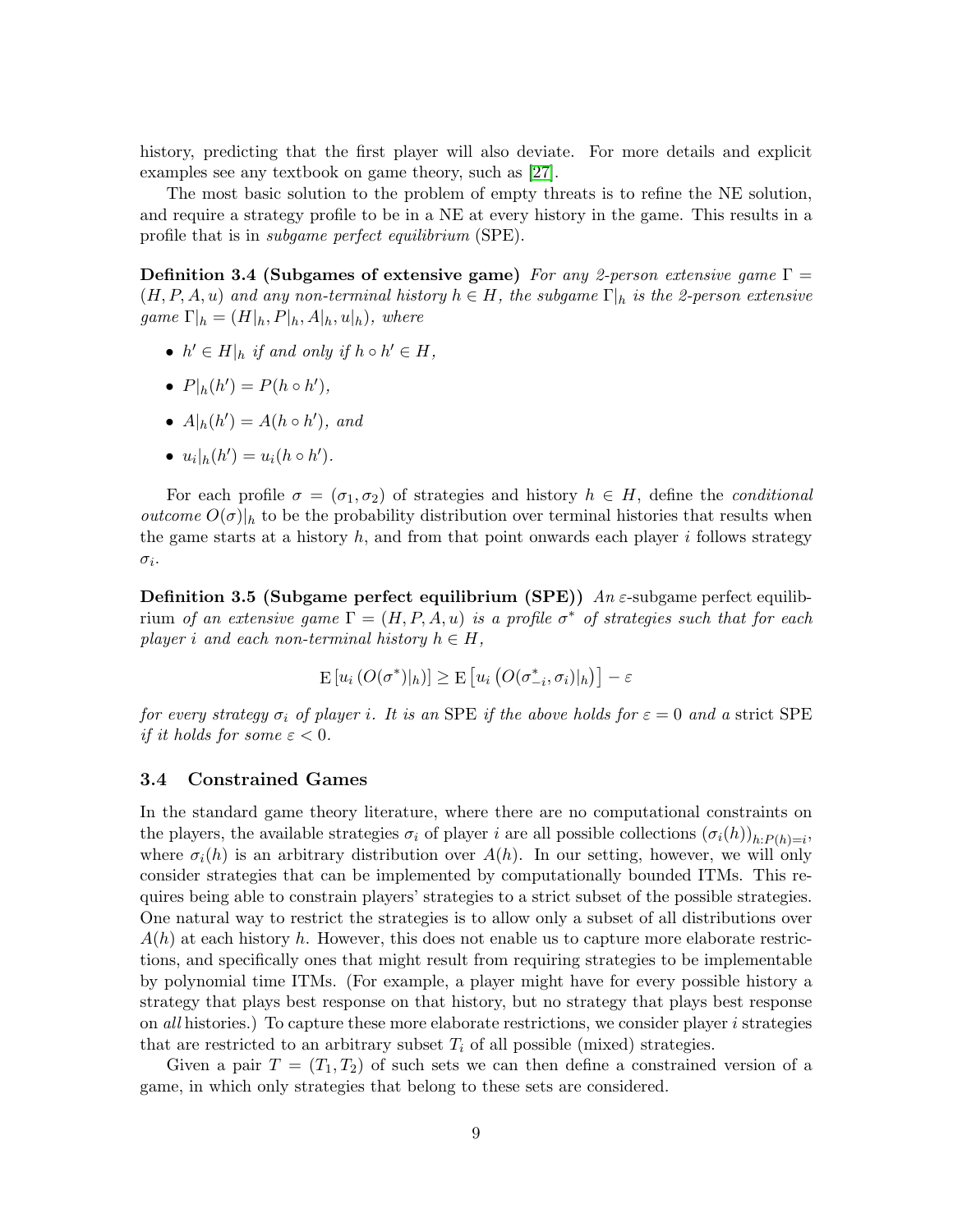history, predicting that the first player will also deviate. For more details and explicit examples see any textbook on game theory, such as [27].

The most basic solution to the problem of empty threats is to refine the NE solution, and require a strategy profile to be in a NE at every history in the game. This results in a profile that is in *subgame perfect equilibrium* (SPE).

**Definition 3.4 (Subgames of extensive game)** *For any 2-person extensive game $\Gamma = (H, P, A, u)$ and any non-terminal history $h \in H$, the subgame $\Gamma|_h$ is the 2-person extensive game $\Gamma|_h = (H|_h, P|_h, A|_h, u|_h)$, where*

- $h' \in H|_h$ *if and only if* $h \circ h' \in H$,
- $P|_h(h') = P(h \circ h')$,
- $A|_h(h') = A(h \circ h')$, *and*
- $u_i|_h(h') = u_i(h \circ h')$.

For each profile $\sigma = (\sigma_1, \sigma_2)$ of strategies and history $h \in H$, define the *conditional outcome* $O(\sigma)|_h$ to be the probability distribution over terminal histories that results when the game starts at a history $h$, and from that point onwards each player $i$ follows strategy $\sigma_i$.

**Definition 3.5 (Subgame perfect equilibrium (SPE))** *An* $\varepsilon$-subgame perfect equilibrium *of an extensive game $\Gamma = (H, P, A, u)$ is a profile $\sigma^*$ of strategies such that for each player $i$ and each non-terminal history $h \in H$,*

$$\mathrm{E}\left[u_i\left(O(\sigma^*)|_h\right)\right] \geq \mathrm{E}\left[u_i\left(O(\sigma^*_{-i}, \sigma_i)|_h\right)\right] - \varepsilon$$

*for every strategy $\sigma_i$ of player $i$. It is an* SPE *if the above holds for $\varepsilon = 0$ and a* strict SPE *if it holds for some $\varepsilon < 0$.*

### 3.4 Constrained Games

In the standard game theory literature, where there are no computational constraints on the players, the available strategies $\sigma_i$ of player $i$ are all possible collections $(\sigma_i(h))_{h:P(h)=i}$, where $\sigma_i(h)$ is an arbitrary distribution over $A(h)$. In our setting, however, we will only consider strategies that can be implemented by computationally bounded ITMs. This requires being able to constrain players' strategies to a strict subset of the possible strategies. One natural way to restrict the strategies is to allow only a subset of all distributions over $A(h)$ at each history $h$. However, this does not enable us to capture more elaborate restrictions, and specifically ones that might result from requiring strategies to be implementable by polynomial time ITMs. (For example, a player might have for every possible history a strategy that plays best response on that history, but no strategy that plays best response on *all* histories.) To capture these more elaborate restrictions, we consider player $i$ strategies that are restricted to an arbitrary subset $T_i$ of all possible (mixed) strategies.

Given a pair $T = (T_1, T_2)$ of such sets we can then define a constrained version of a game, in which only strategies that belong to these sets are considered.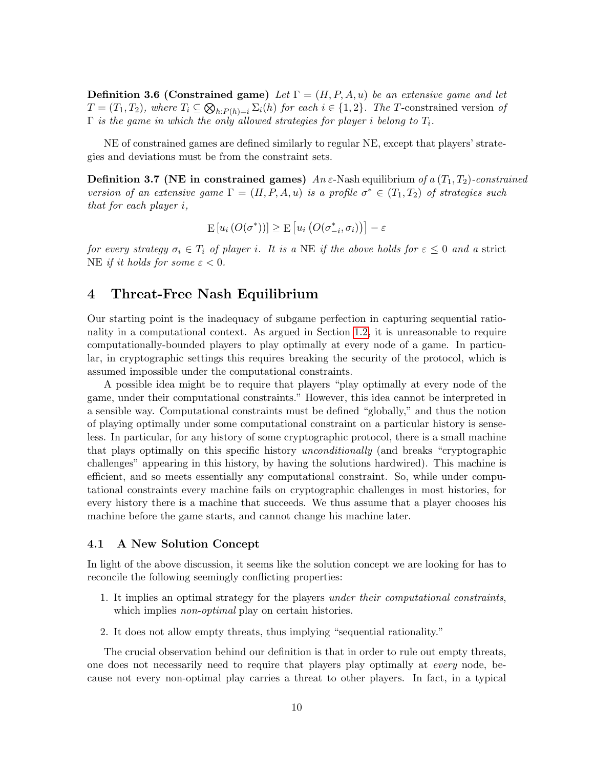**Definition 3.6 (Constrained game)** *Let $\Gamma = (H, P, A, u)$ be an extensive game and let $T = (T_1, T_2)$, where $T_i \subseteq \bigotimes_{h:P(h)=i} \Sigma_i(h)$ for each $i \in \{1, 2\}$. The $T$-constrained version of $\Gamma$ is the game in which the only allowed strategies for player $i$ belong to $T_i$.*

NE of constrained games are defined similarly to regular NE, except that players' strategies and deviations must be from the constraint sets.

**Definition 3.7 (NE in constrained games)** *An $\varepsilon$-*Nash equilibrium *of a $(T_1, T_2)$-constrained version of an extensive game $\Gamma = (H, P, A, u)$ is a profile $\sigma^* \in (T_1, T_2)$ of strategies such that for each player $i$,*

$$\mathrm{E}\left[u_i\left(O(\sigma^*)\right)\right] \geq \mathrm{E}\left[u_i\left(O(\sigma^*_{-i}, \sigma_i)\right)\right] - \varepsilon$$

*for every strategy $\sigma_i \in T_i$ of player $i$. It is a* NE *if the above holds for $\varepsilon \leq 0$ and a* strict NE *if it holds for some $\varepsilon < 0$.*

# 4 Threat-Free Nash Equilibrium

Our starting point is the inadequacy of subgame perfection in capturing sequential rationality in a computational context. As argued in Section 1.2, it is unreasonable to require computationally-bounded players to play optimally at every node of a game. In particular, in cryptographic settings this requires breaking the security of the protocol, which is assumed impossible under the computational constraints.

A possible idea might be to require that players "play optimally at every node of the game, under their computational constraints." However, this idea cannot be interpreted in a sensible way. Computational constraints must be defined "globally," and thus the notion of playing optimally under some computational constraint on a particular history is senseless. In particular, for any history of some cryptographic protocol, there is a small machine that plays optimally on this specific history *unconditionally* (and breaks "cryptographic challenges" appearing in this history, by having the solutions hardwired). This machine is efficient, and so meets essentially any computational constraint. So, while under computational constraints every machine fails on cryptographic challenges in most histories, for every history there is a machine that succeeds. We thus assume that a player chooses his machine before the game starts, and cannot change his machine later.

## 4.1 A New Solution Concept

In light of the above discussion, it seems like the solution concept we are looking for has to reconcile the following seemingly conflicting properties:

1. It implies an optimal strategy for the players *under their computational constraints*, which implies *non-optimal* play on certain histories.
2. It does not allow empty threats, thus implying "sequential rationality."

The crucial observation behind our definition is that in order to rule out empty threats, one does not necessarily need to require that players play optimally at *every* node, because not every non-optimal play carries a threat to other players. In fact, in a typical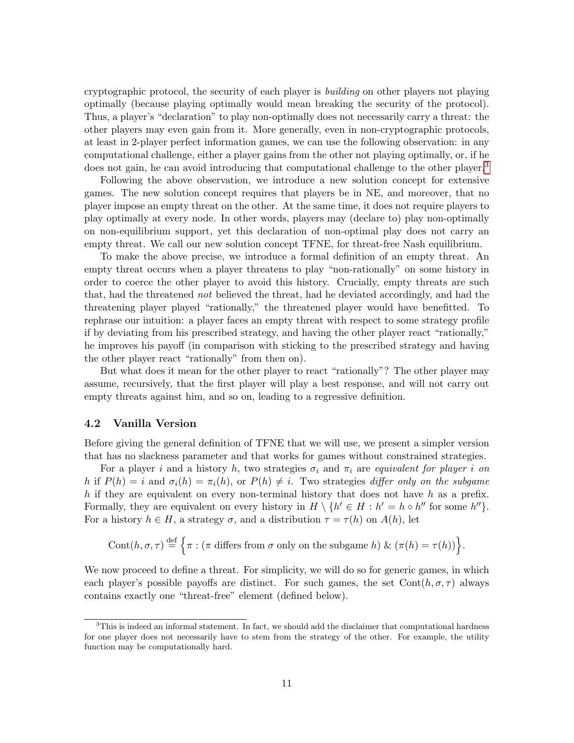cryptographic protocol, the security of each player is *building* on other players not playing optimally (because playing optimally would mean breaking the security of the protocol). Thus, a player's "declaration" to play non-optimally does not necessarily carry a threat: the other players may even gain from it. More generally, even in non-cryptographic protocols, at least in 2-player perfect information games, we can use the following observation: in any computational challenge, either a player gains from the other not playing optimally, or, if he does not gain, he can avoid introducing that computational challenge to the other player.[3]

Following the above observation, we introduce a new solution concept for extensive games. The new solution concept requires that players be in NE, and moreover, that no player impose an empty threat on the other. At the same time, it does not require players to play optimally at every node. In other words, players may (declare to) play non-optimally on non-equilibrium support, yet this declaration of non-optimal play does not carry an empty threat. We call our new solution concept TFNE, for threat-free Nash equilibrium.

To make the above precise, we introduce a formal definition of an empty threat. An empty threat occurs when a player threatens to play "non-rationally" on some history in order to coerce the other player to avoid this history. Crucially, empty threats are such that, had the threatened *not* believed the threat, had he deviated accordingly, and had the threatening player played "rationally," the threatened player would have benefitted. To rephrase our intuition: a player faces an empty threat with respect to some strategy profile if by deviating from his prescribed strategy, and having the other player react "rationally," he improves his payoff (in comparison with sticking to the prescribed strategy and having the other player react "rationally" from then on).

But what does it mean for the other player to react "rationally"? The other player may assume, recursively, that the first player will play a best response, and will not carry out empty threats against him, and so on, leading to a regressive definition.

### 4.2 Vanilla Version

Before giving the general definition of TFNE that we will use, we present a simpler version that has no slackness parameter and that works for games without constrained strategies.

For a player $i$ and a history $h$, two strategies $\sigma_i$ and $\pi_i$ are *equivalent for player $i$ on $h$* if $P(h) = i$ and $\sigma_i(h) = \pi_i(h)$, or $P(h) \neq i$. Two strategies *differ only on the subgame $h$* if they are equivalent on every non-terminal history that does not have $h$ as a prefix. Formally, they are equivalent on every history in $H \setminus \{h' \in H : h' = h \circ h'' \text{ for some } h''\}$. For a history $h \in H$, a strategy $\sigma$, and a distribution $\tau = \tau(h)$ on $A(h)$, let

$$\text{Cont}(h, \sigma, \tau) \stackrel{\text{def}}{=} \Big\{\pi : (\pi \text{ differs from } \sigma \text{ only on the subgame } h) \;\&\; (\pi(h) = \tau(h))\Big\}.$$

We now proceed to define a threat. For simplicity, we will do so for generic games, in which each player's possible payoffs are distinct. For such games, the set $\text{Cont}(h, \sigma, \tau)$ always contains exactly one "threat-free" element (defined below).

[3]This is indeed an informal statement. In fact, we should add the disclaimer that computational hardness for one player does not necessarily have to stem from the strategy of the other. For example, the utility function may be computationally hard.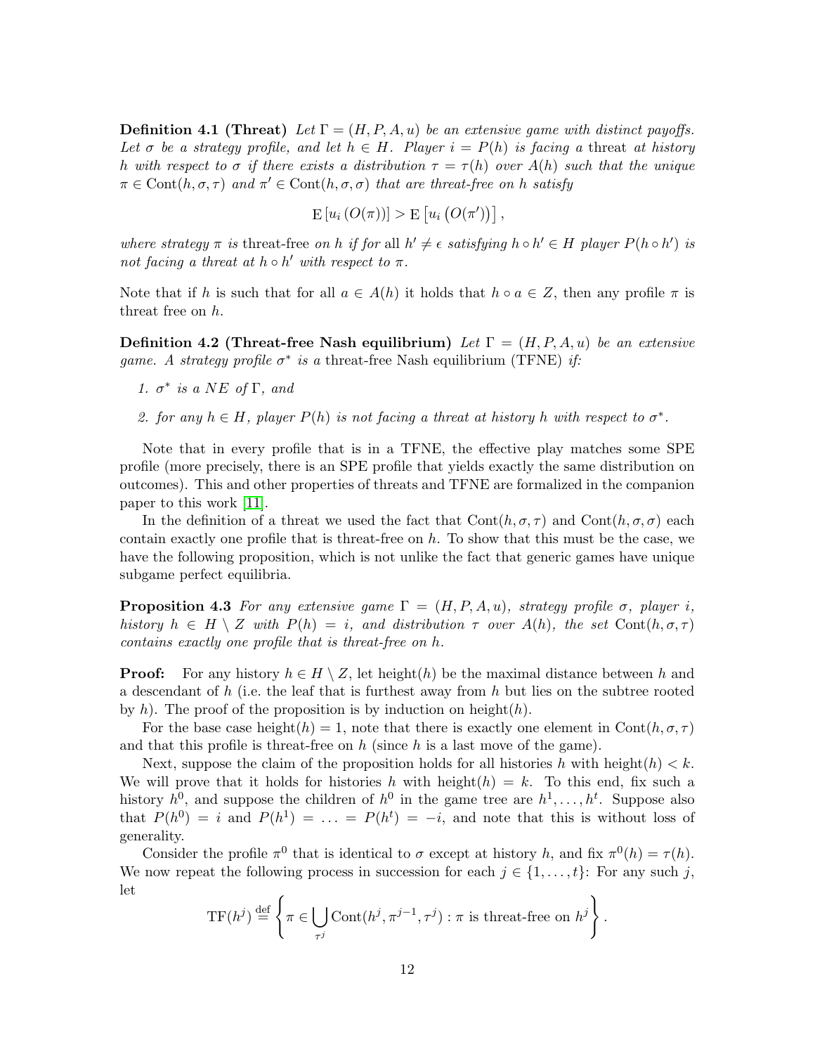**Definition 4.1 (Threat)** *Let $\Gamma = (H, P, A, u)$ be an extensive game with distinct payoffs. Let $\sigma$ be a strategy profile, and let $h \in H$. Player $i = P(h)$ is facing a* threat *at history $h$ with respect to $\sigma$ if there exists a distribution $\tau = \tau(h)$ over $A(h)$ such that the unique $\pi \in \mathrm{Cont}(h, \sigma, \tau)$ and $\pi' \in \mathrm{Cont}(h, \sigma, \sigma)$ that are threat-free on $h$ satisfy*

$$\mathrm{E}\left[u_i\left(O(\pi)\right)\right] > \mathrm{E}\left[u_i\left(O(\pi')\right)\right],$$

*where strategy $\pi$ is* threat-free *on $h$ if for all $h' \neq \epsilon$ satisfying $h \circ h' \in H$ player $P(h \circ h')$ is not facing a threat at $h \circ h'$ with respect to $\pi$.*

Note that if $h$ is such that for all $a \in A(h)$ it holds that $h \circ a \in Z$, then any profile $\pi$ is threat free on $h$.

**Definition 4.2 (Threat-free Nash equilibrium)** *Let $\Gamma = (H, P, A, u)$ be an extensive game. A strategy profile $\sigma^*$ is a* threat-free Nash equilibrium (TFNE) *if:*

1. *$\sigma^*$ is a NE of $\Gamma$, and*
2. *for any $h \in H$, player $P(h)$ is not facing a threat at history $h$ with respect to $\sigma^*$.*

Note that in every profile that is in a TFNE, the effective play matches some SPE profile (more precisely, there is an SPE profile that yields exactly the same distribution on outcomes). This and other properties of threats and TFNE are formalized in the companion paper to this work [11].

In the definition of a threat we used the fact that $\mathrm{Cont}(h, \sigma, \tau)$ and $\mathrm{Cont}(h, \sigma, \sigma)$ each contain exactly one profile that is threat-free on $h$. To show that this must be the case, we have the following proposition, which is not unlike the fact that generic games have unique subgame perfect equilibria.

**Proposition 4.3** *For any extensive game $\Gamma = (H, P, A, u)$, strategy profile $\sigma$, player $i$, history $h \in H \setminus Z$ with $P(h) = i$, and distribution $\tau$ over $A(h)$, the set $\mathrm{Cont}(h, \sigma, \tau)$ contains exactly one profile that is threat-free on $h$.*

**Proof:** For any history $h \in H \setminus Z$, let $\mathrm{height}(h)$ be the maximal distance between $h$ and a descendant of $h$ (i.e. the leaf that is furthest away from $h$ but lies on the subtree rooted by $h$). The proof of the proposition is by induction on $\mathrm{height}(h)$.

For the base case $\mathrm{height}(h) = 1$, note that there is exactly one element in $\mathrm{Cont}(h, \sigma, \tau)$ and that this profile is threat-free on $h$ (since $h$ is a last move of the game).

Next, suppose the claim of the proposition holds for all histories $h$ with $\mathrm{height}(h) < k$. We will prove that it holds for histories $h$ with $\mathrm{height}(h) = k$. To this end, fix such a history $h^0$, and suppose the children of $h^0$ in the game tree are $h^1, \ldots, h^t$. Suppose also that $P(h^0) = i$ and $P(h^1) = \ldots = P(h^t) = -i$, and note that this is without loss of generality.

Consider the profile $\pi^0$ that is identical to $\sigma$ except at history $h$, and fix $\pi^0(h) = \tau(h)$. We now repeat the following process in succession for each $j \in \{1, \ldots, t\}$: For any such $j$, let

$$\mathrm{TF}(h^j) \stackrel{\mathrm{def}}{=} \left\{ \pi \in \bigcup_{\tau^j} \mathrm{Cont}(h^j, \pi^{j-1}, \tau^j) : \pi \text{ is threat-free on } h^j \right\}.$$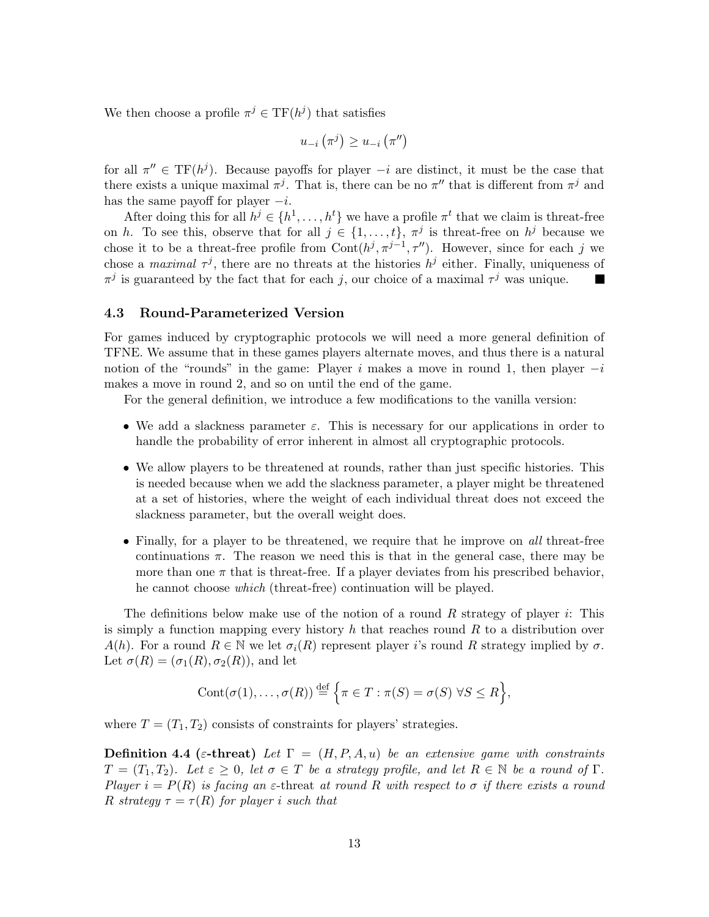We then choose a profile $\pi^j \in \mathrm{TF}(h^j)$ that satisfies

$$u_{-i}\left(\pi^j\right) \geq u_{-i}\left(\pi''\right)$$

for all $\pi'' \in \mathrm{TF}(h^j)$. Because payoffs for player $-i$ are distinct, it must be the case that there exists a unique maximal $\pi^j$. That is, there can be no $\pi''$ that is different from $\pi^j$ and has the same payoff for player $-i$.

After doing this for all $h^j \in \{h^1, \ldots, h^t\}$ we have a profile $\pi^t$ that we claim is threat-free on $h$. To see this, observe that for all $j \in \{1, \ldots, t\}$, $\pi^j$ is threat-free on $h^j$ because we chose it to be a threat-free profile from $\mathrm{Cont}(h^j, \pi^{j-1}, \tau'')$. However, since for each $j$ we chose a *maximal* $\tau^j$, there are no threats at the histories $h^j$ either. Finally, uniqueness of $\pi^j$ is guaranteed by the fact that for each $j$, our choice of a maximal $\tau^j$ was unique. ∎

### 4.3 Round-Parameterized Version

For games induced by cryptographic protocols we will need a more general definition of TFNE. We assume that in these games players alternate moves, and thus there is a natural notion of the "rounds" in the game: Player $i$ makes a move in round 1, then player $-i$ makes a move in round 2, and so on until the end of the game.

For the general definition, we introduce a few modifications to the vanilla version:

- We add a slackness parameter $\varepsilon$. This is necessary for our applications in order to handle the probability of error inherent in almost all cryptographic protocols.
- We allow players to be threatened at rounds, rather than just specific histories. This is needed because when we add the slackness parameter, a player might be threatened at a set of histories, where the weight of each individual threat does not exceed the slackness parameter, but the overall weight does.
- Finally, for a player to be threatened, we require that he improve on *all* threat-free continuations $\pi$. The reason we need this is that in the general case, there may be more than one $\pi$ that is threat-free. If a player deviates from his prescribed behavior, he cannot choose *which* (threat-free) continuation will be played.

The definitions below make use of the notion of a round $R$ strategy of player $i$: This is simply a function mapping every history $h$ that reaches round $R$ to a distribution over $A(h)$. For a round $R \in \mathbb{N}$ we let $\sigma_i(R)$ represent player $i$'s round $R$ strategy implied by $\sigma$. Let $\sigma(R) = (\sigma_1(R), \sigma_2(R))$, and let

$$\mathrm{Cont}(\sigma(1), \ldots, \sigma(R)) \stackrel{\text{def}}{=} \Big\{\pi \in T : \pi(S) = \sigma(S)\ \forall S \leq R\Big\},$$

where $T = (T_1, T_2)$ consists of constraints for players' strategies.

**Definition 4.4 ($\varepsilon$-threat)** *Let $\Gamma = (H, P, A, u)$ be an extensive game with constraints $T = (T_1, T_2)$. Let $\varepsilon \geq 0$, let $\sigma \in T$ be a strategy profile, and let $R \in \mathbb{N}$ be a round of $\Gamma$. Player $i = P(R)$ is facing an $\varepsilon$-*threat *at round $R$ with respect to $\sigma$ if there exists a round $R$ strategy $\tau = \tau(R)$ for player $i$ such that*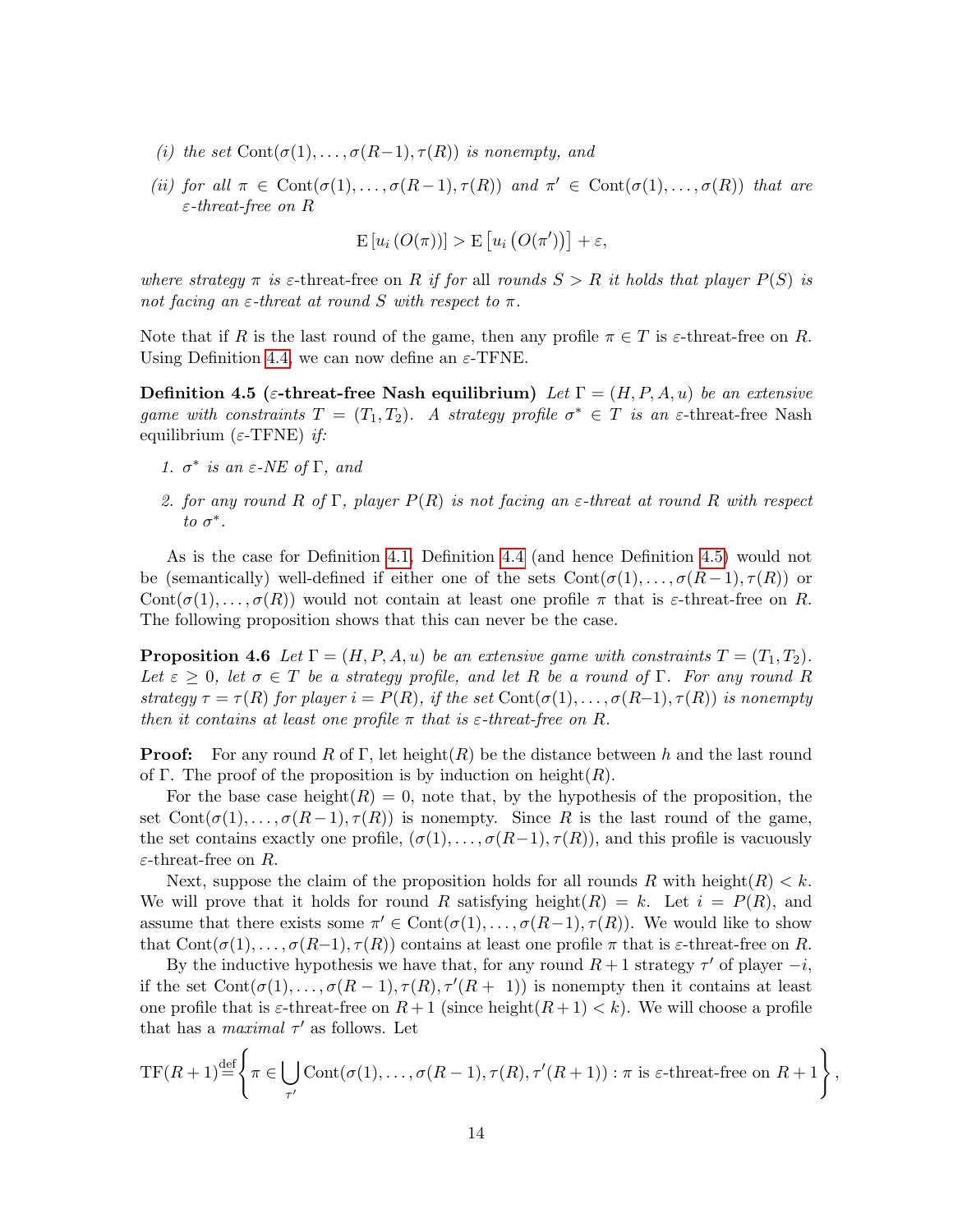*(i) the set* $\mathrm{Cont}(\sigma(1), \ldots, \sigma(R-1), \tau(R))$ *is nonempty, and*

*(ii) for all* $\pi \in \mathrm{Cont}(\sigma(1), \ldots, \sigma(R-1), \tau(R))$ *and* $\pi' \in \mathrm{Cont}(\sigma(1), \ldots, \sigma(R))$ *that are* $\varepsilon$*-threat-free on* $R$

$$\mathrm{E}\left[u_i\left(O(\pi)\right)\right] > \mathrm{E}\left[u_i\left(O(\pi')\right)\right] + \varepsilon,$$

*where strategy* $\pi$ *is* $\varepsilon$-threat-free *on* $R$ *if for* all *rounds* $S > R$ *it holds that player* $P(S)$ *is not facing an* $\varepsilon$*-threat at round* $S$ *with respect to* $\pi$*.*

Note that if $R$ is the last round of the game, then any profile $\pi \in T$ is $\varepsilon$-threat-free on $R$. Using Definition 4.4, we can now define an $\varepsilon$-TFNE.

**Definition 4.5 ($\varepsilon$-threat-free Nash equilibrium)** *Let* $\Gamma = (H, P, A, u)$ *be an extensive game with constraints* $T = (T_1, T_2)$*. A strategy profile* $\sigma^* \in T$ *is an* $\varepsilon$-threat-free Nash equilibrium *(*$\varepsilon$*-TFNE) if:*

1. $\sigma^*$ *is an* $\varepsilon$*-NE of* $\Gamma$*, and*
2. *for any round* $R$ *of* $\Gamma$*, player* $P(R)$ *is not facing an* $\varepsilon$*-threat at round* $R$ *with respect to* $\sigma^*$*.*

As is the case for Definition 4.1, Definition 4.4 (and hence Definition 4.5) would not be (semantically) well-defined if either one of the sets $\mathrm{Cont}(\sigma(1), \ldots, \sigma(R-1), \tau(R))$ or $\mathrm{Cont}(\sigma(1), \ldots, \sigma(R))$ would not contain at least one profile $\pi$ that is $\varepsilon$-threat-free on $R$. The following proposition shows that this can never be the case.

**Proposition 4.6** *Let* $\Gamma = (H, P, A, u)$ *be an extensive game with constraints* $T = (T_1, T_2)$*. Let* $\varepsilon \geq 0$*, let* $\sigma \in T$ *be a strategy profile, and let* $R$ *be a round of* $\Gamma$*. For any round* $R$ *strategy* $\tau = \tau(R)$ *for player* $i = P(R)$*, if the set* $\mathrm{Cont}(\sigma(1), \ldots, \sigma(R-1), \tau(R))$ *is nonempty then it contains at least one profile* $\pi$ *that is* $\varepsilon$*-threat-free on* $R$*.*

**Proof:** For any round $R$ of $\Gamma$, let $\mathrm{height}(R)$ be the distance between $h$ and the last round of $\Gamma$. The proof of the proposition is by induction on $\mathrm{height}(R)$.

For the base case $\mathrm{height}(R) = 0$, note that, by the hypothesis of the proposition, the set $\mathrm{Cont}(\sigma(1), \ldots, \sigma(R-1), \tau(R))$ is nonempty. Since $R$ is the last round of the game, the set contains exactly one profile, $(\sigma(1), \ldots, \sigma(R-1), \tau(R))$, and this profile is vacuously $\varepsilon$-threat-free on $R$.

Next, suppose the claim of the proposition holds for all rounds $R$ with $\mathrm{height}(R) < k$. We will prove that it holds for round $R$ satisfying $\mathrm{height}(R) = k$. Let $i = P(R)$, and assume that there exists some $\pi' \in \mathrm{Cont}(\sigma(1), \ldots, \sigma(R-1), \tau(R))$. We would like to show that $\mathrm{Cont}(\sigma(1), \ldots, \sigma(R-1), \tau(R))$ contains at least one profile $\pi$ that is $\varepsilon$-threat-free on $R$.

By the inductive hypothesis we have that, for any round $R+1$ strategy $\tau'$ of player $-i$, if the set $\mathrm{Cont}(\sigma(1), \ldots, \sigma(R-1), \tau(R), \tau'(R+1))$ is nonempty then it contains at least one profile that is $\varepsilon$-threat-free on $R+1$ (since $\mathrm{height}(R+1) < k$). We will choose a profile that has a *maximal* $\tau'$ as follows. Let

$$\mathrm{TF}(R+1) \stackrel{\mathrm{def}}{=} \left\{ \pi \in \bigcup_{\tau'} \mathrm{Cont}(\sigma(1), \ldots, \sigma(R-1), \tau(R), \tau'(R+1)) : \pi \text{ is } \varepsilon\text{-threat-free on } R+1 \right\},$$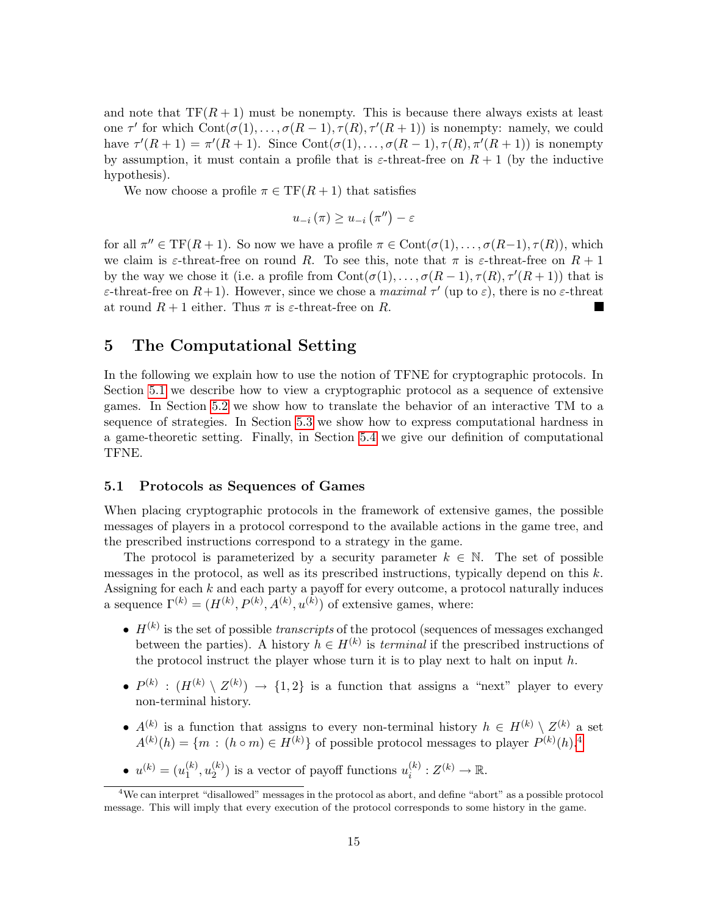and note that $\text{TF}(R+1)$ must be nonempty. This is because there always exists at least one $\tau'$ for which $\text{Cont}(\sigma(1), \ldots, \sigma(R-1), \tau(R), \tau'(R+1))$ is nonempty: namely, we could have $\tau'(R+1) = \pi'(R+1)$. Since $\text{Cont}(\sigma(1), \ldots, \sigma(R-1), \tau(R), \pi'(R+1))$ is nonempty by assumption, it must contain a profile that is $\varepsilon$-threat-free on $R+1$ (by the inductive hypothesis).

We now choose a profile $\pi \in \text{TF}(R+1)$ that satisfies

$$u_{-i}(\pi) \geq u_{-i}(\pi'') - \varepsilon$$

for all $\pi'' \in \text{TF}(R+1)$. So now we have a profile $\pi \in \text{Cont}(\sigma(1), \ldots, \sigma(R-1), \tau(R))$, which we claim is $\varepsilon$-threat-free on round $R$. To see this, note that $\pi$ is $\varepsilon$-threat-free on $R+1$ by the way we chose it (i.e. a profile from $\text{Cont}(\sigma(1), \ldots, \sigma(R-1), \tau(R), \tau'(R+1))$ that is $\varepsilon$-threat-free on $R+1$). However, since we chose a *maximal* $\tau'$ (up to $\varepsilon$), there is no $\varepsilon$-threat at round $R+1$ either. Thus $\pi$ is $\varepsilon$-threat-free on $R$. ■

## 5 The Computational Setting

In the following we explain how to use the notion of TFNE for cryptographic protocols. In Section 5.1 we describe how to view a cryptographic protocol as a sequence of extensive games. In Section 5.2 we show how to translate the behavior of an interactive TM to a sequence of strategies. In Section 5.3 we show how to express computational hardness in a game-theoretic setting. Finally, in Section 5.4 we give our definition of computational TFNE.

### 5.1 Protocols as Sequences of Games

When placing cryptographic protocols in the framework of extensive games, the possible messages of players in a protocol correspond to the available actions in the game tree, and the prescribed instructions correspond to a strategy in the game.

The protocol is parameterized by a security parameter $k \in \mathbb{N}$. The set of possible messages in the protocol, as well as its prescribed instructions, typically depend on this $k$. Assigning for each $k$ and each party a payoff for every outcome, a protocol naturally induces a sequence $\Gamma^{(k)} = (H^{(k)}, P^{(k)}, A^{(k)}, u^{(k)})$ of extensive games, where:

- $H^{(k)}$ is the set of possible *transcripts* of the protocol (sequences of messages exchanged between the parties). A history $h \in H^{(k)}$ is *terminal* if the prescribed instructions of the protocol instruct the player whose turn it is to play next to halt on input $h$.
- $P^{(k)} : (H^{(k)} \setminus Z^{(k)}) \to \{1, 2\}$ is a function that assigns a "next" player to every non-terminal history.
- $A^{(k)}$ is a function that assigns to every non-terminal history $h \in H^{(k)} \setminus Z^{(k)}$ a set $A^{(k)}(h) = \{m : (h \circ m) \in H^{(k)}\}$ of possible protocol messages to player $P^{(k)}(h)$.[4]
- $u^{(k)} = (u_1^{(k)}, u_2^{(k)})$ is a vector of payoff functions $u_i^{(k)} : Z^{(k)} \to \mathbb{R}$.

[4] We can interpret "disallowed" messages in the protocol as abort, and define "abort" as a possible protocol message. This will imply that every execution of the protocol corresponds to some history in the game.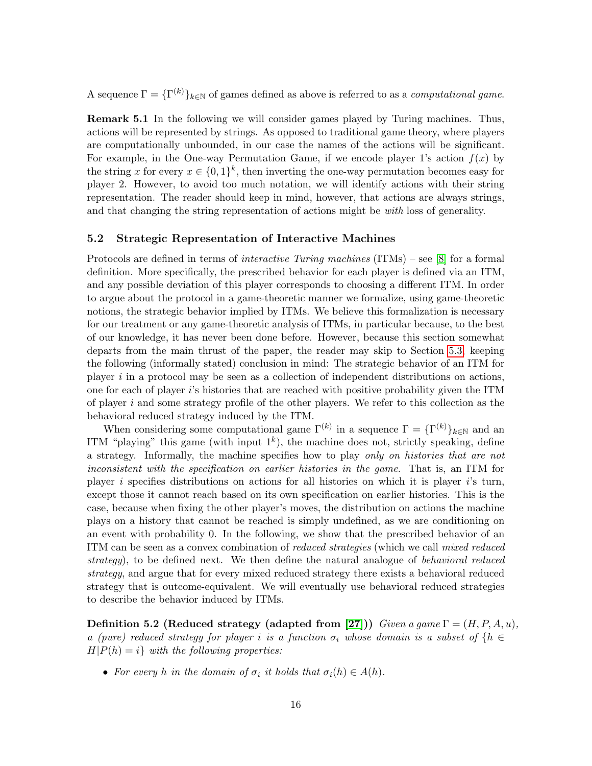A sequence $\Gamma = \{\Gamma^{(k)}\}_{k\in\mathbb{N}}$ of games defined as above is referred to as a *computational game*.

**Remark 5.1** In the following we will consider games played by Turing machines. Thus, actions will be represented by strings. As opposed to traditional game theory, where players are computationally unbounded, in our case the names of the actions will be significant. For example, in the One-way Permutation Game, if we encode player 1's action $f(x)$ by the string $x$ for every $x \in \{0,1\}^k$, then inverting the one-way permutation becomes easy for player 2. However, to avoid too much notation, we will identify actions with their string representation. The reader should keep in mind, however, that actions are always strings, and that changing the string representation of actions might be *with* loss of generality.

### 5.2 Strategic Representation of Interactive Machines

Protocols are defined in terms of *interactive Turing machines* (ITMs) – see [8] for a formal definition. More specifically, the prescribed behavior for each player is defined via an ITM, and any possible deviation of this player corresponds to choosing a different ITM. In order to argue about the protocol in a game-theoretic manner we formalize, using game-theoretic notions, the strategic behavior implied by ITMs. We believe this formalization is necessary for our treatment or any game-theoretic analysis of ITMs, in particular because, to the best of our knowledge, it has never been done before. However, because this section somewhat departs from the main thrust of the paper, the reader may skip to Section 5.3, keeping the following (informally stated) conclusion in mind: The strategic behavior of an ITM for player $i$ in a protocol may be seen as a collection of independent distributions on actions, one for each of player $i$'s histories that are reached with positive probability given the ITM of player $i$ and some strategy profile of the other players. We refer to this collection as the behavioral reduced strategy induced by the ITM.

When considering some computational game $\Gamma^{(k)}$ in a sequence $\Gamma = \{\Gamma^{(k)}\}_{k\in\mathbb{N}}$ and an ITM "playing" this game (with input $1^k$), the machine does not, strictly speaking, define a strategy. Informally, the machine specifies how to play *only on histories that are not inconsistent with the specification on earlier histories in the game*. That is, an ITM for player $i$ specifies distributions on actions for all histories on which it is player $i$'s turn, except those it cannot reach based on its own specification on earlier histories. This is the case, because when fixing the other player's moves, the distribution on actions the machine plays on a history that cannot be reached is simply undefined, as we are conditioning on an event with probability 0. In the following, we show that the prescribed behavior of an ITM can be seen as a convex combination of *reduced strategies* (which we call *mixed reduced strategy*), to be defined next. We then define the natural analogue of *behavioral reduced strategy*, and argue that for every mixed reduced strategy there exists a behavioral reduced strategy that is outcome-equivalent. We will eventually use behavioral reduced strategies to describe the behavior induced by ITMs.

**Definition 5.2 (Reduced strategy (adapted from [27]))** *Given a game $\Gamma = (H, P, A, u)$, a (pure) reduced strategy for player $i$ is a function $\sigma_i$ whose domain is a subset of $\{h \in H | P(h) = i\}$ with the following properties:*

- *For every $h$ in the domain of $\sigma_i$ it holds that $\sigma_i(h) \in A(h)$.*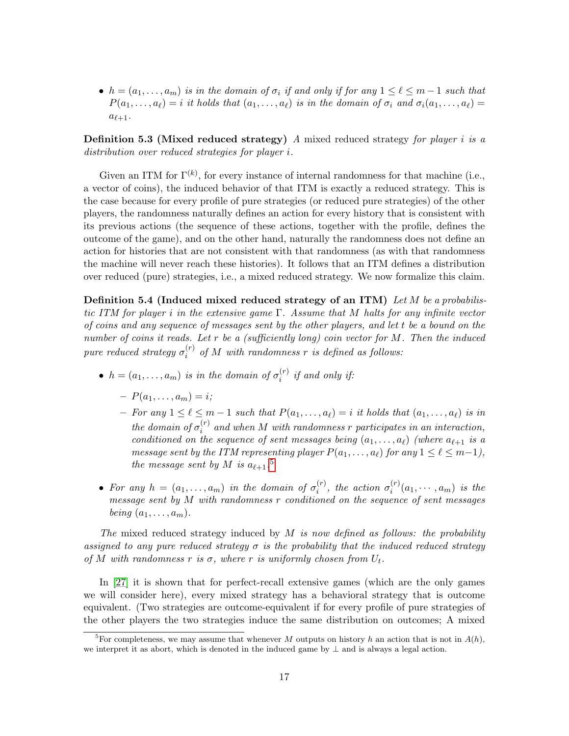- $h = (a_1, \ldots, a_m)$ *is in the domain of* $\sigma_i$ *if and only if for any* $1 \leq \ell \leq m-1$ *such that* $P(a_1, \ldots, a_\ell) = i$ *it holds that* $(a_1, \ldots, a_\ell)$ *is in the domain of* $\sigma_i$ *and* $\sigma_i(a_1, \ldots, a_\ell) = a_{\ell+1}$.

**Definition 5.3 (Mixed reduced strategy)** *A* mixed reduced strategy *for player* $i$ *is a distribution over reduced strategies for player* $i$.

Given an ITM for $\Gamma^{(k)}$, for every instance of internal randomness for that machine (i.e., a vector of coins), the induced behavior of that ITM is exactly a reduced strategy. This is the case because for every profile of pure strategies (or reduced pure strategies) of the other players, the randomness naturally defines an action for every history that is consistent with its previous actions (the sequence of these actions, together with the profile, defines the outcome of the game), and on the other hand, naturally the randomness does not define an action for histories that are not consistent with that randomness (as with that randomness the machine will never reach these histories). It follows that an ITM defines a distribution over reduced (pure) strategies, i.e., a mixed reduced strategy. We now formalize this claim.

**Definition 5.4 (Induced mixed reduced strategy of an ITM)** *Let* $M$ *be a probabilistic ITM for player* $i$ *in the extensive game* $\Gamma$. *Assume that* $M$ *halts for any infinite vector of coins and any sequence of messages sent by the other players, and let* $t$ *be a bound on the number of coins it reads. Let* $r$ *be a (sufficiently long) coin vector for* $M$. *Then the induced pure reduced strategy* $\sigma_i^{(r)}$ *of* $M$ *with randomness* $r$ *is defined as follows:*

- $h = (a_1, \ldots, a_m)$ *is in the domain of* $\sigma_i^{(r)}$ *if and only if:*
  - $P(a_1, \ldots, a_m) = i$;
  - *For any* $1 \leq \ell \leq m-1$ *such that* $P(a_1, \ldots, a_\ell) = i$ *it holds that* $(a_1, \ldots, a_\ell)$ *is in the domain of* $\sigma_i^{(r)}$ *and when* $M$ *with randomness* $r$ *participates in an interaction, conditioned on the sequence of sent messages being* $(a_1, \ldots, a_\ell)$ *(where* $a_{\ell+1}$ *is a message sent by the ITM representing player* $P(a_1, \ldots, a_\ell)$ *for any* $1 \leq \ell \leq m-1$*), the message sent by* $M$ *is* $a_{\ell+1}$.[5]
- *For any* $h = (a_1, \ldots, a_m)$ *in the domain of* $\sigma_i^{(r)}$, *the action* $\sigma_i^{(r)}(a_1, \cdots, a_m)$ *is the message sent by* $M$ *with randomness* $r$ *conditioned on the sequence of sent messages being* $(a_1, \ldots, a_m)$.

*The* mixed reduced strategy induced by $M$ *is now defined as follows: the probability assigned to any pure reduced strategy* $\sigma$ *is the probability that the induced reduced strategy of* $M$ *with randomness* $r$ *is* $\sigma$, *where* $r$ *is uniformly chosen from* $U_t$.

In [27] it is shown that for perfect-recall extensive games (which are the only games we will consider here), every mixed strategy has a behavioral strategy that is outcome equivalent. (Two strategies are outcome-equivalent if for every profile of pure strategies of the other players the two strategies induce the same distribution on outcomes; A mixed

[5] For completeness, we may assume that whenever $M$ outputs on history $h$ an action that is not in $A(h)$, we interpret it as abort, which is denoted in the induced game by $\perp$ and is always a legal action.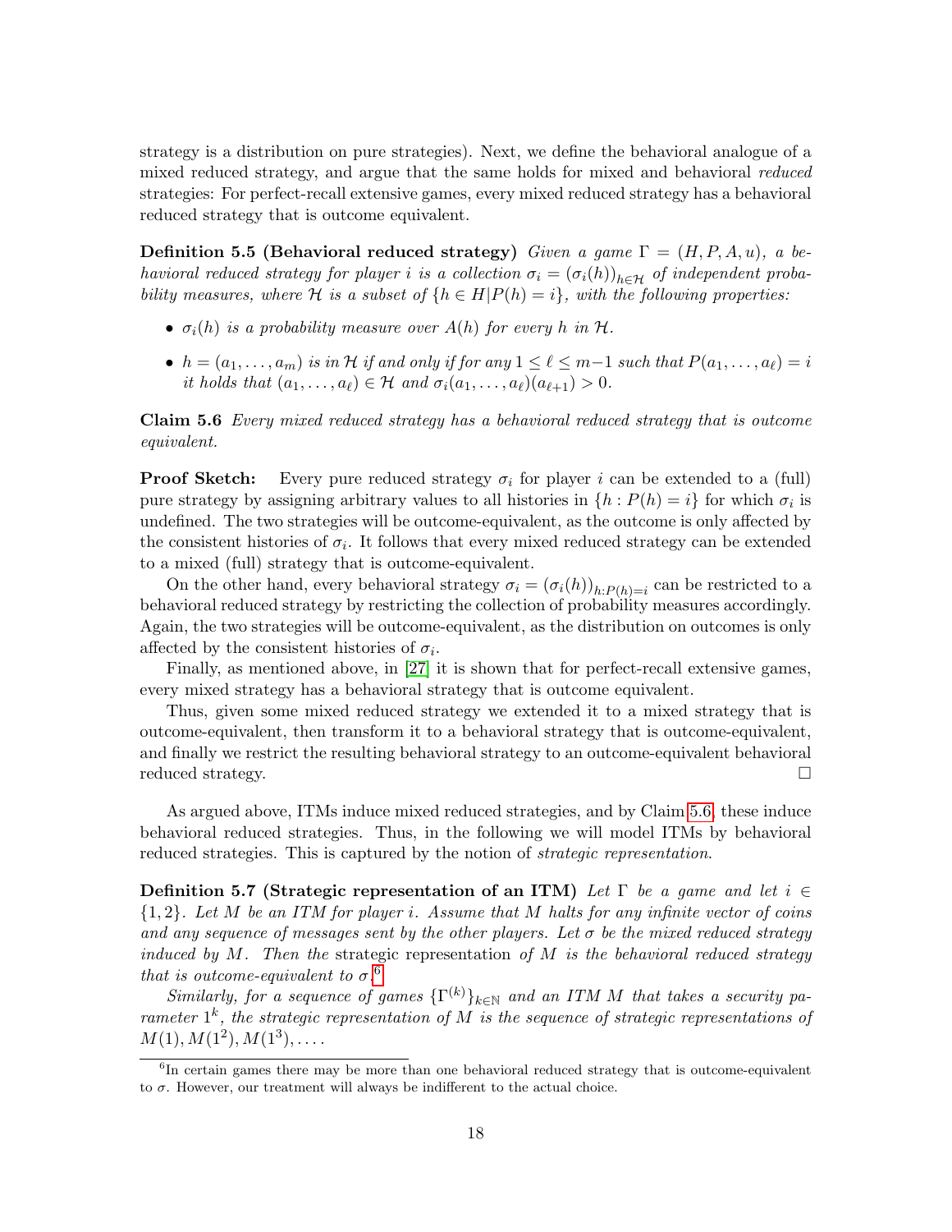strategy is a distribution on pure strategies). Next, we define the behavioral analogue of a mixed reduced strategy, and argue that the same holds for mixed and behavioral *reduced* strategies: For perfect-recall extensive games, every mixed reduced strategy has a behavioral reduced strategy that is outcome equivalent.

**Definition 5.5 (Behavioral reduced strategy)** *Given a game $\Gamma = (H, P, A, u)$, a behavioral reduced strategy for player $i$ is a collection $\sigma_i = (\sigma_i(h))_{h \in \mathcal{H}}$ of independent probability measures, where $\mathcal{H}$ is a subset of $\{h \in H | P(h) = i\}$, with the following properties:*

- *$\sigma_i(h)$ is a probability measure over $A(h)$ for every $h$ in $\mathcal{H}$.*
- *$h = (a_1, \ldots, a_m)$ is in $\mathcal{H}$ if and only if for any $1 \leq \ell \leq m-1$ such that $P(a_1, \ldots, a_\ell) = i$ it holds that $(a_1, \ldots, a_\ell) \in \mathcal{H}$ and $\sigma_i(a_1, \ldots, a_\ell)(a_{\ell+1}) > 0$.*

**Claim 5.6** *Every mixed reduced strategy has a behavioral reduced strategy that is outcome equivalent.*

**Proof Sketch:** Every pure reduced strategy $\sigma_i$ for player $i$ can be extended to a (full) pure strategy by assigning arbitrary values to all histories in $\{h : P(h) = i\}$ for which $\sigma_i$ is undefined. The two strategies will be outcome-equivalent, as the outcome is only affected by the consistent histories of $\sigma_i$. It follows that every mixed reduced strategy can be extended to a mixed (full) strategy that is outcome-equivalent.

On the other hand, every behavioral strategy $\sigma_i = (\sigma_i(h))_{h:P(h)=i}$ can be restricted to a behavioral reduced strategy by restricting the collection of probability measures accordingly. Again, the two strategies will be outcome-equivalent, as the distribution on outcomes is only affected by the consistent histories of $\sigma_i$.

Finally, as mentioned above, in [27] it is shown that for perfect-recall extensive games, every mixed strategy has a behavioral strategy that is outcome equivalent.

Thus, given some mixed reduced strategy we extended it to a mixed strategy that is outcome-equivalent, then transform it to a behavioral strategy that is outcome-equivalent, and finally we restrict the resulting behavioral strategy to an outcome-equivalent behavioral reduced strategy. □

As argued above, ITMs induce mixed reduced strategies, and by Claim 5.6, these induce behavioral reduced strategies. Thus, in the following we will model ITMs by behavioral reduced strategies. This is captured by the notion of *strategic representation*.

**Definition 5.7 (Strategic representation of an ITM)** *Let $\Gamma$ be a game and let $i \in \{1, 2\}$. Let $M$ be an ITM for player $i$. Assume that $M$ halts for any infinite vector of coins and any sequence of messages sent by the other players. Let $\sigma$ be the mixed reduced strategy induced by $M$. Then the* strategic representation *of $M$ is the behavioral reduced strategy that is outcome-equivalent to $\sigma$.*[6]

*Similarly, for a sequence of games $\{\Gamma^{(k)}\}_{k \in \mathbb{N}}$ and an ITM $M$ that takes a security parameter $1^k$, the strategic representation of $M$ is the sequence of strategic representations of $M(1), M(1^2), M(1^3), \ldots$.*

[6] In certain games there may be more than one behavioral reduced strategy that is outcome-equivalent to $\sigma$. However, our treatment will always be indifferent to the actual choice.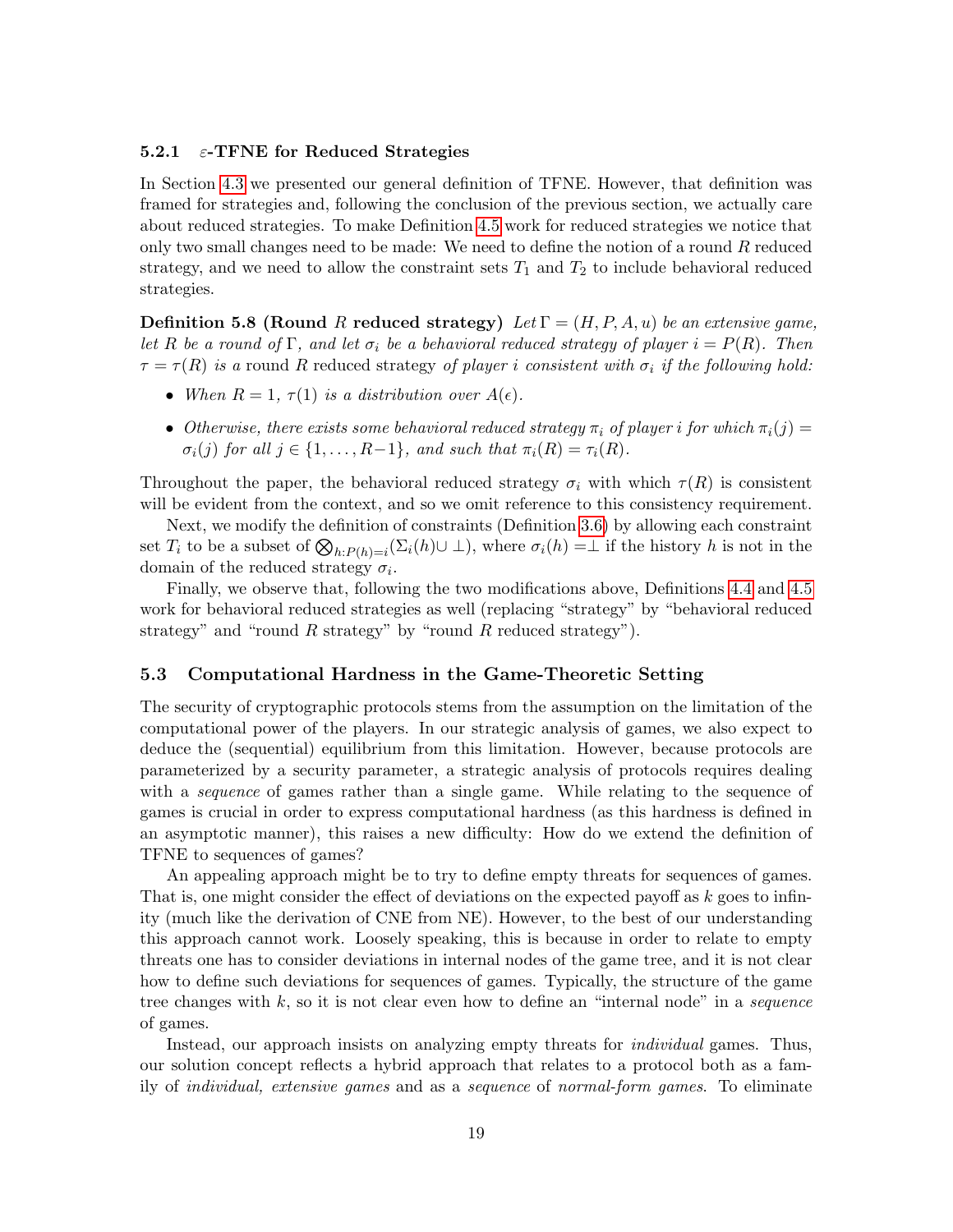### 5.2.1 $\varepsilon$-TFNE for Reduced Strategies

In Section 4.3 we presented our general definition of TFNE. However, that definition was framed for strategies and, following the conclusion of the previous section, we actually care about reduced strategies. To make Definition 4.5 work for reduced strategies we notice that only two small changes need to be made: We need to define the notion of a round $R$ reduced strategy, and we need to allow the constraint sets $T_1$ and $T_2$ to include behavioral reduced strategies.

**Definition 5.8 (Round $R$ reduced strategy)** *Let $\Gamma = (H, P, A, u)$ be an extensive game, let $R$ be a round of $\Gamma$, and let $\sigma_i$ be a behavioral reduced strategy of player $i = P(R)$. Then $\tau = \tau(R)$ is a* round $R$ reduced strategy *of player $i$ consistent with $\sigma_i$ if the following hold:*

- *When $R = 1$, $\tau(1)$ is a distribution over $A(\epsilon)$.*
- *Otherwise, there exists some behavioral reduced strategy $\pi_i$ of player $i$ for which $\pi_i(j) = \sigma_i(j)$ for all $j \in \{1, \ldots, R-1\}$, and such that $\pi_i(R) = \tau_i(R)$.*

Throughout the paper, the behavioral reduced strategy $\sigma_i$ with which $\tau(R)$ is consistent will be evident from the context, and so we omit reference to this consistency requirement.

Next, we modify the definition of constraints (Definition 3.6) by allowing each constraint set $T_i$ to be a subset of $\bigotimes_{h:P(h)=i}(\Sigma_i(h) \cup \perp)$, where $\sigma_i(h) = \perp$ if the history $h$ is not in the domain of the reduced strategy $\sigma_i$.

Finally, we observe that, following the two modifications above, Definitions 4.4 and 4.5 work for behavioral reduced strategies as well (replacing "strategy" by "behavioral reduced strategy" and "round $R$ strategy" by "round $R$ reduced strategy").

## 5.3 Computational Hardness in the Game-Theoretic Setting

The security of cryptographic protocols stems from the assumption on the limitation of the computational power of the players. In our strategic analysis of games, we also expect to deduce the (sequential) equilibrium from this limitation. However, because protocols are parameterized by a security parameter, a strategic analysis of protocols requires dealing with a *sequence* of games rather than a single game. While relating to the sequence of games is crucial in order to express computational hardness (as this hardness is defined in an asymptotic manner), this raises a new difficulty: How do we extend the definition of TFNE to sequences of games?

An appealing approach might be to try to define empty threats for sequences of games. That is, one might consider the effect of deviations on the expected payoff as $k$ goes to infinity (much like the derivation of CNE from NE). However, to the best of our understanding this approach cannot work. Loosely speaking, this is because in order to relate to empty threats one has to consider deviations in internal nodes of the game tree, and it is not clear how to define such deviations for sequences of games. Typically, the structure of the game tree changes with $k$, so it is not clear even how to define an "internal node" in a *sequence* of games.

Instead, our approach insists on analyzing empty threats for *individual* games. Thus, our solution concept reflects a hybrid approach that relates to a protocol both as a family of *individual, extensive games* and as a *sequence* of *normal-form games*. To eliminate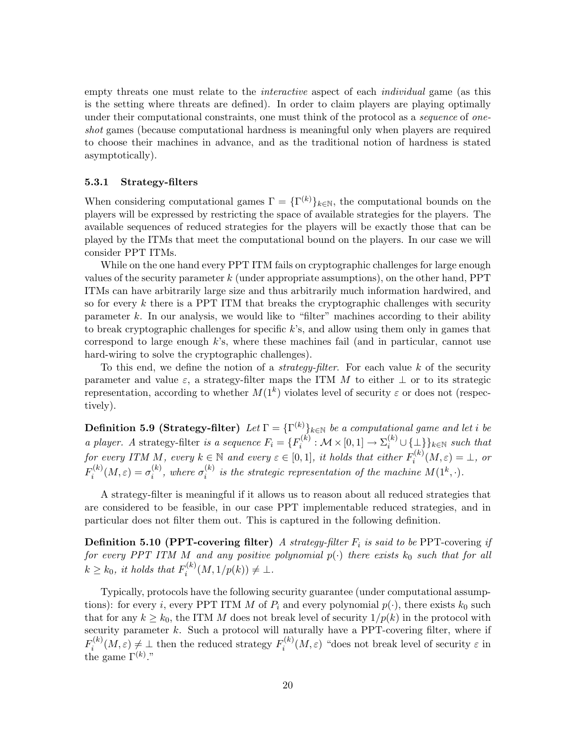empty threats one must relate to the *interactive* aspect of each *individual* game (as this is the setting where threats are defined). In order to claim players are playing optimally under their computational constraints, one must think of the protocol as a *sequence* of *one-shot* games (because computational hardness is meaningful only when players are required to choose their machines in advance, and as the traditional notion of hardness is stated asymptotically).

### 5.3.1 Strategy-filters

When considering computational games $\Gamma = \{\Gamma^{(k)}\}_{k\in\mathbb{N}}$, the computational bounds on the players will be expressed by restricting the space of available strategies for the players. The available sequences of reduced strategies for the players will be exactly those that can be played by the ITMs that meet the computational bound on the players. In our case we will consider PPT ITMs.

While on the one hand every PPT ITM fails on cryptographic challenges for large enough values of the security parameter $k$ (under appropriate assumptions), on the other hand, PPT ITMs can have arbitrarily large size and thus arbitrarily much information hardwired, and so for every $k$ there is a PPT ITM that breaks the cryptographic challenges with security parameter $k$. In our analysis, we would like to "filter" machines according to their ability to break cryptographic challenges for specific $k$'s, and allow using them only in games that correspond to large enough $k$'s, where these machines fail (and in particular, cannot use hard-wiring to solve the cryptographic challenges).

To this end, we define the notion of a *strategy-filter*. For each value $k$ of the security parameter and value $\varepsilon$, a strategy-filter maps the ITM $M$ to either $\perp$ or to its strategic representation, according to whether $M(1^k)$ violates level of security $\varepsilon$ or does not (respectively).

**Definition 5.9 (Strategy-filter)** *Let $\Gamma = \{\Gamma^{(k)}\}_{k\in\mathbb{N}}$ be a computational game and let $i$ be a player. A* strategy-filter *is a sequence $F_i = \{F_i^{(k)} : \mathcal{M} \times [0,1] \rightarrow \Sigma_i^{(k)} \cup \{\perp\}\}_{k\in\mathbb{N}}$ such that for every ITM $M$, every $k \in \mathbb{N}$ and every $\varepsilon \in [0,1]$, it holds that either $F_i^{(k)}(M,\varepsilon) = \perp$, or $F_i^{(k)}(M,\varepsilon) = \sigma_i^{(k)}$, where $\sigma_i^{(k)}$ is the strategic representation of the machine $M(1^k,\cdot)$.*

A strategy-filter is meaningful if it allows us to reason about all reduced strategies that are considered to be feasible, in our case PPT implementable reduced strategies, and in particular does not filter them out. This is captured in the following definition.

**Definition 5.10 (PPT-covering filter)** *A strategy-filter $F_i$ is said to be* PPT-covering *if for every PPT ITM $M$ and any positive polynomial $p(\cdot)$ there exists $k_0$ such that for all $k \geq k_0$, it holds that $F_i^{(k)}(M, 1/p(k)) \neq \perp$.*

Typically, protocols have the following security guarantee (under computational assumptions): for every $i$, every PPT ITM $M$ of $P_i$ and every polynomial $p(\cdot)$, there exists $k_0$ such that for any $k \geq k_0$, the ITM $M$ does not break level of security $1/p(k)$ in the protocol with security parameter $k$. Such a protocol will naturally have a PPT-covering filter, where if $F_i^{(k)}(M,\varepsilon) \neq \perp$ then the reduced strategy $F_i^{(k)}(M,\varepsilon)$ "does not break level of security $\varepsilon$ in the game $\Gamma^{(k)}$."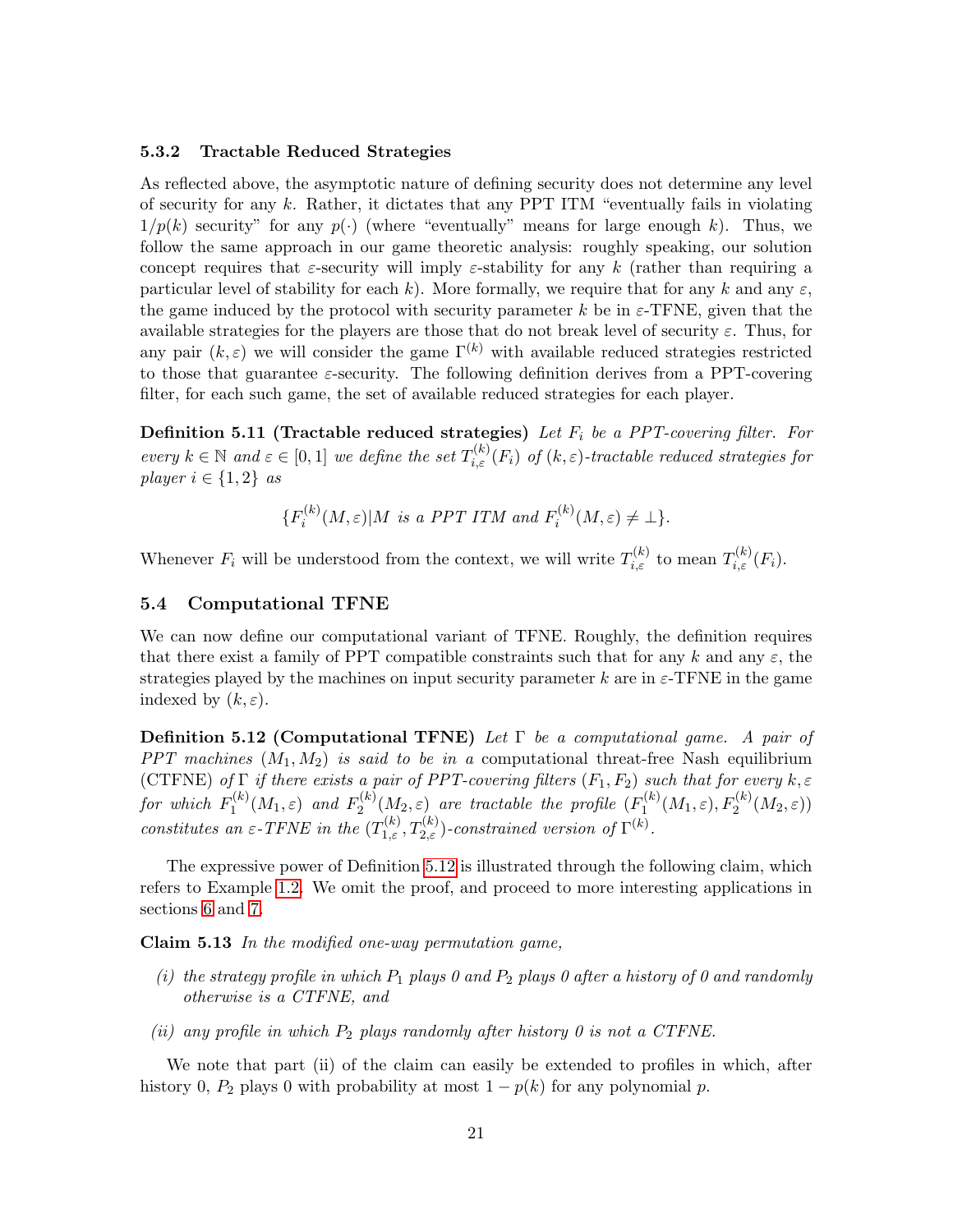### 5.3.2 Tractable Reduced Strategies

As reflected above, the asymptotic nature of defining security does not determine any level of security for any $k$. Rather, it dictates that any PPT ITM "eventually fails in violating $1/p(k)$ security" for any $p(\cdot)$ (where "eventually" means for large enough $k$). Thus, we follow the same approach in our game theoretic analysis: roughly speaking, our solution concept requires that $\varepsilon$-security will imply $\varepsilon$-stability for any $k$ (rather than requiring a particular level of stability for each $k$). More formally, we require that for any $k$ and any $\varepsilon$, the game induced by the protocol with security parameter $k$ be in $\varepsilon$-TFNE, given that the available strategies for the players are those that do not break level of security $\varepsilon$. Thus, for any pair $(k, \varepsilon)$ we will consider the game $\Gamma^{(k)}$ with available reduced strategies restricted to those that guarantee $\varepsilon$-security. The following definition derives from a PPT-covering filter, for each such game, the set of available reduced strategies for each player.

**Definition 5.11 (Tractable reduced strategies)** *Let $F_i$ be a PPT-covering filter. For every $k \in \mathbb{N}$ and $\varepsilon \in [0, 1]$ we define the set $T_{i,\varepsilon}^{(k)}(F_i)$ of $(k, \varepsilon)$-tractable reduced strategies for player $i \in \{1, 2\}$ as*

$$\{F_i^{(k)}(M, \varepsilon) | M \text{ is a PPT ITM and } F_i^{(k)}(M, \varepsilon) \neq \perp\}.$$

Whenever $F_i$ will be understood from the context, we will write $T_{i,\varepsilon}^{(k)}$ to mean $T_{i,\varepsilon}^{(k)}(F_i)$.

## 5.4 Computational TFNE

We can now define our computational variant of TFNE. Roughly, the definition requires that there exist a family of PPT compatible constraints such that for any $k$ and any $\varepsilon$, the strategies played by the machines on input security parameter $k$ are in $\varepsilon$-TFNE in the game indexed by $(k, \varepsilon)$.

**Definition 5.12 (Computational TFNE)** *Let $\Gamma$ be a computational game. A pair of PPT machines $(M_1, M_2)$ is said to be in a* computational threat-free Nash equilibrium (CTFNE) *of $\Gamma$ if there exists a pair of PPT-covering filters $(F_1, F_2)$ such that for every $k, \varepsilon$ for which $F_1^{(k)}(M_1, \varepsilon)$ and $F_2^{(k)}(M_2, \varepsilon)$ are tractable the profile $(F_1^{(k)}(M_1, \varepsilon), F_2^{(k)}(M_2, \varepsilon))$ constitutes an $\varepsilon$-TFNE in the $(T_{1,\varepsilon}^{(k)}, T_{2,\varepsilon}^{(k)})$-constrained version of $\Gamma^{(k)}$.*

The expressive power of Definition 5.12 is illustrated through the following claim, which refers to Example 1.2. We omit the proof, and proceed to more interesting applications in sections 6 and 7.

**Claim 5.13** *In the modified one-way permutation game,*

*(i) the strategy profile in which $P_1$ plays 0 and $P_2$ plays 0 after a history of 0 and randomly otherwise is a CTFNE, and*

*(ii) any profile in which $P_2$ plays randomly after history 0 is not a CTFNE.*

We note that part (ii) of the claim can easily be extended to profiles in which, after history 0, $P_2$ plays 0 with probability at most $1 - p(k)$ for any polynomial $p$.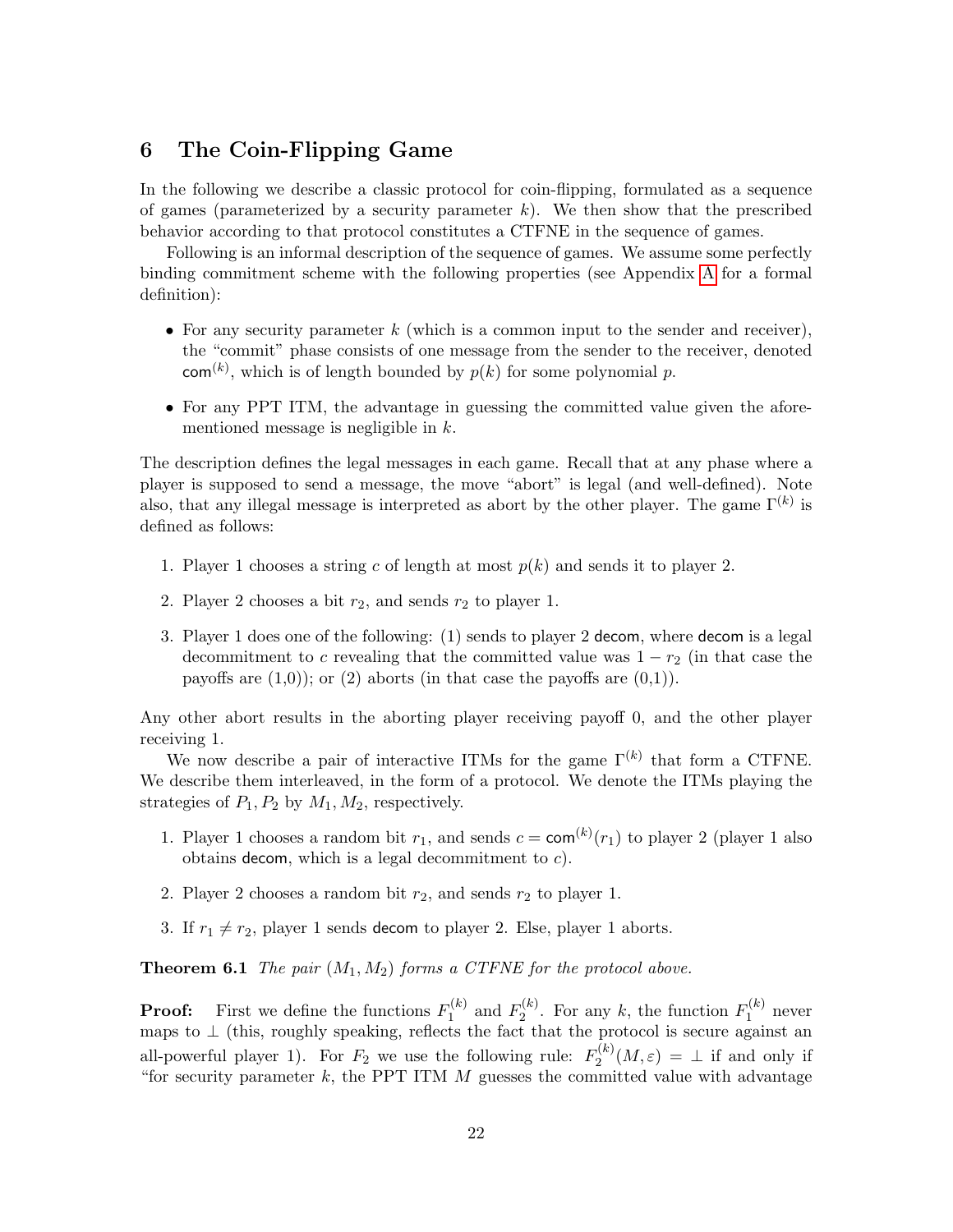## 6 The Coin-Flipping Game

In the following we describe a classic protocol for coin-flipping, formulated as a sequence of games (parameterized by a security parameter $k$). We then show that the prescribed behavior according to that protocol constitutes a CTFNE in the sequence of games.

Following is an informal description of the sequence of games. We assume some perfectly binding commitment scheme with the following properties (see Appendix A for a formal definition):

- For any security parameter $k$ (which is a common input to the sender and receiver), the "commit" phase consists of one message from the sender to the receiver, denoted $\mathsf{com}^{(k)}$, which is of length bounded by $p(k)$ for some polynomial $p$.
- For any PPT ITM, the advantage in guessing the committed value given the aforementioned message is negligible in $k$.

The description defines the legal messages in each game. Recall that at any phase where a player is supposed to send a message, the move "abort" is legal (and well-defined). Note also, that any illegal message is interpreted as abort by the other player. The game $\Gamma^{(k)}$ is defined as follows:

1. Player 1 chooses a string $c$ of length at most $p(k)$ and sends it to player 2.
2. Player 2 chooses a bit $r_2$, and sends $r_2$ to player 1.
3. Player 1 does one of the following: (1) sends to player 2 $\mathsf{decom}$, where $\mathsf{decom}$ is a legal decommitment to $c$ revealing that the committed value was $1 - r_2$ (in that case the payoffs are (1,0)); or (2) aborts (in that case the payoffs are (0,1)).

Any other abort results in the aborting player receiving payoff 0, and the other player receiving 1.

We now describe a pair of interactive ITMs for the game $\Gamma^{(k)}$ that form a CTFNE. We describe them interleaved, in the form of a protocol. We denote the ITMs playing the strategies of $P_1, P_2$ by $M_1, M_2$, respectively.

1. Player 1 chooses a random bit $r_1$, and sends $c = \mathsf{com}^{(k)}(r_1)$ to player 2 (player 1 also obtains $\mathsf{decom}$, which is a legal decommitment to $c$).
2. Player 2 chooses a random bit $r_2$, and sends $r_2$ to player 1.
3. If $r_1 \neq r_2$, player 1 sends $\mathsf{decom}$ to player 2. Else, player 1 aborts.

**Theorem 6.1** *The pair $(M_1, M_2)$ forms a CTFNE for the protocol above.*

**Proof:** First we define the functions $F_1^{(k)}$ and $F_2^{(k)}$. For any $k$, the function $F_1^{(k)}$ never maps to $\perp$ (this, roughly speaking, reflects the fact that the protocol is secure against an all-powerful player 1). For $F_2$ we use the following rule: $F_2^{(k)}(M, \varepsilon) = \perp$ if and only if "for security parameter $k$, the PPT ITM $M$ guesses the committed value with advantage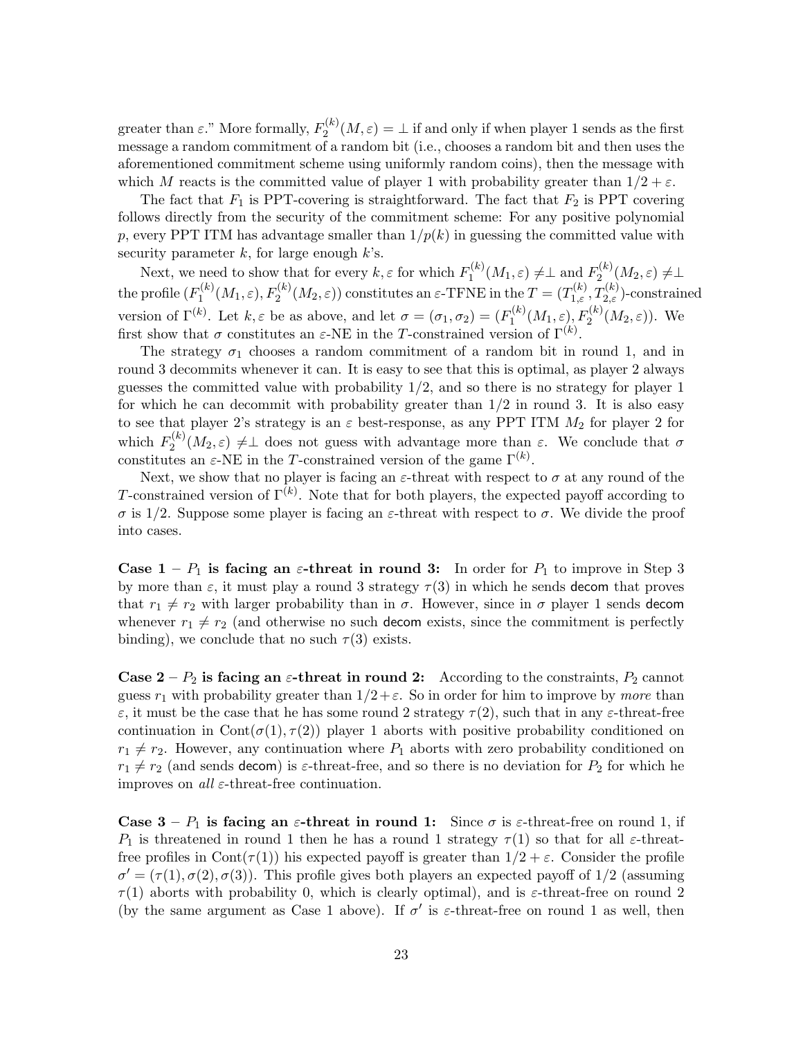greater than $\varepsilon$." More formally, $F_2^{(k)}(M, \varepsilon) = \perp$ if and only if when player 1 sends as the first message a random commitment of a random bit (i.e., chooses a random bit and then uses the aforementioned commitment scheme using uniformly random coins), then the message with which $M$ reacts is the committed value of player 1 with probability greater than $1/2 + \varepsilon$.

The fact that $F_1$ is PPT-covering is straightforward. The fact that $F_2$ is PPT covering follows directly from the security of the commitment scheme: For any positive polynomial $p$, every PPT ITM has advantage smaller than $1/p(k)$ in guessing the committed value with security parameter $k$, for large enough $k$'s.

Next, we need to show that for every $k, \varepsilon$ for which $F_1^{(k)}(M_1, \varepsilon) \neq \perp$ and $F_2^{(k)}(M_2, \varepsilon) \neq \perp$ the profile $(F_1^{(k)}(M_1, \varepsilon), F_2^{(k)}(M_2, \varepsilon))$ constitutes an $\varepsilon$-TFNE in the $T = (T_{1,\varepsilon}^{(k)}, T_{2,\varepsilon}^{(k)})$-constrained version of $\Gamma^{(k)}$. Let $k, \varepsilon$ be as above, and let $\sigma = (\sigma_1, \sigma_2) = (F_1^{(k)}(M_1, \varepsilon), F_2^{(k)}(M_2, \varepsilon))$. We first show that $\sigma$ constitutes an $\varepsilon$-NE in the $T$-constrained version of $\Gamma^{(k)}$.

The strategy $\sigma_1$ chooses a random commitment of a random bit in round 1, and in round 3 decommits whenever it can. It is easy to see that this is optimal, as player 2 always guesses the committed value with probability 1/2, and so there is no strategy for player 1 for which he can decommit with probability greater than 1/2 in round 3. It is also easy to see that player 2's strategy is an $\varepsilon$ best-response, as any PPT ITM $M_2$ for player 2 for which $F_2^{(k)}(M_2, \varepsilon) \neq \perp$ does not guess with advantage more than $\varepsilon$. We conclude that $\sigma$ constitutes an $\varepsilon$-NE in the $T$-constrained version of the game $\Gamma^{(k)}$.

Next, we show that no player is facing an $\varepsilon$-threat with respect to $\sigma$ at any round of the $T$-constrained version of $\Gamma^{(k)}$. Note that for both players, the expected payoff according to $\sigma$ is 1/2. Suppose some player is facing an $\varepsilon$-threat with respect to $\sigma$. We divide the proof into cases.

**Case 1 – $P_1$ is facing an $\varepsilon$-threat in round 3:** In order for $P_1$ to improve in Step 3 by more than $\varepsilon$, it must play a round 3 strategy $\tau(3)$ in which he sends decom that proves that $r_1 \neq r_2$ with larger probability than in $\sigma$. However, since in $\sigma$ player 1 sends decom whenever $r_1 \neq r_2$ (and otherwise no such decom exists, since the commitment is perfectly binding), we conclude that no such $\tau(3)$ exists.

**Case 2 – $P_2$ is facing an $\varepsilon$-threat in round 2:** According to the constraints, $P_2$ cannot guess $r_1$ with probability greater than $1/2 + \varepsilon$. So in order for him to improve by *more* than $\varepsilon$, it must be the case that he has some round 2 strategy $\tau(2)$, such that in any $\varepsilon$-threat-free continuation in $\text{Cont}(\sigma(1), \tau(2))$ player 1 aborts with positive probability conditioned on $r_1 \neq r_2$. However, any continuation where $P_1$ aborts with zero probability conditioned on $r_1 \neq r_2$ (and sends decom) is $\varepsilon$-threat-free, and so there is no deviation for $P_2$ for which he improves on *all* $\varepsilon$-threat-free continuation.

**Case 3 – $P_1$ is facing an $\varepsilon$-threat in round 1:** Since $\sigma$ is $\varepsilon$-threat-free on round 1, if $P_1$ is threatened in round 1 then he has a round 1 strategy $\tau(1)$ so that for all $\varepsilon$-threat-free profiles in $\text{Cont}(\tau(1))$ his expected payoff is greater than $1/2 + \varepsilon$. Consider the profile $\sigma' = (\tau(1), \sigma(2), \sigma(3))$. This profile gives both players an expected payoff of 1/2 (assuming $\tau(1)$ aborts with probability 0, which is clearly optimal), and is $\varepsilon$-threat-free on round 2 (by the same argument as Case 1 above). If $\sigma'$ is $\varepsilon$-threat-free on round 1 as well, then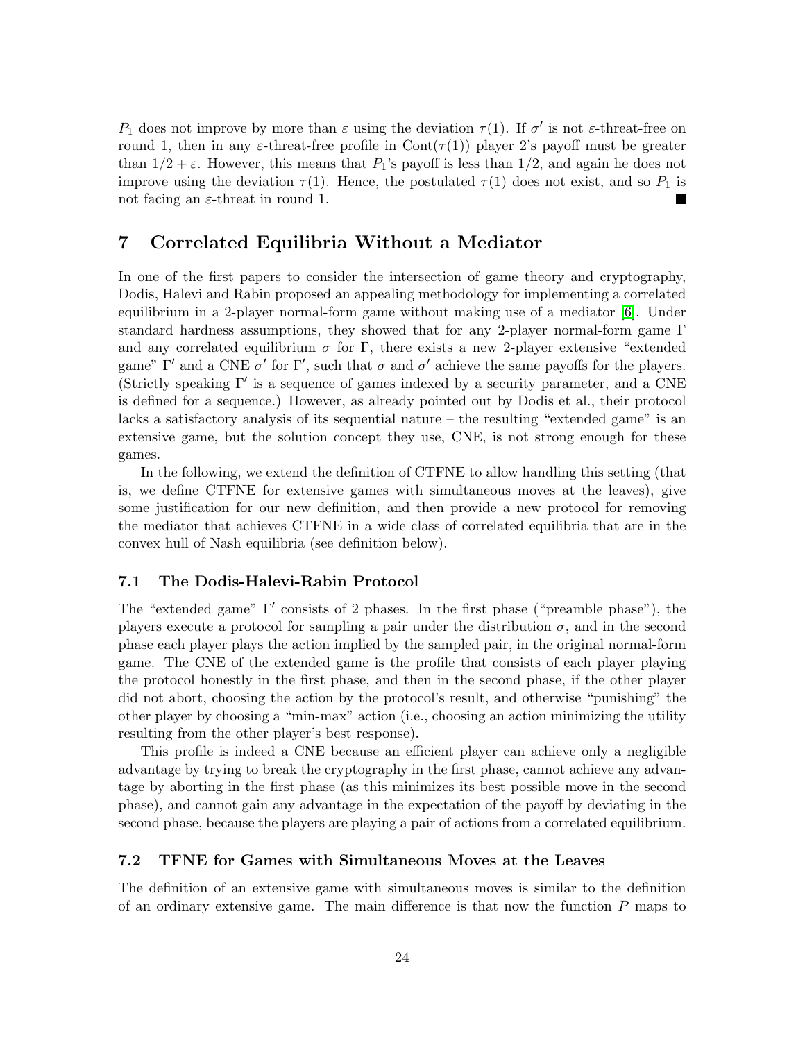$P_1$ does not improve by more than $\varepsilon$ using the deviation $\tau(1)$. If $\sigma'$ is not $\varepsilon$-threat-free on round 1, then in any $\varepsilon$-threat-free profile in $\text{Cont}(\tau(1))$ player 2's payoff must be greater than $1/2 + \varepsilon$. However, this means that $P_1$'s payoff is less than $1/2$, and again he does not improve using the deviation $\tau(1)$. Hence, the postulated $\tau(1)$ does not exist, and so $P_1$ is not facing an $\varepsilon$-threat in round 1. ■

# 7 Correlated Equilibria Without a Mediator

In one of the first papers to consider the intersection of game theory and cryptography, Dodis, Halevi and Rabin proposed an appealing methodology for implementing a correlated equilibrium in a 2-player normal-form game without making use of a mediator [6]. Under standard hardness assumptions, they showed that for any 2-player normal-form game $\Gamma$ and any correlated equilibrium $\sigma$ for $\Gamma$, there exists a new 2-player extensive "extended game" $\Gamma'$ and a CNE $\sigma'$ for $\Gamma'$, such that $\sigma$ and $\sigma'$ achieve the same payoffs for the players. (Strictly speaking $\Gamma'$ is a sequence of games indexed by a security parameter, and a CNE is defined for a sequence.) However, as already pointed out by Dodis et al., their protocol lacks a satisfactory analysis of its sequential nature – the resulting "extended game" is an extensive game, but the solution concept they use, CNE, is not strong enough for these games.

In the following, we extend the definition of CTFNE to allow handling this setting (that is, we define CTFNE for extensive games with simultaneous moves at the leaves), give some justification for our new definition, and then provide a new protocol for removing the mediator that achieves CTFNE in a wide class of correlated equilibria that are in the convex hull of Nash equilibria (see definition below).

## 7.1 The Dodis-Halevi-Rabin Protocol

The "extended game" $\Gamma'$ consists of 2 phases. In the first phase ("preamble phase"), the players execute a protocol for sampling a pair under the distribution $\sigma$, and in the second phase each player plays the action implied by the sampled pair, in the original normal-form game. The CNE of the extended game is the profile that consists of each player playing the protocol honestly in the first phase, and then in the second phase, if the other player did not abort, choosing the action by the protocol's result, and otherwise "punishing" the other player by choosing a "min-max" action (i.e., choosing an action minimizing the utility resulting from the other player's best response).

This profile is indeed a CNE because an efficient player can achieve only a negligible advantage by trying to break the cryptography in the first phase, cannot achieve any advantage by aborting in the first phase (as this minimizes its best possible move in the second phase), and cannot gain any advantage in the expectation of the payoff by deviating in the second phase, because the players are playing a pair of actions from a correlated equilibrium.

## 7.2 TFNE for Games with Simultaneous Moves at the Leaves

The definition of an extensive game with simultaneous moves is similar to the definition of an ordinary extensive game. The main difference is that now the function $P$ maps to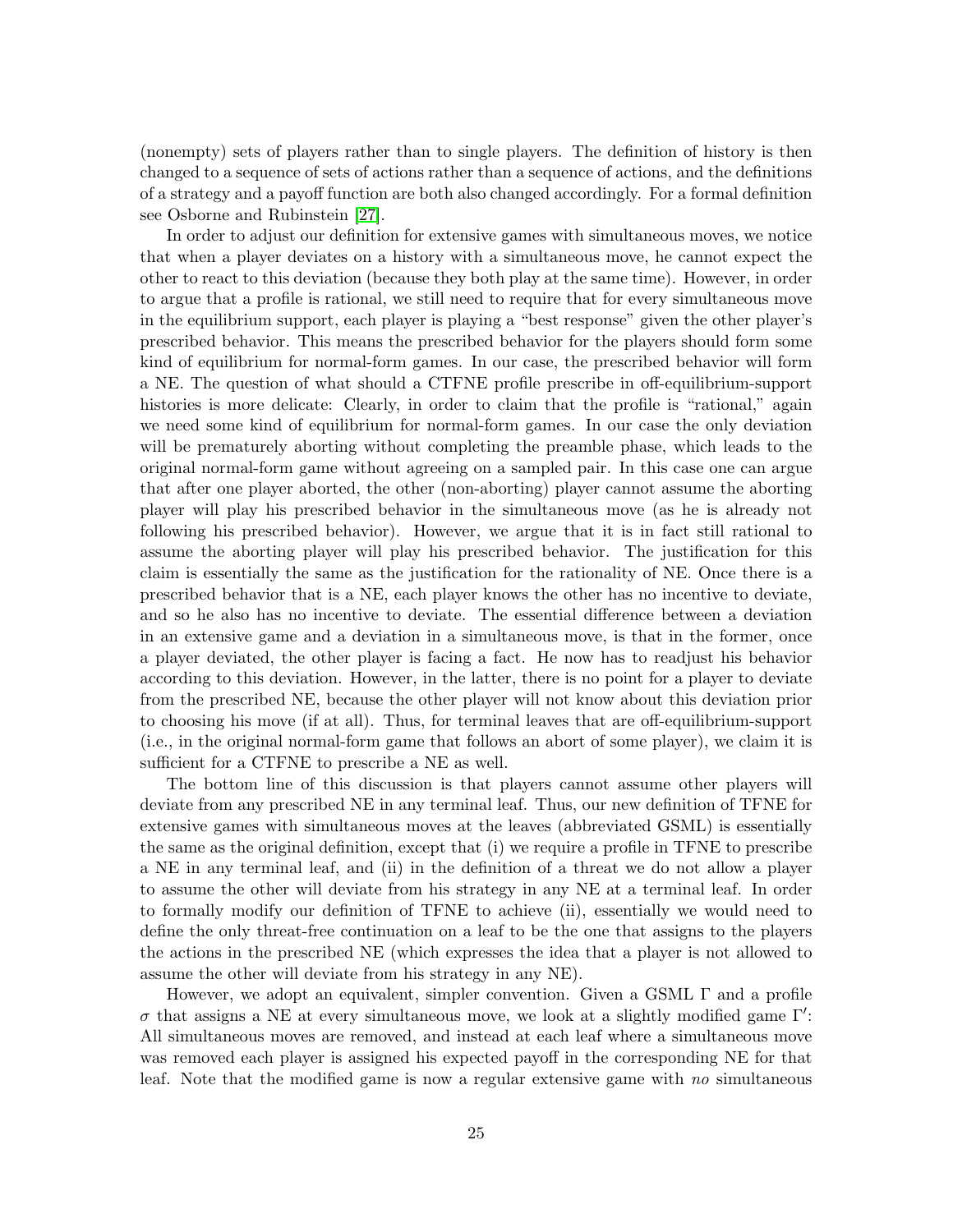(nonempty) sets of players rather than to single players. The definition of history is then changed to a sequence of sets of actions rather than a sequence of actions, and the definitions of a strategy and a payoff function are both also changed accordingly. For a formal definition see Osborne and Rubinstein [27].

In order to adjust our definition for extensive games with simultaneous moves, we notice that when a player deviates on a history with a simultaneous move, he cannot expect the other to react to this deviation (because they both play at the same time). However, in order to argue that a profile is rational, we still need to require that for every simultaneous move in the equilibrium support, each player is playing a "best response" given the other player's prescribed behavior. This means the prescribed behavior for the players should form some kind of equilibrium for normal-form games. In our case, the prescribed behavior will form a NE. The question of what should a CTFNE profile prescribe in off-equilibrium-support histories is more delicate: Clearly, in order to claim that the profile is "rational," again we need some kind of equilibrium for normal-form games. In our case the only deviation will be prematurely aborting without completing the preamble phase, which leads to the original normal-form game without agreeing on a sampled pair. In this case one can argue that after one player aborted, the other (non-aborting) player cannot assume the aborting player will play his prescribed behavior in the simultaneous move (as he is already not following his prescribed behavior). However, we argue that it is in fact still rational to assume the aborting player will play his prescribed behavior. The justification for this claim is essentially the same as the justification for the rationality of NE. Once there is a prescribed behavior that is a NE, each player knows the other has no incentive to deviate, and so he also has no incentive to deviate. The essential difference between a deviation in an extensive game and a deviation in a simultaneous move, is that in the former, once a player deviated, the other player is facing a fact. He now has to readjust his behavior according to this deviation. However, in the latter, there is no point for a player to deviate from the prescribed NE, because the other player will not know about this deviation prior to choosing his move (if at all). Thus, for terminal leaves that are off-equilibrium-support (i.e., in the original normal-form game that follows an abort of some player), we claim it is sufficient for a CTFNE to prescribe a NE as well.

The bottom line of this discussion is that players cannot assume other players will deviate from any prescribed NE in any terminal leaf. Thus, our new definition of TFNE for extensive games with simultaneous moves at the leaves (abbreviated GSML) is essentially the same as the original definition, except that (i) we require a profile in TFNE to prescribe a NE in any terminal leaf, and (ii) in the definition of a threat we do not allow a player to assume the other will deviate from his strategy in any NE at a terminal leaf. In order to formally modify our definition of TFNE to achieve (ii), essentially we would need to define the only threat-free continuation on a leaf to be the one that assigns to the players the actions in the prescribed NE (which expresses the idea that a player is not allowed to assume the other will deviate from his strategy in any NE).

However, we adopt an equivalent, simpler convention. Given a GSML $\Gamma$ and a profile $\sigma$ that assigns a NE at every simultaneous move, we look at a slightly modified game $\Gamma'$: All simultaneous moves are removed, and instead at each leaf where a simultaneous move was removed each player is assigned his expected payoff in the corresponding NE for that leaf. Note that the modified game is now a regular extensive game with *no* simultaneous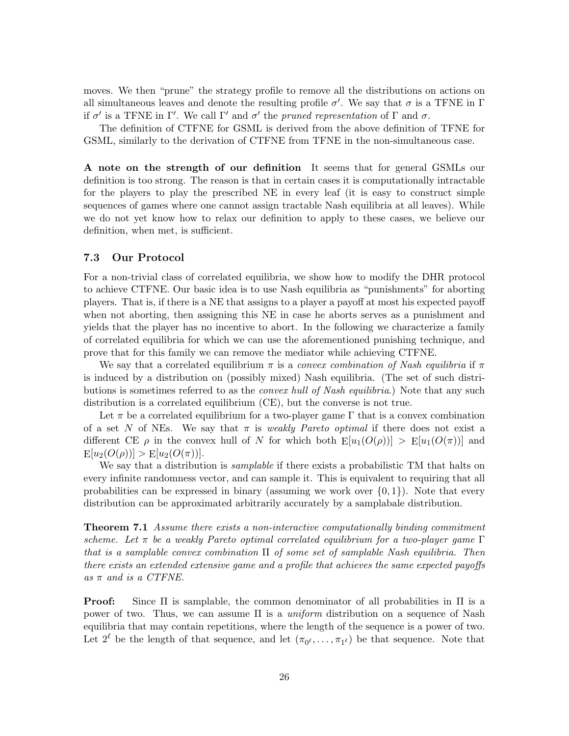moves. We then "prune" the strategy profile to remove all the distributions on actions on all simultaneous leaves and denote the resulting profile $\sigma'$. We say that $\sigma$ is a TFNE in $\Gamma$ if $\sigma'$ is a TFNE in $\Gamma'$. We call $\Gamma'$ and $\sigma'$ the *pruned representation* of $\Gamma$ and $\sigma$.

The definition of CTFNE for GSML is derived from the above definition of TFNE for GSML, similarly to the derivation of CTFNE from TFNE in the non-simultaneous case.

**A note on the strength of our definition** It seems that for general GSMLs our definition is too strong. The reason is that in certain cases it is computationally intractable for the players to play the prescribed NE in every leaf (it is easy to construct simple sequences of games where one cannot assign tractable Nash equilibria at all leaves). While we do not yet know how to relax our definition to apply to these cases, we believe our definition, when met, is sufficient.

### 7.3 Our Protocol

For a non-trivial class of correlated equilibria, we show how to modify the DHR protocol to achieve CTFNE. Our basic idea is to use Nash equilibria as "punishments" for aborting players. That is, if there is a NE that assigns to a player a payoff at most his expected payoff when not aborting, then assigning this NE in case he aborts serves as a punishment and yields that the player has no incentive to abort. In the following we characterize a family of correlated equilibria for which we can use the aforementioned punishing technique, and prove that for this family we can remove the mediator while achieving CTFNE.

We say that a correlated equilibrium $\pi$ is a *convex combination of Nash equilibria* if $\pi$ is induced by a distribution on (possibly mixed) Nash equilibria. (The set of such distributions is sometimes referred to as the *convex hull of Nash equilibria*.) Note that any such distribution is a correlated equilibrium (CE), but the converse is not true.

Let $\pi$ be a correlated equilibrium for a two-player game $\Gamma$ that is a convex combination of a set $N$ of NEs. We say that $\pi$ is *weakly Pareto optimal* if there does not exist a different CE $\rho$ in the convex hull of $N$ for which both $\mathrm{E}[u_1(O(\rho))] > \mathrm{E}[u_1(O(\pi))]$ and $\mathrm{E}[u_2(O(\rho))] > \mathrm{E}[u_2(O(\pi))]$.

We say that a distribution is *samplable* if there exists a probabilistic TM that halts on every infinite randomness vector, and can sample it. This is equivalent to requiring that all probabilities can be expressed in binary (assuming we work over $\{0, 1\}$). Note that every distribution can be approximated arbitrarily accurately by a samplabale distribution.

**Theorem 7.1** *Assume there exists a non-interactive computationally binding commitment scheme. Let $\pi$ be a weakly Pareto optimal correlated equilibrium for a two-player game $\Gamma$ that is a samplable convex combination $\Pi$ of some set of samplable Nash equilibria. Then there exists an extended extensive game and a profile that achieves the same expected payoffs as $\pi$ and is a CTFNE.*

**Proof:** Since $\Pi$ is samplable, the common denominator of all probabilities in $\Pi$ is a power of two. Thus, we can assume $\Pi$ is a *uniform* distribution on a sequence of Nash equilibria that may contain repetitions, where the length of the sequence is a power of two. Let $2^\ell$ be the length of that sequence, and let $(\pi_{0^\ell}, \ldots, \pi_{1^\ell})$ be that sequence. Note that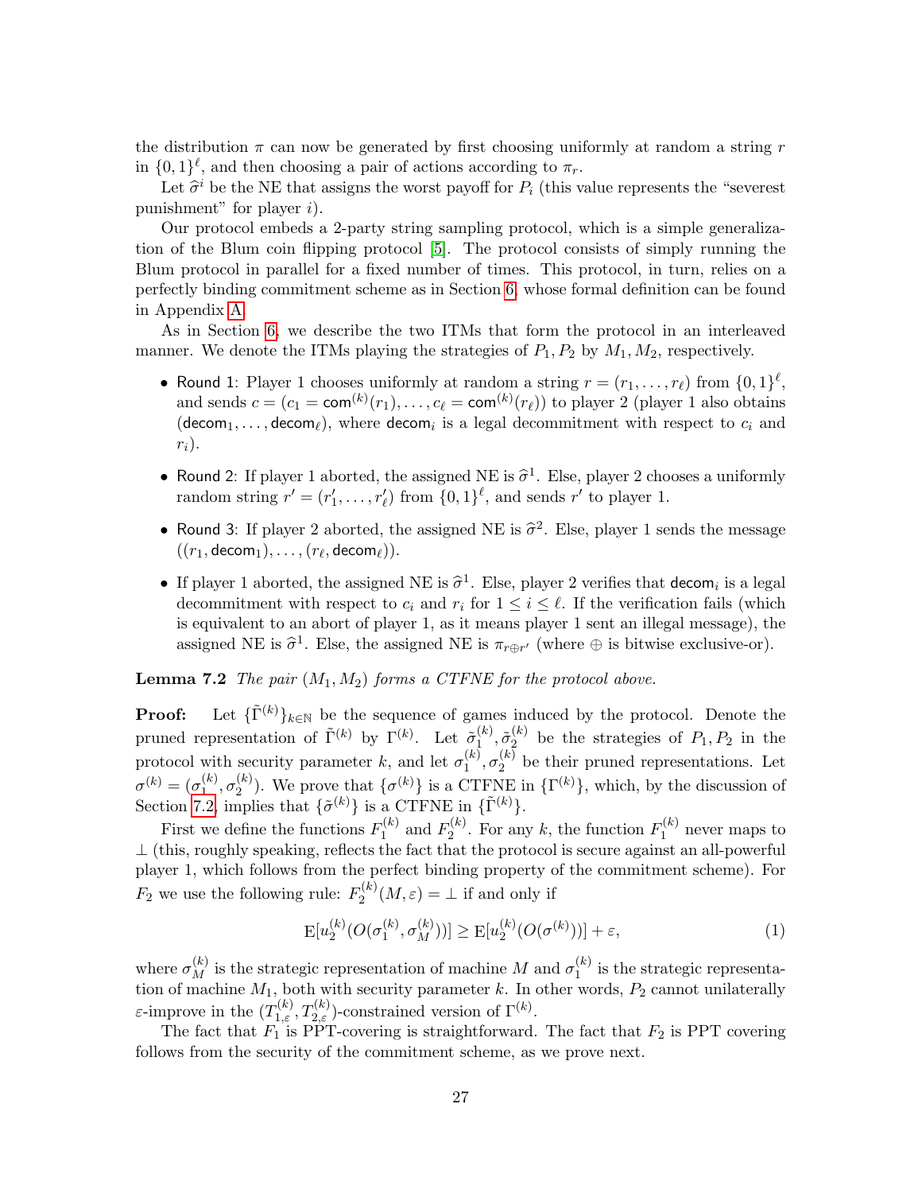the distribution $\pi$ can now be generated by first choosing uniformly at random a string $r$ in $\{0,1\}^\ell$, and then choosing a pair of actions according to $\pi_r$.

Let $\widehat{\sigma}^i$ be the NE that assigns the worst payoff for $P_i$ (this value represents the "severest punishment" for player $i$).

Our protocol embeds a 2-party string sampling protocol, which is a simple generalization of the Blum coin flipping protocol [5]. The protocol consists of simply running the Blum protocol in parallel for a fixed number of times. This protocol, in turn, relies on a perfectly binding commitment scheme as in Section 6, whose formal definition can be found in Appendix A.

As in Section 6, we describe the two ITMs that form the protocol in an interleaved manner. We denote the ITMs playing the strategies of $P_1, P_2$ by $M_1, M_2$, respectively.

- Round 1: Player 1 chooses uniformly at random a string $r = (r_1, \ldots, r_\ell)$ from $\{0,1\}^\ell$, and sends $c = (c_1 = \mathsf{com}^{(k)}(r_1), \ldots, c_\ell = \mathsf{com}^{(k)}(r_\ell))$ to player 2 (player 1 also obtains $(\mathsf{decom}_1, \ldots, \mathsf{decom}_\ell)$, where $\mathsf{decom}_i$ is a legal decommitment with respect to $c_i$ and $r_i$).
- Round 2: If player 1 aborted, the assigned NE is $\widehat{\sigma}^1$. Else, player 2 chooses a uniformly random string $r' = (r'_1, \ldots, r'_\ell)$ from $\{0,1\}^\ell$, and sends $r'$ to player 1.
- Round 3: If player 2 aborted, the assigned NE is $\widehat{\sigma}^2$. Else, player 1 sends the message $((r_1, \mathsf{decom}_1), \ldots, (r_\ell, \mathsf{decom}_\ell))$.
- If player 1 aborted, the assigned NE is $\widehat{\sigma}^1$. Else, player 2 verifies that $\mathsf{decom}_i$ is a legal decommitment with respect to $c_i$ and $r_i$ for $1 \leq i \leq \ell$. If the verification fails (which is equivalent to an abort of player 1, as it means player 1 sent an illegal message), the assigned NE is $\widehat{\sigma}^1$. Else, the assigned NE is $\pi_{r \oplus r'}$ (where $\oplus$ is bitwise exclusive-or).

**Lemma 7.2** *The pair $(M_1, M_2)$ forms a CTFNE for the protocol above.*

**Proof:** Let $\{\tilde{\Gamma}^{(k)}\}_{k \in \mathbb{N}}$ be the sequence of games induced by the protocol. Denote the pruned representation of $\tilde{\Gamma}^{(k)}$ by $\Gamma^{(k)}$. Let $\tilde{\sigma}_1^{(k)}, \tilde{\sigma}_2^{(k)}$ be the strategies of $P_1, P_2$ in the protocol with security parameter $k$, and let $\sigma_1^{(k)}, \sigma_2^{(k)}$ be their pruned representations. Let $\sigma^{(k)} = (\sigma_1^{(k)}, \sigma_2^{(k)})$. We prove that $\{\sigma^{(k)}\}$ is a CTFNE in $\{\Gamma^{(k)}\}$, which, by the discussion of Section 7.2, implies that $\{\tilde{\sigma}^{(k)}\}$ is a CTFNE in $\{\tilde{\Gamma}^{(k)}\}$.

First we define the functions $F_1^{(k)}$ and $F_2^{(k)}$. For any $k$, the function $F_1^{(k)}$ never maps to $\perp$ (this, roughly speaking, reflects the fact that the protocol is secure against an all-powerful player 1, which follows from the perfect binding property of the commitment scheme). For $F_2$ we use the following rule: $F_2^{(k)}(M, \varepsilon) = \perp$ if and only if

$$\mathrm{E}[u_2^{(k)}(O(\sigma_1^{(k)}, \sigma_M^{(k)}))] \geq \mathrm{E}[u_2^{(k)}(O(\sigma^{(k)}))] + \varepsilon, \tag{1}$$

where $\sigma_M^{(k)}$ is the strategic representation of machine $M$ and $\sigma_1^{(k)}$ is the strategic representation of machine $M_1$, both with security parameter $k$. In other words, $P_2$ cannot unilaterally $\varepsilon$-improve in the $(T_{1,\varepsilon}^{(k)}, T_{2,\varepsilon}^{(k)})$-constrained version of $\Gamma^{(k)}$.

The fact that $F_1$ is PPT-covering is straightforward. The fact that $F_2$ is PPT covering follows from the security of the commitment scheme, as we prove next.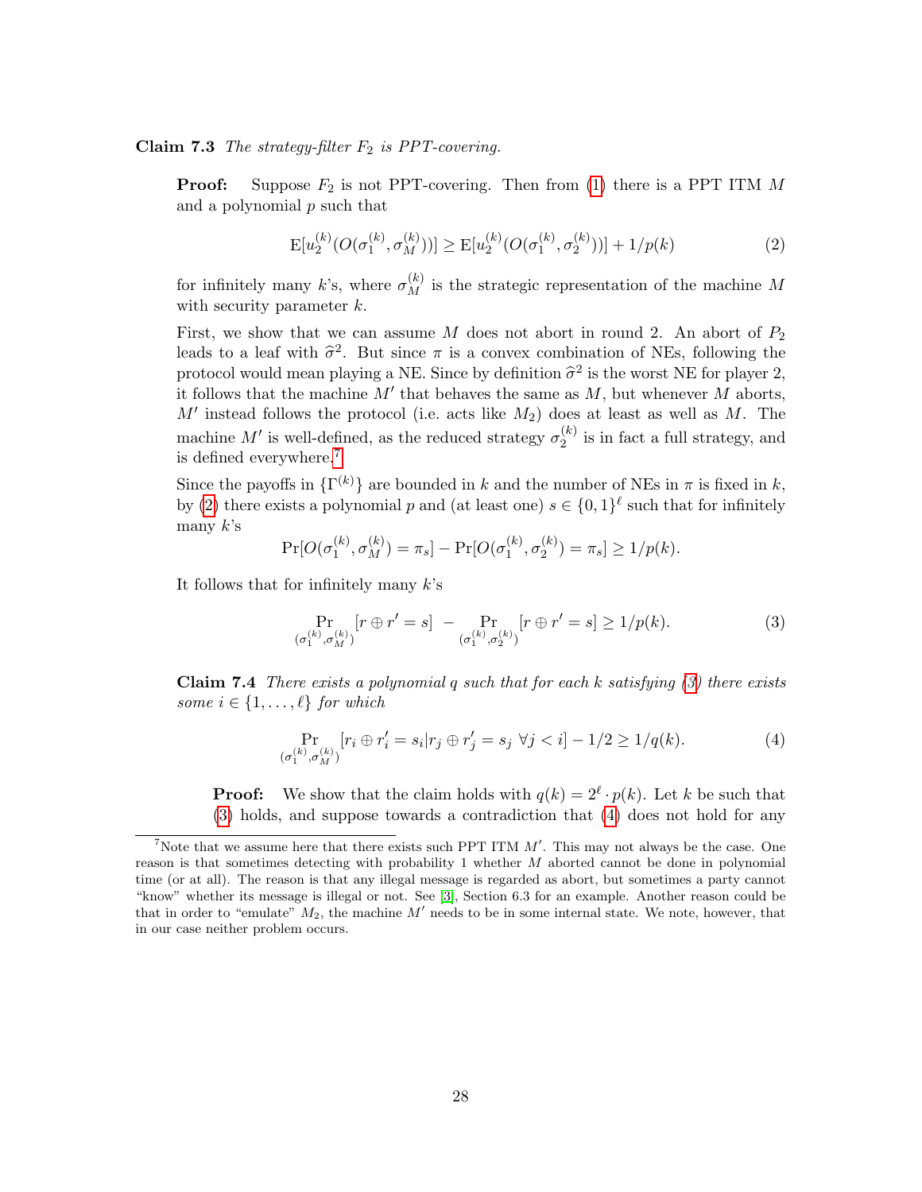**Claim 7.3** *The strategy-filter $F_2$ is PPT-covering.*

**Proof:** Suppose $F_2$ is not PPT-covering. Then from (1) there is a PPT ITM $M$ and a polynomial $p$ such that

$$\mathrm{E}[u_2^{(k)}(O(\sigma_1^{(k)}, \sigma_M^{(k)}))] \geq \mathrm{E}[u_2^{(k)}(O(\sigma_1^{(k)}, \sigma_2^{(k)}))] + 1/p(k) \tag{2}$$

for infinitely many $k$'s, where $\sigma_M^{(k)}$ is the strategic representation of the machine $M$ with security parameter $k$.

First, we show that we can assume $M$ does not abort in round 2. An abort of $P_2$ leads to a leaf with $\widehat{\sigma}^2$. But since $\pi$ is a convex combination of NEs, following the protocol would mean playing a NE. Since by definition $\widehat{\sigma}^2$ is the worst NE for player 2, it follows that the machine $M'$ that behaves the same as $M$, but whenever $M$ aborts, $M'$ instead follows the protocol (i.e. acts like $M_2$) does at least as well as $M$. The machine $M'$ is well-defined, as the reduced strategy $\sigma_2^{(k)}$ is in fact a full strategy, and is defined everywhere.[7]

Since the payoffs in $\{\Gamma^{(k)}\}$ are bounded in $k$ and the number of NEs in $\pi$ is fixed in $k$, by (2) there exists a polynomial $p$ and (at least one) $s \in \{0,1\}^\ell$ such that for infinitely many $k$'s

$$\Pr[O(\sigma_1^{(k)}, \sigma_M^{(k)}) = \pi_s] - \Pr[O(\sigma_1^{(k)}, \sigma_2^{(k)}) = \pi_s] \geq 1/p(k).$$

It follows that for infinitely many $k$'s

$$\Pr_{(\sigma_1^{(k)}, \sigma_M^{(k)})}[r \oplus r' = s] \; - \Pr_{(\sigma_1^{(k)}, \sigma_2^{(k)})}[r \oplus r' = s] \geq 1/p(k). \tag{3}$$

**Claim 7.4** *There exists a polynomial $q$ such that for each $k$ satisfying (3) there exists some $i \in \{1, \ldots, \ell\}$ for which*

$$\Pr_{(\sigma_1^{(k)}, \sigma_M^{(k)})}[r_i \oplus r'_i = s_i | r_j \oplus r'_j = s_j \;\; \forall j < i] - 1/2 \geq 1/q(k). \tag{4}$$

**Proof:** We show that the claim holds with $q(k) = 2^\ell \cdot p(k)$. Let $k$ be such that (3) holds, and suppose towards a contradiction that (4) does not hold for any

[7]Note that we assume here that there exists such PPT ITM $M'$. This may not always be the case. One reason is that sometimes detecting with probability 1 whether $M$ aborted cannot be done in polynomial time (or at all). The reason is that any illegal message is regarded as abort, but sometimes a party cannot "know" whether its message is illegal or not. See [3], Section 6.3 for an example. Another reason could be that in order to "emulate" $M_2$, the machine $M'$ needs to be in some internal state. We note, however, that in our case neither problem occurs.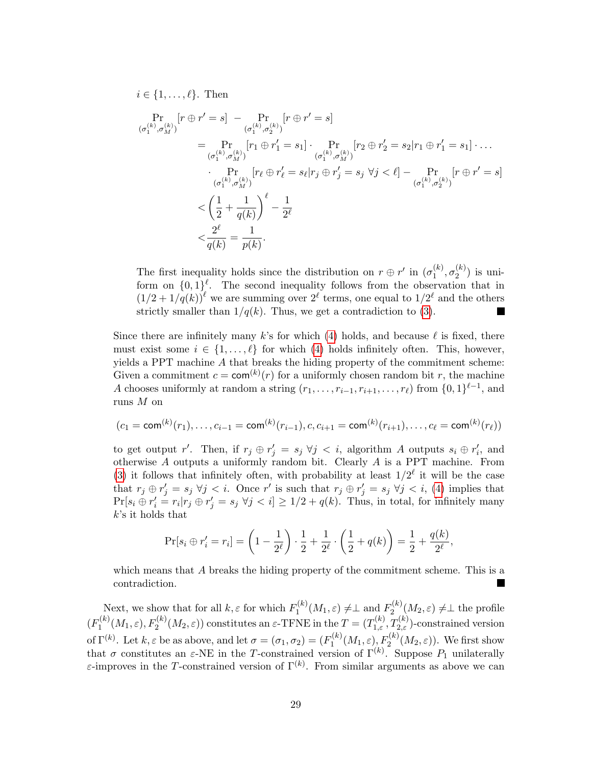$i \in \{1, \ldots, \ell\}$. Then

$$
\begin{aligned}
&\Pr_{(\sigma_1^{(k)}, \sigma_M^{(k)})}[r \oplus r' = s] \; - \Pr_{(\sigma_1^{(k)}, \sigma_2^{(k)})}[r \oplus r' = s] \\
&\quad = \Pr_{(\sigma_1^{(k)}, \sigma_M^{(k)})}[r_1 \oplus r_1' = s_1] \cdot \Pr_{(\sigma_1^{(k)}, \sigma_M^{(k)})}[r_2 \oplus r_2' = s_2 | r_1 \oplus r_1' = s_1] \cdot \ldots \\
&\qquad \cdot \Pr_{(\sigma_1^{(k)}, \sigma_M^{(k)})}[r_\ell \oplus r_\ell' = s_\ell | r_j \oplus r_j' = s_j \; \forall j < \ell] - \Pr_{(\sigma_1^{(k)}, \sigma_2^{(k)})}[r \oplus r' = s] \\
&\quad < \left(\frac{1}{2} + \frac{1}{q(k)}\right)^\ell - \frac{1}{2^\ell} \\
&\quad < \frac{2^\ell}{q(k)} = \frac{1}{p(k)}.
\end{aligned}
$$

The first inequality holds since the distribution on $r \oplus r'$ in $(\sigma_1^{(k)}, \sigma_2^{(k)})$ is uniform on $\{0,1\}^\ell$. The second inequality follows from the observation that in $(1/2 + 1/q(k))^\ell$ we are summing over $2^\ell$ terms, one equal to $1/2^\ell$ and the others strictly smaller than $1/q(k)$. Thus, we get a contradiction to (3). ■

Since there are infinitely many $k$'s for which (4) holds, and because $\ell$ is fixed, there must exist some $i \in \{1, \ldots, \ell\}$ for which (4) holds infinitely often. This, however, yields a PPT machine $A$ that breaks the hiding property of the commitment scheme: Given a commitment $c = \mathsf{com}^{(k)}(r)$ for a uniformly chosen random bit $r$, the machine $A$ chooses uniformly at random a string $(r_1, \ldots, r_{i-1}, r_{i+1}, \ldots, r_\ell)$ from $\{0,1\}^{\ell-1}$, and runs $M$ on

$$
(c_1 = \mathsf{com}^{(k)}(r_1), \ldots, c_{i-1} = \mathsf{com}^{(k)}(r_{i-1}), c, c_{i+1} = \mathsf{com}^{(k)}(r_{i+1}), \ldots, c_\ell = \mathsf{com}^{(k)}(r_\ell))
$$

to get output $r'$. Then, if $r_j \oplus r_j' = s_j \; \forall j < i$, algorithm $A$ outputs $s_i \oplus r_i'$, and otherwise $A$ outputs a uniformly random bit. Clearly $A$ is a PPT machine. From (3) it follows that infinitely often, with probability at least $1/2^\ell$ it will be the case that $r_j \oplus r_j' = s_j \; \forall j < i$. Once $r'$ is such that $r_j \oplus r_j' = s_j \; \forall j < i$, (4) implies that $\Pr[s_i \oplus r_i' = r_i | r_j \oplus r_j' = s_j \; \forall j < i] \geq 1/2 + q(k)$. Thus, in total, for infinitely many $k$'s it holds that

$$
\Pr[s_i \oplus r_i' = r_i] = \left(1 - \frac{1}{2^\ell}\right) \cdot \frac{1}{2} + \frac{1}{2^\ell} \cdot \left(\frac{1}{2} + q(k)\right) = \frac{1}{2} + \frac{q(k)}{2^\ell},
$$

which means that $A$ breaks the hiding property of the commitment scheme. This is a contradiction. ■

Next, we show that for all $k, \varepsilon$ for which $F_1^{(k)}(M_1, \varepsilon) \neq \perp$ and $F_2^{(k)}(M_2, \varepsilon) \neq \perp$ the profile $(F_1^{(k)}(M_1, \varepsilon), F_2^{(k)}(M_2, \varepsilon))$ constitutes an $\varepsilon$-TFNE in the $T = (T_{1,\varepsilon}^{(k)}, T_{2,\varepsilon}^{(k)})$-constrained version of $\Gamma^{(k)}$. Let $k, \varepsilon$ be as above, and let $\sigma = (\sigma_1, \sigma_2) = (F_1^{(k)}(M_1, \varepsilon), F_2^{(k)}(M_2, \varepsilon))$. We first show that $\sigma$ constitutes an $\varepsilon$-NE in the $T$-constrained version of $\Gamma^{(k)}$. Suppose $P_1$ unilaterally $\varepsilon$-improves in the $T$-constrained version of $\Gamma^{(k)}$. From similar arguments as above we can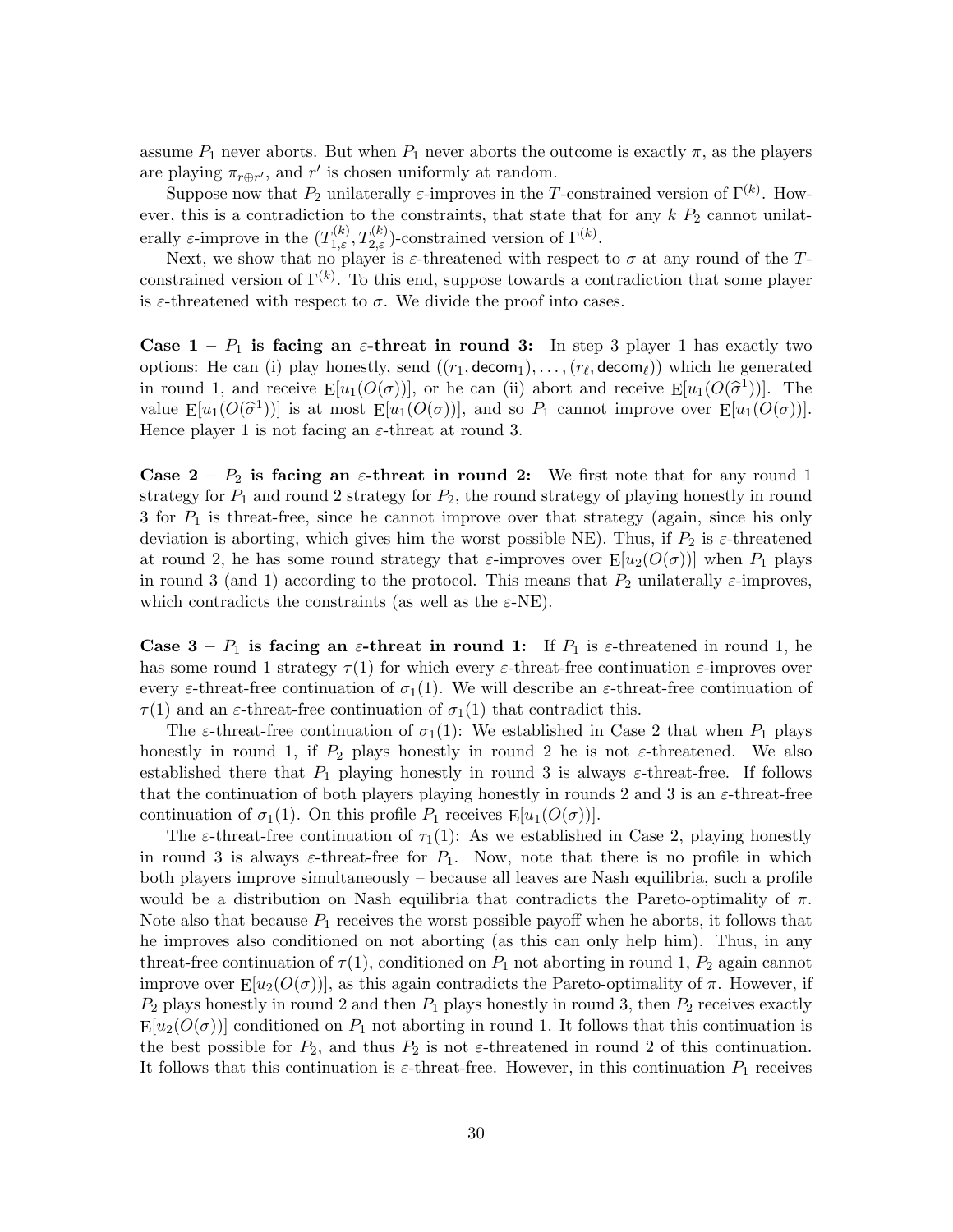assume $P_1$ never aborts. But when $P_1$ never aborts the outcome is exactly $\pi$, as the players are playing $\pi_{r \oplus r'}$, and $r'$ is chosen uniformly at random.

Suppose now that $P_2$ unilaterally $\varepsilon$-improves in the $T$-constrained version of $\Gamma^{(k)}$. However, this is a contradiction to the constraints, that state that for any $k$ $P_2$ cannot unilaterally $\varepsilon$-improve in the $(T_{1,\varepsilon}^{(k)}, T_{2,\varepsilon}^{(k)})$-constrained version of $\Gamma^{(k)}$.

Next, we show that no player is $\varepsilon$-threatened with respect to $\sigma$ at any round of the $T$-constrained version of $\Gamma^{(k)}$. To this end, suppose towards a contradiction that some player is $\varepsilon$-threatened with respect to $\sigma$. We divide the proof into cases.

**Case 1 – $P_1$ is facing an $\varepsilon$-threat in round 3:** In step 3 player 1 has exactly two options: He can (i) play honestly, send $((r_1, \mathsf{decom}_1), \ldots, (r_\ell, \mathsf{decom}_\ell))$ which he generated in round 1, and receive $\mathrm{E}[u_1(O(\sigma))]$, or he can (ii) abort and receive $\mathrm{E}[u_1(O(\widehat{\sigma}^1))]$. The value $\mathrm{E}[u_1(O(\widehat{\sigma}^1))]$ is at most $\mathrm{E}[u_1(O(\sigma))]$, and so $P_1$ cannot improve over $\mathrm{E}[u_1(O(\sigma))]$. Hence player 1 is not facing an $\varepsilon$-threat at round 3.

**Case 2 – $P_2$ is facing an $\varepsilon$-threat in round 2:** We first note that for any round 1 strategy for $P_1$ and round 2 strategy for $P_2$, the round strategy of playing honestly in round 3 for $P_1$ is threat-free, since he cannot improve over that strategy (again, since his only deviation is aborting, which gives him the worst possible NE). Thus, if $P_2$ is $\varepsilon$-threatened at round 2, he has some round strategy that $\varepsilon$-improves over $\mathrm{E}[u_2(O(\sigma))]$ when $P_1$ plays in round 3 (and 1) according to the protocol. This means that $P_2$ unilaterally $\varepsilon$-improves, which contradicts the constraints (as well as the $\varepsilon$-NE).

**Case 3 – $P_1$ is facing an $\varepsilon$-threat in round 1:** If $P_1$ is $\varepsilon$-threatened in round 1, he has some round 1 strategy $\tau(1)$ for which every $\varepsilon$-threat-free continuation $\varepsilon$-improves over every $\varepsilon$-threat-free continuation of $\sigma_1(1)$. We will describe an $\varepsilon$-threat-free continuation of $\tau(1)$ and an $\varepsilon$-threat-free continuation of $\sigma_1(1)$ that contradict this.

The $\varepsilon$-threat-free continuation of $\sigma_1(1)$: We established in Case 2 that when $P_1$ plays honestly in round 1, if $P_2$ plays honestly in round 2 he is not $\varepsilon$-threatened. We also established there that $P_1$ playing honestly in round 3 is always $\varepsilon$-threat-free. If follows that the continuation of both players playing honestly in rounds 2 and 3 is an $\varepsilon$-threat-free continuation of $\sigma_1(1)$. On this profile $P_1$ receives $\mathrm{E}[u_1(O(\sigma))]$.

The $\varepsilon$-threat-free continuation of $\tau_1(1)$: As we established in Case 2, playing honestly in round 3 is always $\varepsilon$-threat-free for $P_1$. Now, note that there is no profile in which both players improve simultaneously – because all leaves are Nash equilibria, such a profile would be a distribution on Nash equilibria that contradicts the Pareto-optimality of $\pi$. Note also that because $P_1$ receives the worst possible payoff when he aborts, it follows that he improves also conditioned on not aborting (as this can only help him). Thus, in any threat-free continuation of $\tau(1)$, conditioned on $P_1$ not aborting in round 1, $P_2$ again cannot improve over $\mathrm{E}[u_2(O(\sigma))]$, as this again contradicts the Pareto-optimality of $\pi$. However, if $P_2$ plays honestly in round 2 and then $P_1$ plays honestly in round 3, then $P_2$ receives exactly $\mathrm{E}[u_2(O(\sigma))]$ conditioned on $P_1$ not aborting in round 1. It follows that this continuation is the best possible for $P_2$, and thus $P_2$ is not $\varepsilon$-threatened in round 2 of this continuation. It follows that this continuation is $\varepsilon$-threat-free. However, in this continuation $P_1$ receives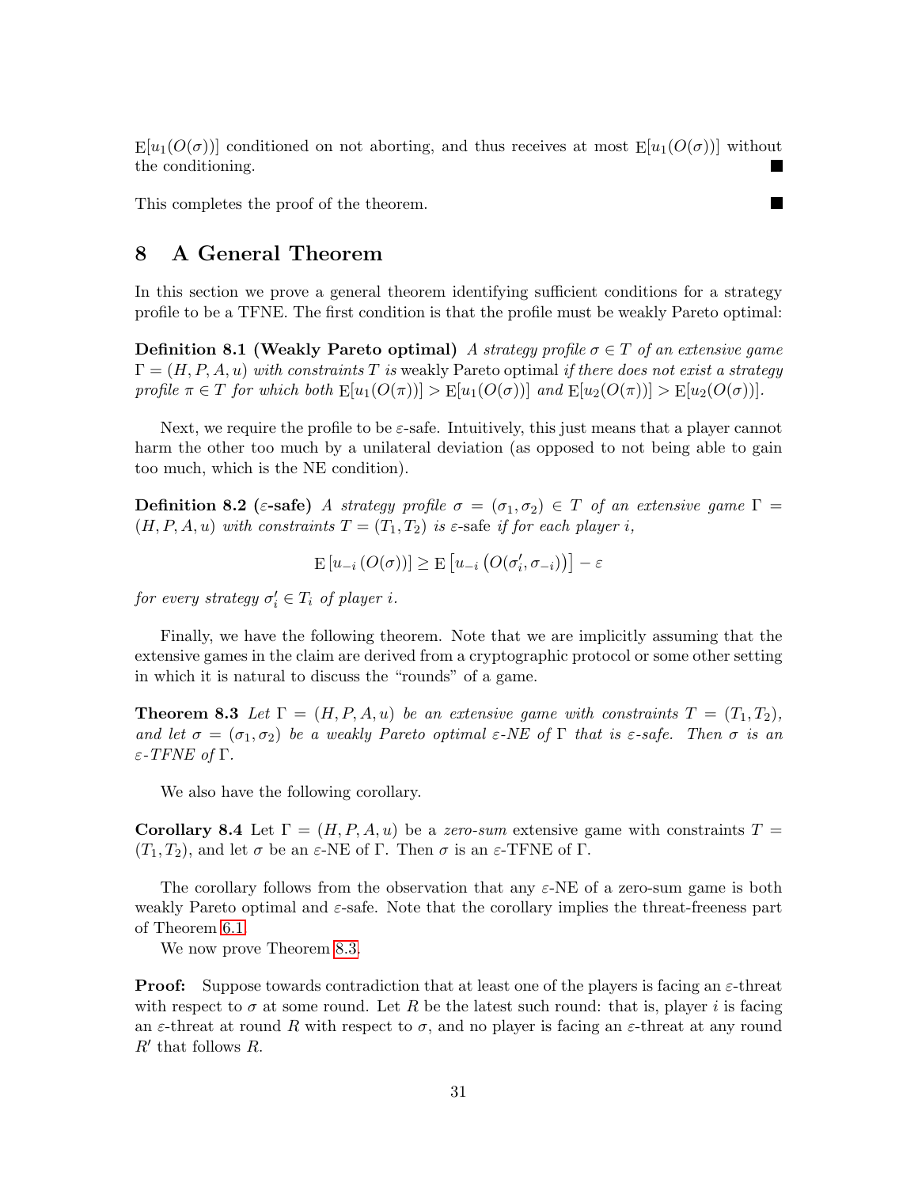$\mathrm{E}[u_1(O(\sigma))]$ conditioned on not aborting, and thus receives at most $\mathrm{E}[u_1(O(\sigma))]$ without the conditioning. ■

This completes the proof of the theorem. ■

## 8 A General Theorem

In this section we prove a general theorem identifying sufficient conditions for a strategy profile to be a TFNE. The first condition is that the profile must be weakly Pareto optimal:

**Definition 8.1 (Weakly Pareto optimal)** *A strategy profile $\sigma \in T$ of an extensive game $\Gamma = (H, P, A, u)$ with constraints $T$ is* weakly Pareto optimal *if there does not exist a strategy profile $\pi \in T$ for which both $\mathrm{E}[u_1(O(\pi))] > \mathrm{E}[u_1(O(\sigma))]$ and $\mathrm{E}[u_2(O(\pi))] > \mathrm{E}[u_2(O(\sigma))]$.*

Next, we require the profile to be $\varepsilon$-safe. Intuitively, this just means that a player cannot harm the other too much by a unilateral deviation (as opposed to not being able to gain too much, which is the NE condition).

**Definition 8.2 ($\varepsilon$-safe)** *A strategy profile $\sigma = (\sigma_1, \sigma_2) \in T$ of an extensive game $\Gamma = (H, P, A, u)$ with constraints $T = (T_1, T_2)$ is* $\varepsilon$-safe *if for each player $i$,*

$$\mathrm{E}\left[u_{-i}\left(O(\sigma)\right)\right] \geq \mathrm{E}\left[u_{-i}\left(O(\sigma'_i, \sigma_{-i})\right)\right] - \varepsilon$$

*for every strategy $\sigma'_i \in T_i$ of player $i$.*

Finally, we have the following theorem. Note that we are implicitly assuming that the extensive games in the claim are derived from a cryptographic protocol or some other setting in which it is natural to discuss the "rounds" of a game.

**Theorem 8.3** *Let $\Gamma = (H, P, A, u)$ be an extensive game with constraints $T = (T_1, T_2)$, and let $\sigma = (\sigma_1, \sigma_2)$ be a weakly Pareto optimal $\varepsilon$-NE of $\Gamma$ that is $\varepsilon$-safe. Then $\sigma$ is an $\varepsilon$-TFNE of $\Gamma$.*

We also have the following corollary.

**Corollary 8.4** Let $\Gamma = (H, P, A, u)$ be a *zero-sum* extensive game with constraints $T = (T_1, T_2)$, and let $\sigma$ be an $\varepsilon$-NE of $\Gamma$. Then $\sigma$ is an $\varepsilon$-TFNE of $\Gamma$.

The corollary follows from the observation that any $\varepsilon$-NE of a zero-sum game is both weakly Pareto optimal and $\varepsilon$-safe. Note that the corollary implies the threat-freeness part of Theorem 6.1.

We now prove Theorem 8.3.

**Proof:** Suppose towards contradiction that at least one of the players is facing an $\varepsilon$-threat with respect to $\sigma$ at some round. Let $R$ be the latest such round: that is, player $i$ is facing an $\varepsilon$-threat at round $R$ with respect to $\sigma$, and no player is facing an $\varepsilon$-threat at any round $R'$ that follows $R$.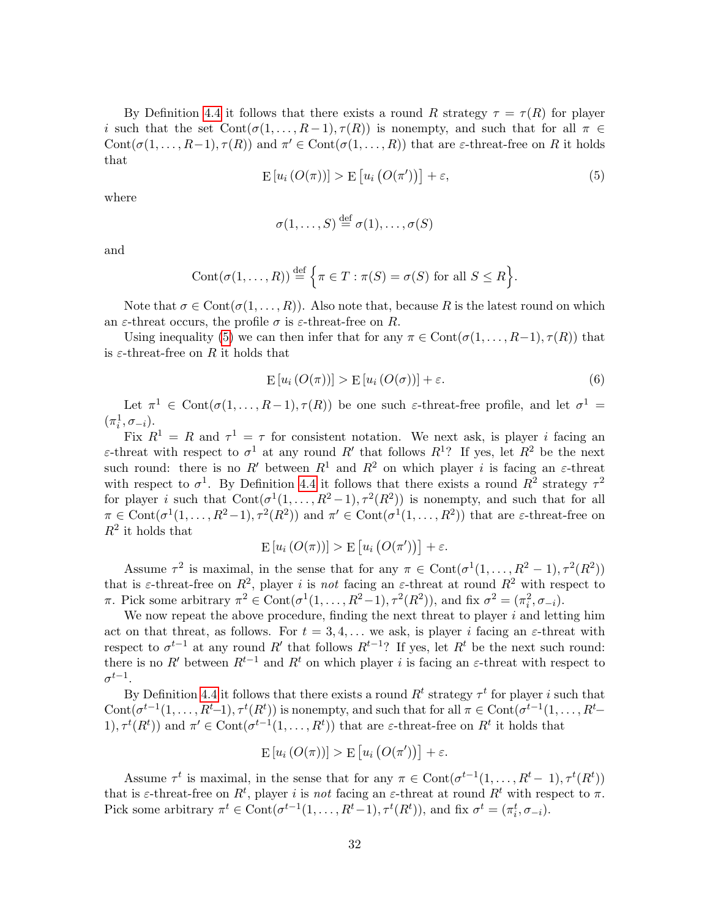By Definition 4.4 it follows that there exists a round $R$ strategy $\tau = \tau(R)$ for player $i$ such that the set $\text{Cont}(\sigma(1, \ldots, R-1), \tau(R))$ is nonempty, and such that for all $\pi \in \text{Cont}(\sigma(1, \ldots, R-1), \tau(R))$ and $\pi' \in \text{Cont}(\sigma(1, \ldots, R))$ that are $\varepsilon$-threat-free on $R$ it holds that

$$\mathrm{E}\left[u_i\left(O(\pi)\right)\right] > \mathrm{E}\left[u_i\left(O(\pi')\right)\right] + \varepsilon, \tag{5}$$

where

$$\sigma(1, \ldots, S) \stackrel{\text{def}}{=} \sigma(1), \ldots, \sigma(S)$$

and

$$\text{Cont}(\sigma(1, \ldots, R)) \stackrel{\text{def}}{=} \Big\{\pi \in T : \pi(S) = \sigma(S) \text{ for all } S \leq R\Big\}.$$

Note that $\sigma \in \text{Cont}(\sigma(1, \ldots, R))$. Also note that, because $R$ is the latest round on which an $\varepsilon$-threat occurs, the profile $\sigma$ is $\varepsilon$-threat-free on $R$.

Using inequality (5) we can then infer that for any $\pi \in \text{Cont}(\sigma(1, \ldots, R-1), \tau(R))$ that is $\varepsilon$-threat-free on $R$ it holds that

$$\mathrm{E}\left[u_i\left(O(\pi)\right)\right] > \mathrm{E}\left[u_i\left(O(\sigma)\right)\right] + \varepsilon. \tag{6}$$

Let $\pi^1 \in \text{Cont}(\sigma(1, \ldots, R-1), \tau(R))$ be one such $\varepsilon$-threat-free profile, and let $\sigma^1 = (\pi^1_i, \sigma_{-i})$.

Fix $R^1 = R$ and $\tau^1 = \tau$ for consistent notation. We next ask, is player $i$ facing an $\varepsilon$-threat with respect to $\sigma^1$ at any round $R'$ that follows $R^1$? If yes, let $R^2$ be the next such round: there is no $R'$ between $R^1$ and $R^2$ on which player $i$ is facing an $\varepsilon$-threat with respect to $\sigma^1$. By Definition 4.4 it follows that there exists a round $R^2$ strategy $\tau^2$ for player $i$ such that $\text{Cont}(\sigma^1(1, \ldots, R^2-1), \tau^2(R^2))$ is nonempty, and such that for all $\pi \in \text{Cont}(\sigma^1(1, \ldots, R^2-1), \tau^2(R^2))$ and $\pi' \in \text{Cont}(\sigma^1(1, \ldots, R^2))$ that are $\varepsilon$-threat-free on $R^2$ it holds that

$$\mathrm{E}\left[u_i\left(O(\pi)\right)\right] > \mathrm{E}\left[u_i\left(O(\pi')\right)\right] + \varepsilon.$$

Assume $\tau^2$ is maximal, in the sense that for any $\pi \in \text{Cont}(\sigma^1(1, \ldots, R^2-1), \tau^2(R^2))$ that is $\varepsilon$-threat-free on $R^2$, player $i$ is *not* facing an $\varepsilon$-threat at round $R^2$ with respect to $\pi$. Pick some arbitrary $\pi^2 \in \text{Cont}(\sigma^1(1, \ldots, R^2-1), \tau^2(R^2))$, and fix $\sigma^2 = (\pi^2_i, \sigma_{-i})$.

We now repeat the above procedure, finding the next threat to player $i$ and letting him act on that threat, as follows. For $t = 3, 4, \ldots$ we ask, is player $i$ facing an $\varepsilon$-threat with respect to $\sigma^{t-1}$ at any round $R'$ that follows $R^{t-1}$? If yes, let $R^t$ be the next such round: there is no $R'$ between $R^{t-1}$ and $R^t$ on which player $i$ is facing an $\varepsilon$-threat with respect to $\sigma^{t-1}$.

By Definition 4.4 it follows that there exists a round $R^t$ strategy $\tau^t$ for player $i$ such that $\text{Cont}(\sigma^{t-1}(1, \ldots, R^t-1), \tau^t(R^t))$ is nonempty, and such that for all $\pi \in \text{Cont}(\sigma^{t-1}(1, \ldots, R^t-1), \tau^t(R^t))$ and $\pi' \in \text{Cont}(\sigma^{t-1}(1, \ldots, R^t))$ that are $\varepsilon$-threat-free on $R^t$ it holds that

$$\mathrm{E}\left[u_i\left(O(\pi)\right)\right] > \mathrm{E}\left[u_i\left(O(\pi')\right)\right] + \varepsilon.$$

Assume $\tau^t$ is maximal, in the sense that for any $\pi \in \text{Cont}(\sigma^{t-1}(1, \ldots, R^t-1), \tau^t(R^t))$ that is $\varepsilon$-threat-free on $R^t$, player $i$ is *not* facing an $\varepsilon$-threat at round $R^t$ with respect to $\pi$. Pick some arbitrary $\pi^t \in \text{Cont}(\sigma^{t-1}(1, \ldots, R^t-1), \tau^t(R^t))$, and fix $\sigma^t = (\pi^t_i, \sigma_{-i})$.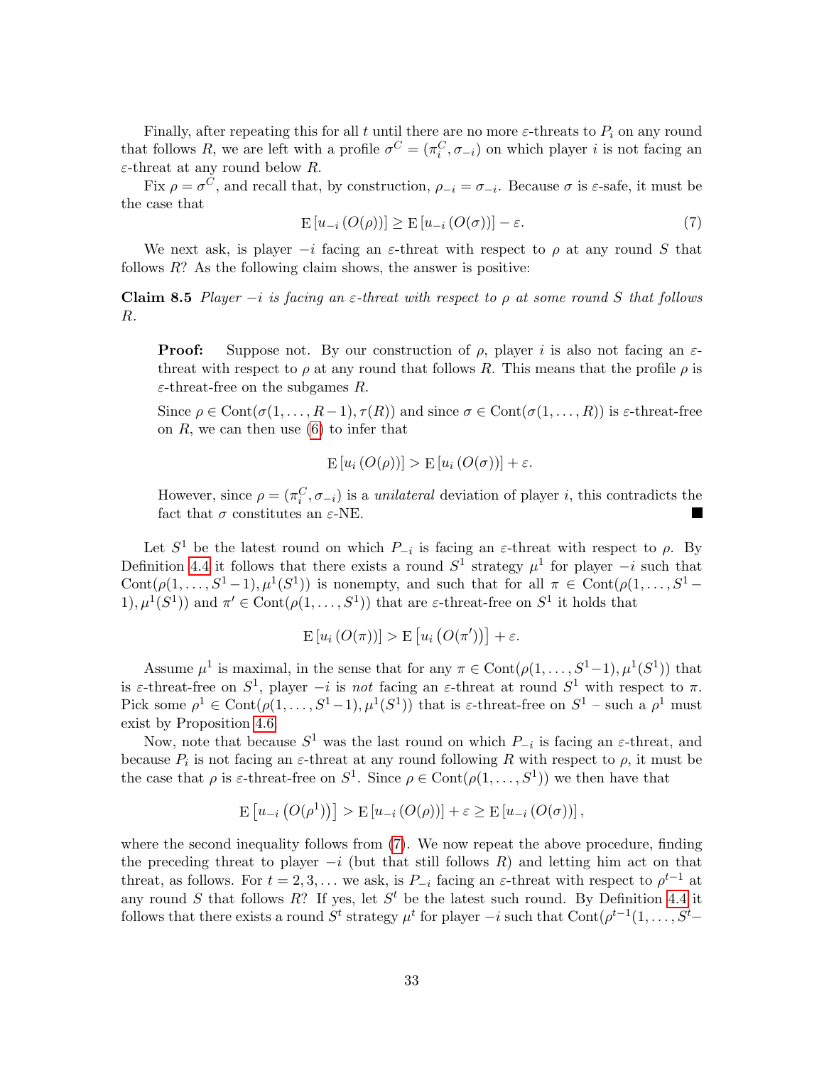Finally, after repeating this for all $t$ until there are no more $\varepsilon$-threats to $P_i$ on any round that follows $R$, we are left with a profile $\sigma^C = (\pi_i^C, \sigma_{-i})$ on which player $i$ is not facing an $\varepsilon$-threat at any round below $R$.

Fix $\rho = \sigma^C$, and recall that, by construction, $\rho_{-i} = \sigma_{-i}$. Because $\sigma$ is $\varepsilon$-safe, it must be the case that

$$\mathrm{E}\left[u_{-i}\left(O(\rho)\right)\right] \geq \mathrm{E}\left[u_{-i}\left(O(\sigma)\right)\right] - \varepsilon. \tag{7}$$

We next ask, is player $-i$ facing an $\varepsilon$-threat with respect to $\rho$ at any round $S$ that follows $R$? As the following claim shows, the answer is positive:

**Claim 8.5** *Player $-i$ is facing an $\varepsilon$-threat with respect to $\rho$ at some round $S$ that follows $R$.*

> **Proof:** Suppose not. By our construction of $\rho$, player $i$ is also not facing an $\varepsilon$-threat with respect to $\rho$ at any round that follows $R$. This means that the profile $\rho$ is $\varepsilon$-threat-free on the subgames $R$.
>
> Since $\rho \in \mathrm{Cont}(\sigma(1, \ldots, R-1), \tau(R))$ and since $\sigma \in \mathrm{Cont}(\sigma(1, \ldots, R))$ is $\varepsilon$-threat-free on $R$, we can then use (6) to infer that
>
> $$\mathrm{E}\left[u_i\left(O(\rho)\right)\right] > \mathrm{E}\left[u_i\left(O(\sigma)\right)\right] + \varepsilon.$$
>
> However, since $\rho = (\pi_i^C, \sigma_{-i})$ is a *unilateral* deviation of player $i$, this contradicts the fact that $\sigma$ constitutes an $\varepsilon$-NE. ■

Let $S^1$ be the latest round on which $P_{-i}$ is facing an $\varepsilon$-threat with respect to $\rho$. By Definition 4.4 it follows that there exists a round $S^1$ strategy $\mu^1$ for player $-i$ such that $\mathrm{Cont}(\rho(1, \ldots, S^1-1), \mu^1(S^1))$ is nonempty, and such that for all $\pi \in \mathrm{Cont}(\rho(1, \ldots, S^1 - 1), \mu^1(S^1))$ and $\pi' \in \mathrm{Cont}(\rho(1, \ldots, S^1))$ that are $\varepsilon$-threat-free on $S^1$ it holds that

$$\mathrm{E}\left[u_i\left(O(\pi)\right)\right] > \mathrm{E}\left[u_i\left(O(\pi')\right)\right] + \varepsilon.$$

Assume $\mu^1$ is maximal, in the sense that for any $\pi \in \mathrm{Cont}(\rho(1, \ldots, S^1-1), \mu^1(S^1))$ that is $\varepsilon$-threat-free on $S^1$, player $-i$ is *not* facing an $\varepsilon$-threat at round $S^1$ with respect to $\pi$. Pick some $\rho^1 \in \mathrm{Cont}(\rho(1, \ldots, S^1-1), \mu^1(S^1))$ that is $\varepsilon$-threat-free on $S^1$ – such a $\rho^1$ must exist by Proposition 4.6.

Now, note that because $S^1$ was the last round on which $P_{-i}$ is facing an $\varepsilon$-threat, and because $P_i$ is not facing an $\varepsilon$-threat at any round following $R$ with respect to $\rho$, it must be the case that $\rho$ is $\varepsilon$-threat-free on $S^1$. Since $\rho \in \mathrm{Cont}(\rho(1, \ldots, S^1))$ we then have that

$$\mathrm{E}\left[u_{-i}\left(O(\rho^1)\right)\right] > \mathrm{E}\left[u_{-i}\left(O(\rho)\right)\right] + \varepsilon \geq \mathrm{E}\left[u_{-i}\left(O(\sigma)\right)\right],$$

where the second inequality follows from (7). We now repeat the above procedure, finding the preceding threat to player $-i$ (but that still follows $R$) and letting him act on that threat, as follows. For $t = 2, 3, \ldots$ we ask, is $P_{-i}$ facing an $\varepsilon$-threat with respect to $\rho^{t-1}$ at any round $S$ that follows $R$? If yes, let $S^t$ be the latest such round. By Definition 4.4 it follows that there exists a round $S^t$ strategy $\mu^t$ for player $-i$ such that $\mathrm{Cont}(\rho^{t-1}(1, \ldots, S^t-$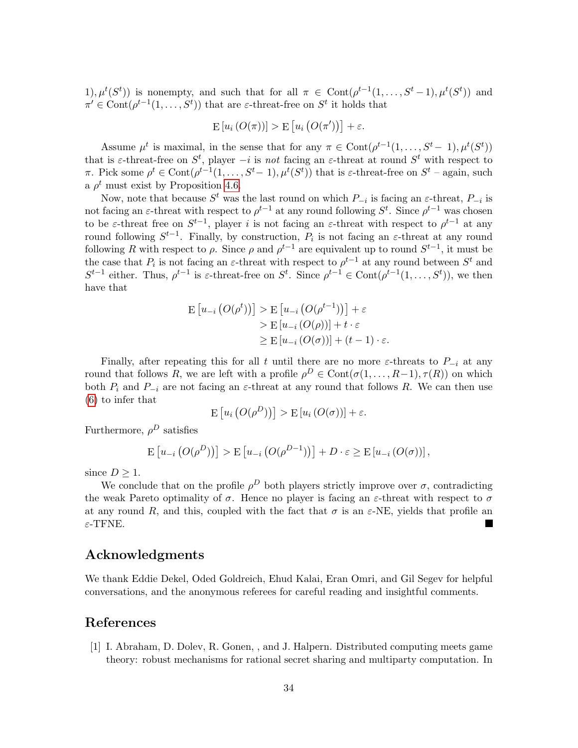$1), \mu^t(S^t))$ is nonempty, and such that for all $\pi \in \mathrm{Cont}(\rho^{t-1}(1,\ldots,S^t-1), \mu^t(S^t))$ and $\pi' \in \mathrm{Cont}(\rho^{t-1}(1,\ldots,S^t))$ that are $\varepsilon$-threat-free on $S^t$ it holds that

$$\mathrm{E}\left[u_i\left(O(\pi)\right)\right] > \mathrm{E}\left[u_i\left(O(\pi')\right)\right] + \varepsilon.$$

Assume $\mu^t$ is maximal, in the sense that for any $\pi \in \mathrm{Cont}(\rho^{t-1}(1,\ldots,S^t-1), \mu^t(S^t))$ that is $\varepsilon$-threat-free on $S^t$, player $-i$ is *not* facing an $\varepsilon$-threat at round $S^t$ with respect to $\pi$. Pick some $\rho^t \in \mathrm{Cont}(\rho^{t-1}(1,\ldots,S^t-1), \mu^t(S^t))$ that is $\varepsilon$-threat-free on $S^t$ – again, such a $\rho^t$ must exist by Proposition 4.6.

Now, note that because $S^t$ was the last round on which $P_{-i}$ is facing an $\varepsilon$-threat, $P_{-i}$ is not facing an $\varepsilon$-threat with respect to $\rho^{t-1}$ at any round following $S^t$. Since $\rho^{t-1}$ was chosen to be $\varepsilon$-threat free on $S^{t-1}$, player $i$ is not facing an $\varepsilon$-threat with respect to $\rho^{t-1}$ at any round following $S^{t-1}$. Finally, by construction, $P_i$ is not facing an $\varepsilon$-threat at any round following $R$ with respect to $\rho$. Since $\rho$ and $\rho^{t-1}$ are equivalent up to round $S^{t-1}$, it must be the case that $P_i$ is not facing an $\varepsilon$-threat with respect to $\rho^{t-1}$ at any round between $S^t$ and $S^{t-1}$ either. Thus, $\rho^{t-1}$ is $\varepsilon$-threat-free on $S^t$. Since $\rho^{t-1} \in \mathrm{Cont}(\rho^{t-1}(1,\ldots,S^t))$, we then have that

$$\begin{aligned}
\mathrm{E}\left[u_{-i}\left(O(\rho^t)\right)\right] &> \mathrm{E}\left[u_{-i}\left(O(\rho^{t-1})\right)\right] + \varepsilon \\
&> \mathrm{E}\left[u_{-i}\left(O(\rho)\right)\right] + t \cdot \varepsilon \\
&\geq \mathrm{E}\left[u_{-i}\left(O(\sigma)\right)\right] + (t-1) \cdot \varepsilon.
\end{aligned}$$

Finally, after repeating this for all $t$ until there are no more $\varepsilon$-threats to $P_{-i}$ at any round that follows $R$, we are left with a profile $\rho^D \in \mathrm{Cont}(\sigma(1,\ldots,R-1), \tau(R))$ on which both $P_i$ and $P_{-i}$ are not facing an $\varepsilon$-threat at any round that follows $R$. We can then use (6) to infer that

$$\mathrm{E}\left[u_i\left(O(\rho^D)\right)\right] > \mathrm{E}\left[u_i\left(O(\sigma)\right)\right] + \varepsilon.$$

Furthermore, $\rho^D$ satisfies

$$\mathrm{E}\left[u_{-i}\left(O(\rho^D)\right)\right] > \mathrm{E}\left[u_{-i}\left(O(\rho^{D-1})\right)\right] + D \cdot \varepsilon \geq \mathrm{E}\left[u_{-i}\left(O(\sigma)\right)\right],$$

since $D \geq 1$.

We conclude that on the profile $\rho^D$ both players strictly improve over $\sigma$, contradicting the weak Pareto optimality of $\sigma$. Hence no player is facing an $\varepsilon$-threat with respect to $\sigma$ at any round $R$, and this, coupled with the fact that $\sigma$ is an $\varepsilon$-NE, yields that profile an $\varepsilon$-TFNE. ■

## Acknowledgments

We thank Eddie Dekel, Oded Goldreich, Ehud Kalai, Eran Omri, and Gil Segev for helpful conversations, and the anonymous referees for careful reading and insightful comments.

## References

[1] I. Abraham, D. Dolev, R. Gonen, , and J. Halpern. Distributed computing meets game theory: robust mechanisms for rational secret sharing and multiparty computation. In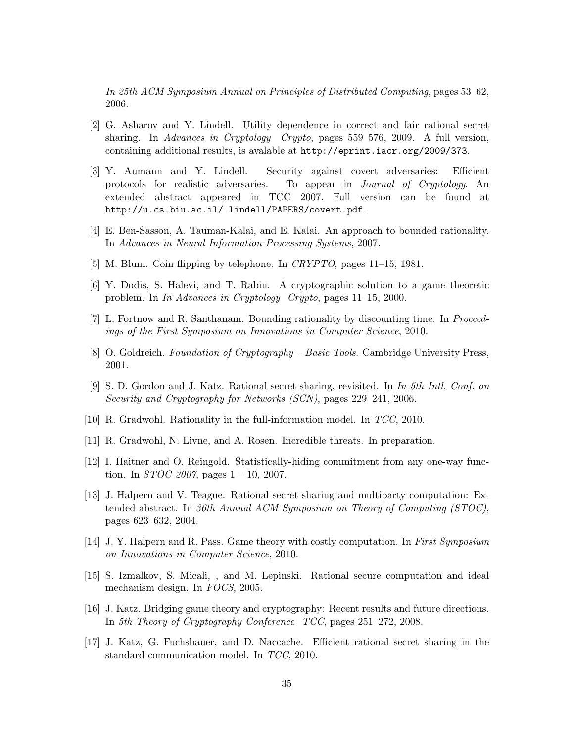*In 25th ACM Symposium Annual on Principles of Distributed Computing*, pages 53–62, 2006.

[2] G. Asharov and Y. Lindell. Utility dependence in correct and fair rational secret sharing. In *Advances in Cryptology Crypto*, pages 559–576, 2009. A full version, containing additional results, is avalable at `http://eprint.iacr.org/2009/373`.

[3] Y. Aumann and Y. Lindell. Security against covert adversaries: Efficient protocols for realistic adversaries. To appear in *Journal of Cryptology*. An extended abstract appeared in TCC 2007. Full version can be found at `http://u.cs.biu.ac.il/ lindell/PAPERS/covert.pdf`.

[4] E. Ben-Sasson, A. Tauman-Kalai, and E. Kalai. An approach to bounded rationality. In *Advances in Neural Information Processing Systems*, 2007.

[5] M. Blum. Coin flipping by telephone. In *CRYPTO*, pages 11–15, 1981.

[6] Y. Dodis, S. Halevi, and T. Rabin. A cryptographic solution to a game theoretic problem. In *In Advances in Cryptology Crypto*, pages 11–15, 2000.

[7] L. Fortnow and R. Santhanam. Bounding rationality by discounting time. In *Proceedings of the First Symposium on Innovations in Computer Science*, 2010.

[8] O. Goldreich. *Foundation of Cryptography – Basic Tools*. Cambridge University Press, 2001.

[9] S. D. Gordon and J. Katz. Rational secret sharing, revisited. In *In 5th Intl. Conf. on Security and Cryptography for Networks (SCN)*, pages 229–241, 2006.

[10] R. Gradwohl. Rationality in the full-information model. In *TCC*, 2010.

[11] R. Gradwohl, N. Livne, and A. Rosen. Incredible threats. In preparation.

[12] I. Haitner and O. Reingold. Statistically-hiding commitment from any one-way function. In *STOC 2007*, pages 1 – 10, 2007.

[13] J. Halpern and V. Teague. Rational secret sharing and multiparty computation: Extended abstract. In *36th Annual ACM Symposium on Theory of Computing (STOC)*, pages 623–632, 2004.

[14] J. Y. Halpern and R. Pass. Game theory with costly computation. In *First Symposium on Innovations in Computer Science*, 2010.

[15] S. Izmalkov, S. Micali, , and M. Lepinski. Rational secure computation and ideal mechanism design. In *FOCS*, 2005.

[16] J. Katz. Bridging game theory and cryptography: Recent results and future directions. In *5th Theory of Cryptography Conference TCC*, pages 251–272, 2008.

[17] J. Katz, G. Fuchsbauer, and D. Naccache. Efficient rational secret sharing in the standard communication model. In *TCC*, 2010.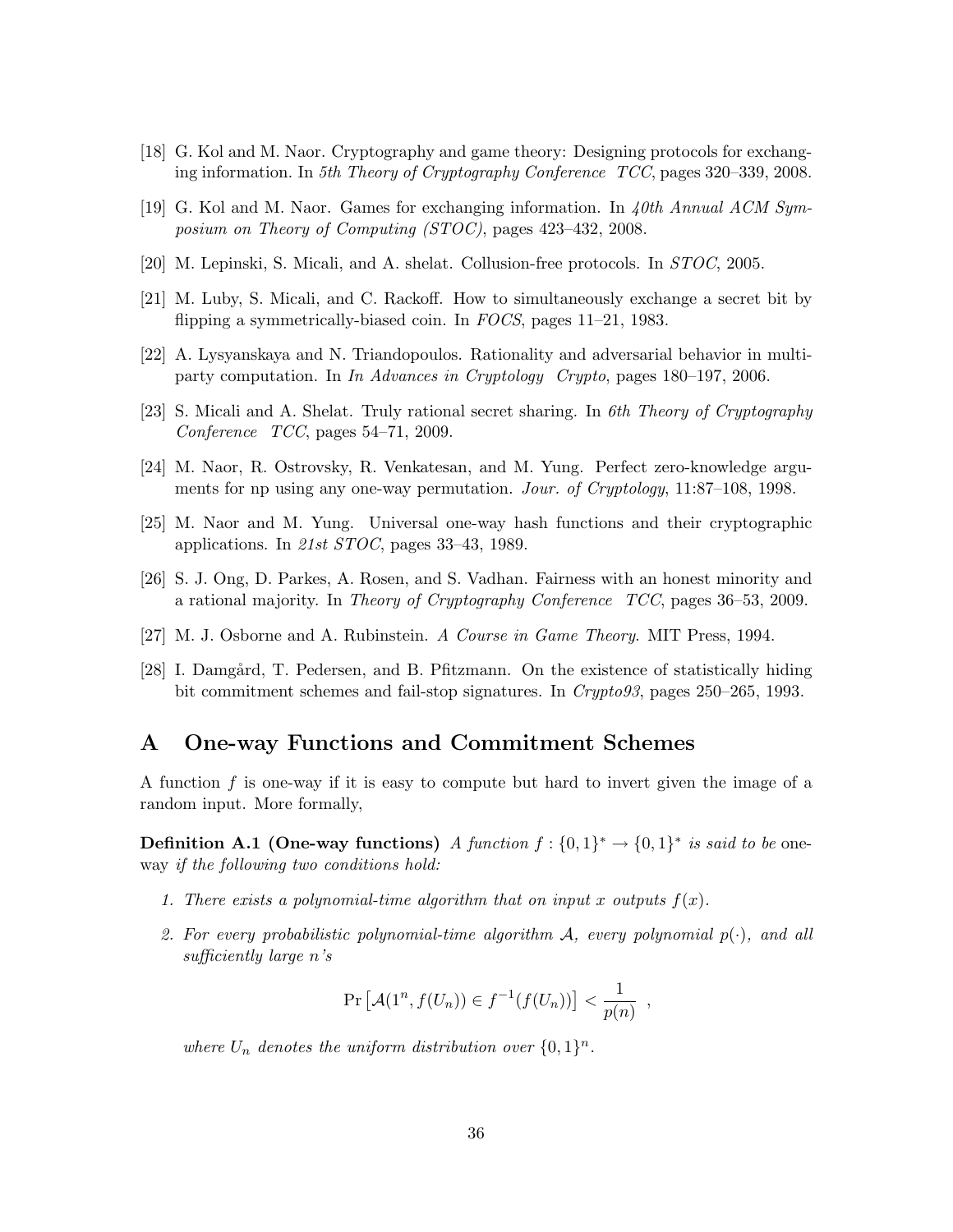[18] G. Kol and M. Naor. Cryptography and game theory: Designing protocols for exchanging information. In *5th Theory of Cryptography Conference TCC*, pages 320–339, 2008.

[19] G. Kol and M. Naor. Games for exchanging information. In *40th Annual ACM Symposium on Theory of Computing (STOC)*, pages 423–432, 2008.

[20] M. Lepinski, S. Micali, and A. shelat. Collusion-free protocols. In *STOC*, 2005.

[21] M. Luby, S. Micali, and C. Rackoff. How to simultaneously exchange a secret bit by flipping a symmetrically-biased coin. In *FOCS*, pages 11–21, 1983.

[22] A. Lysyanskaya and N. Triandopoulos. Rationality and adversarial behavior in multiparty computation. In *In Advances in Cryptology Crypto*, pages 180–197, 2006.

[23] S. Micali and A. Shelat. Truly rational secret sharing. In *6th Theory of Cryptography Conference TCC*, pages 54–71, 2009.

[24] M. Naor, R. Ostrovsky, R. Venkatesan, and M. Yung. Perfect zero-knowledge arguments for np using any one-way permutation. *Jour. of Cryptology*, 11:87–108, 1998.

[25] M. Naor and M. Yung. Universal one-way hash functions and their cryptographic applications. In *21st STOC*, pages 33–43, 1989.

[26] S. J. Ong, D. Parkes, A. Rosen, and S. Vadhan. Fairness with an honest minority and a rational majority. In *Theory of Cryptography Conference TCC*, pages 36–53, 2009.

[27] M. J. Osborne and A. Rubinstein. *A Course in Game Theory*. MIT Press, 1994.

[28] I. Damgård, T. Pedersen, and B. Pfitzmann. On the existence of statistically hiding bit commitment schemes and fail-stop signatures. In *Crypto93*, pages 250–265, 1993.

# A One-way Functions and Commitment Schemes

A function $f$ is one-way if it is easy to compute but hard to invert given the image of a random input. More formally,

**Definition A.1 (One-way functions)** *A function $f : \{0,1\}^* \to \{0,1\}^*$ is said to be* one-way *if the following two conditions hold:*

1. *There exists a polynomial-time algorithm that on input $x$ outputs $f(x)$.*
2. *For every probabilistic polynomial-time algorithm $\mathcal{A}$, every polynomial $p(\cdot)$, and all sufficiently large $n$'s*

$$\Pr\left[\mathcal{A}(1^n, f(U_n)) \in f^{-1}(f(U_n))\right] < \frac{1}{p(n)} \ ,$$

*where $U_n$ denotes the uniform distribution over $\{0,1\}^n$.*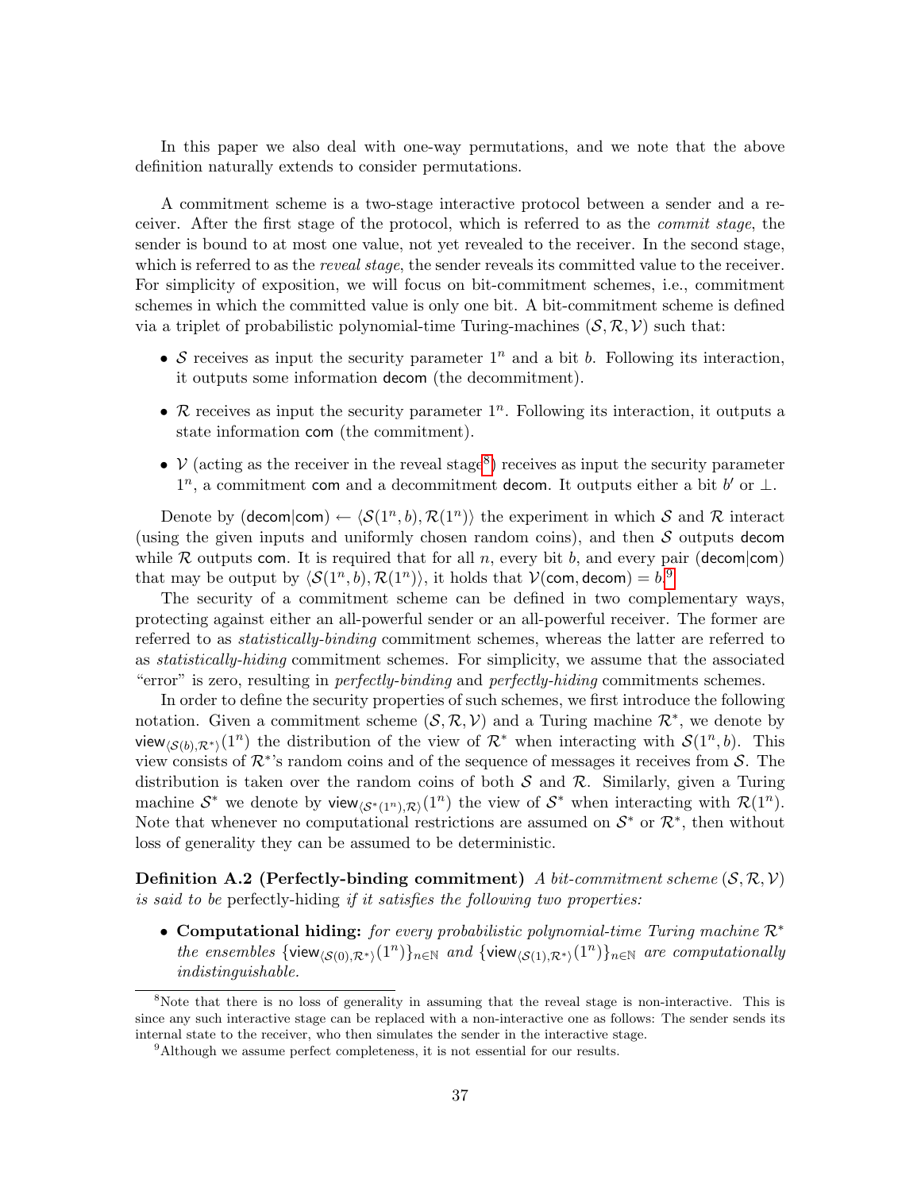In this paper we also deal with one-way permutations, and we note that the above definition naturally extends to consider permutations.

A commitment scheme is a two-stage interactive protocol between a sender and a receiver. After the first stage of the protocol, which is referred to as the *commit stage*, the sender is bound to at most one value, not yet revealed to the receiver. In the second stage, which is referred to as the *reveal stage*, the sender reveals its committed value to the receiver. For simplicity of exposition, we will focus on bit-commitment schemes, i.e., commitment schemes in which the committed value is only one bit. A bit-commitment scheme is defined via a triplet of probabilistic polynomial-time Turing-machines $(\mathcal{S}, \mathcal{R}, \mathcal{V})$ such that:

- $\mathcal{S}$ receives as input the security parameter $1^n$ and a bit $b$. Following its interaction, it outputs some information $\mathsf{decom}$ (the decommitment).
- $\mathcal{R}$ receives as input the security parameter $1^n$. Following its interaction, it outputs a state information $\mathsf{com}$ (the commitment).
- $\mathcal{V}$ (acting as the receiver in the reveal stage[8]) receives as input the security parameter $1^n$, a commitment $\mathsf{com}$ and a decommitment $\mathsf{decom}$. It outputs either a bit $b'$ or $\perp$.

Denote by $(\mathsf{decom}|\mathsf{com}) \leftarrow \langle \mathcal{S}(1^n, b), \mathcal{R}(1^n) \rangle$ the experiment in which $\mathcal{S}$ and $\mathcal{R}$ interact (using the given inputs and uniformly chosen random coins), and then $\mathcal{S}$ outputs $\mathsf{decom}$ while $\mathcal{R}$ outputs $\mathsf{com}$. It is required that for all $n$, every bit $b$, and every pair $(\mathsf{decom}|\mathsf{com})$ that may be output by $\langle \mathcal{S}(1^n, b), \mathcal{R}(1^n) \rangle$, it holds that $\mathcal{V}(\mathsf{com}, \mathsf{decom}) = b$.[9]

The security of a commitment scheme can be defined in two complementary ways, protecting against either an all-powerful sender or an all-powerful receiver. The former are referred to as *statistically-binding* commitment schemes, whereas the latter are referred to as *statistically-hiding* commitment schemes. For simplicity, we assume that the associated "error" is zero, resulting in *perfectly-binding* and *perfectly-hiding* commitments schemes.

In order to define the security properties of such schemes, we first introduce the following notation. Given a commitment scheme $(\mathcal{S}, \mathcal{R}, \mathcal{V})$ and a Turing machine $\mathcal{R}^*$, we denote by $\mathsf{view}_{\langle \mathcal{S}(b), \mathcal{R}^* \rangle}(1^n)$ the distribution of the view of $\mathcal{R}^*$ when interacting with $\mathcal{S}(1^n, b)$. This view consists of $\mathcal{R}^*$'s random coins and of the sequence of messages it receives from $\mathcal{S}$. The distribution is taken over the random coins of both $\mathcal{S}$ and $\mathcal{R}$. Similarly, given a Turing machine $\mathcal{S}^*$ we denote by $\mathsf{view}_{\langle \mathcal{S}^*(1^n), \mathcal{R} \rangle}(1^n)$ the view of $\mathcal{S}^*$ when interacting with $\mathcal{R}(1^n)$. Note that whenever no computational restrictions are assumed on $\mathcal{S}^*$ or $\mathcal{R}^*$, then without loss of generality they can be assumed to be deterministic.

**Definition A.2 (Perfectly-binding commitment)** *A bit-commitment scheme $(\mathcal{S}, \mathcal{R}, \mathcal{V})$ is said to be* perfectly-hiding *if it satisfies the following two properties:*

- **Computational hiding:** *for every probabilistic polynomial-time Turing machine $\mathcal{R}^*$ the ensembles $\{\mathsf{view}_{\langle \mathcal{S}(0), \mathcal{R}^* \rangle}(1^n)\}_{n \in \mathbb{N}}$ and $\{\mathsf{view}_{\langle \mathcal{S}(1), \mathcal{R}^* \rangle}(1^n)\}_{n \in \mathbb{N}}$ are computationally indistinguishable.*

[8] Note that there is no loss of generality in assuming that the reveal stage is non-interactive. This is since any such interactive stage can be replaced with a non-interactive one as follows: The sender sends its internal state to the receiver, who then simulates the sender in the interactive stage.

[9] Although we assume perfect completeness, it is not essential for our results.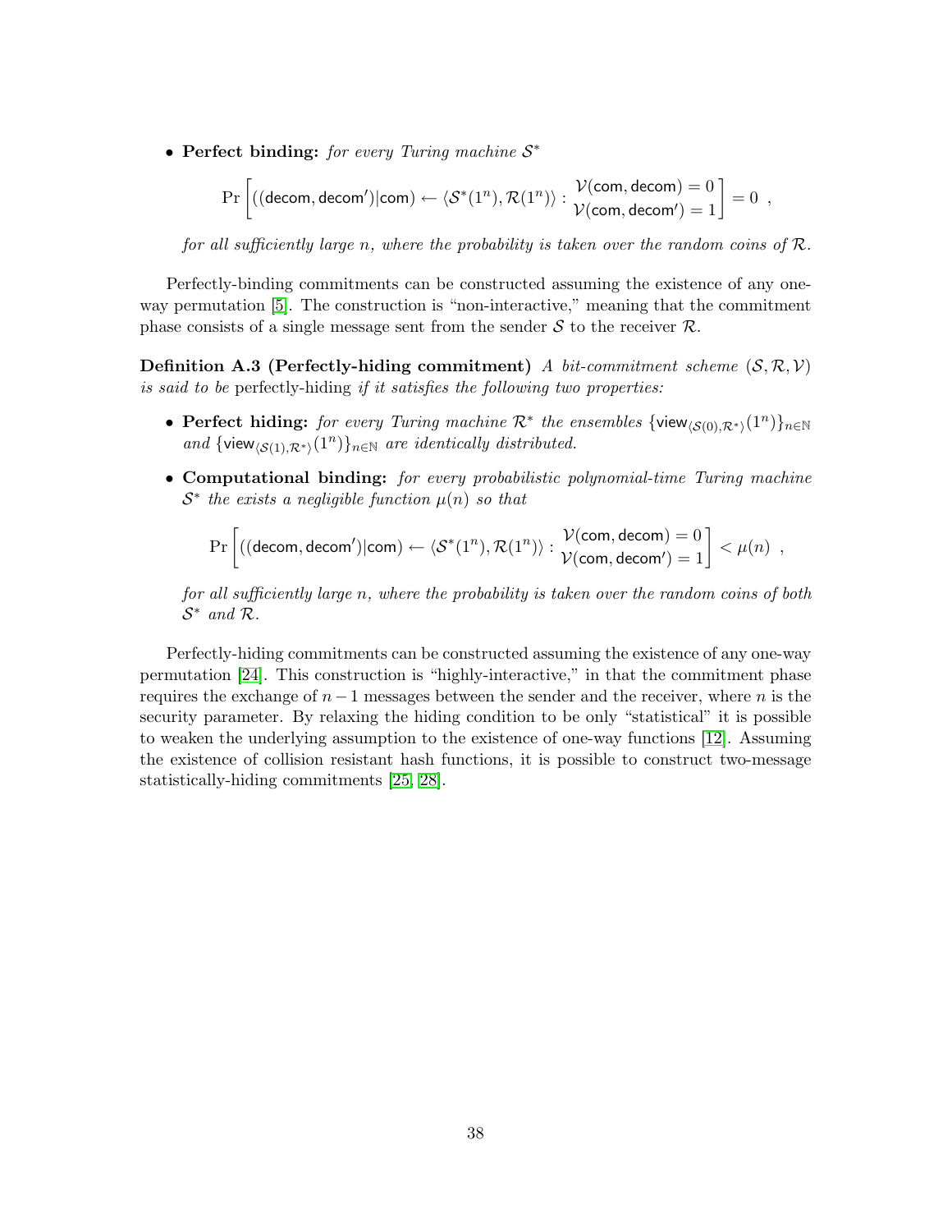- **Perfect binding:** *for every Turing machine* $\mathcal{S}^*$

$$\Pr\left[((\mathsf{decom}, \mathsf{decom}')|\mathsf{com}) \leftarrow \langle \mathcal{S}^*(1^n), \mathcal{R}(1^n)\rangle : \begin{array}{c}\mathcal{V}(\mathsf{com}, \mathsf{decom}) = 0\\ \mathcal{V}(\mathsf{com}, \mathsf{decom}') = 1\end{array}\right] = 0 \ ,$$

*for all sufficiently large* $n$*, where the probability is taken over the random coins of* $\mathcal{R}$*.*

Perfectly-binding commitments can be constructed assuming the existence of any one-way permutation [5]. The construction is "non-interactive," meaning that the commitment phase consists of a single message sent from the sender $\mathcal{S}$ to the receiver $\mathcal{R}$.

**Definition A.3 (Perfectly-hiding commitment)** *A bit-commitment scheme* $(\mathcal{S}, \mathcal{R}, \mathcal{V})$ *is said to be* perfectly-hiding *if it satisfies the following two properties:*

- **Perfect hiding:** *for every Turing machine* $\mathcal{R}^*$ *the ensembles* $\{\mathsf{view}_{\langle \mathcal{S}(0), \mathcal{R}^*\rangle}(1^n)\}_{n\in\mathbb{N}}$ *and* $\{\mathsf{view}_{\langle \mathcal{S}(1), \mathcal{R}^*\rangle}(1^n)\}_{n\in\mathbb{N}}$ *are identically distributed.*
- **Computational binding:** *for every probabilistic polynomial-time Turing machine* $\mathcal{S}^*$ *the exists a negligible function* $\mu(n)$ *so that*

$$\Pr\left[((\mathsf{decom}, \mathsf{decom}')|\mathsf{com}) \leftarrow \langle \mathcal{S}^*(1^n), \mathcal{R}(1^n)\rangle : \begin{array}{c}\mathcal{V}(\mathsf{com}, \mathsf{decom}) = 0\\ \mathcal{V}(\mathsf{com}, \mathsf{decom}') = 1\end{array}\right] < \mu(n) \ ,$$

*for all sufficiently large* $n$*, where the probability is taken over the random coins of both* $\mathcal{S}^*$ *and* $\mathcal{R}$*.*

Perfectly-hiding commitments can be constructed assuming the existence of any one-way permutation [24]. This construction is "highly-interactive," in that the commitment phase requires the exchange of $n-1$ messages between the sender and the receiver, where $n$ is the security parameter. By relaxing the hiding condition to be only "statistical" it is possible to weaken the underlying assumption to the existence of one-way functions [12]. Assuming the existence of collision resistant hash functions, it is possible to construct two-message statistically-hiding commitments [25, 28].